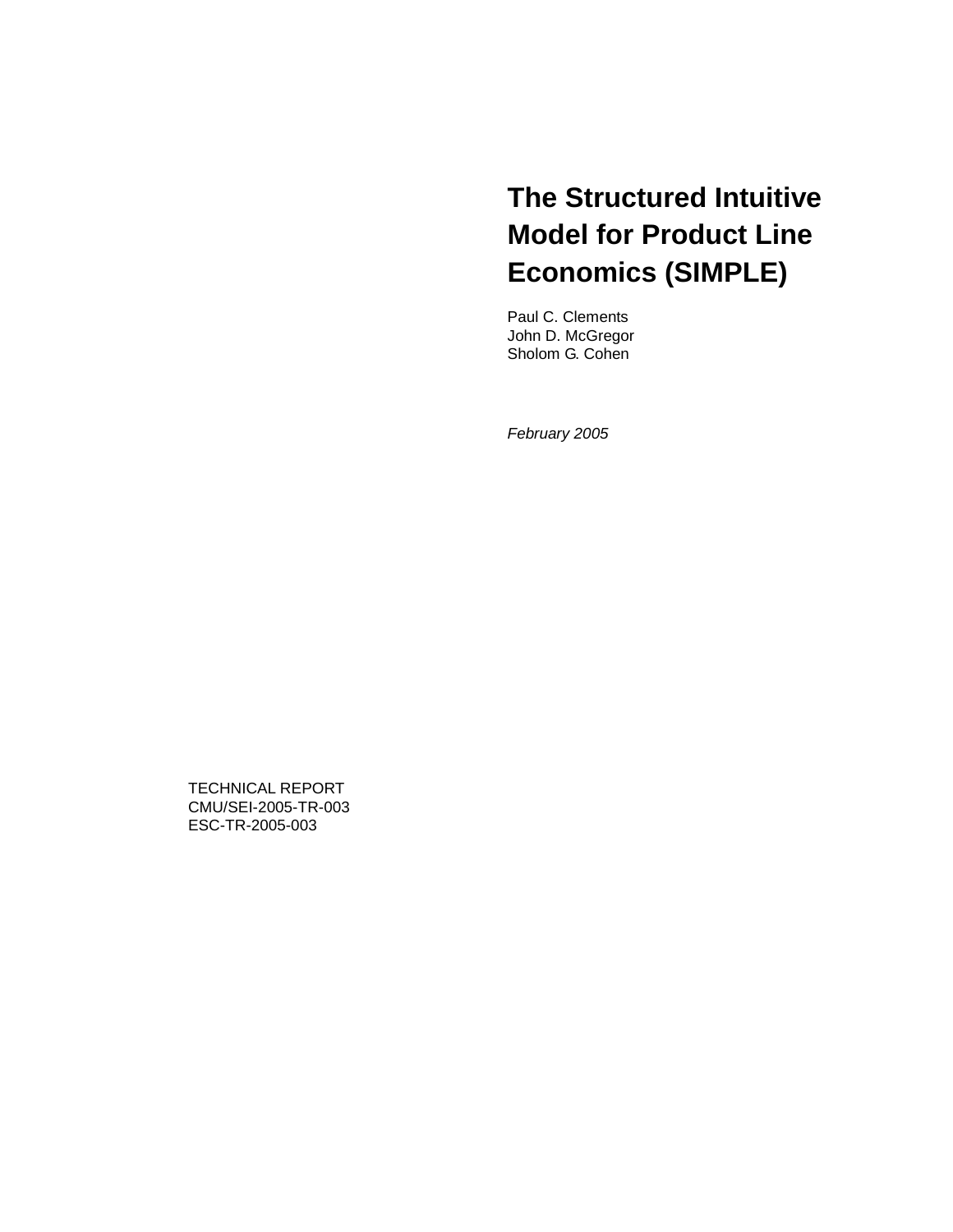# The Structured Intuitive Model for Product Line Economics (SIMPLE)

Paul C. Clements
John D. McGregor
Sholom G. Cohen

*February 2005*

TECHNICAL REPORT
CMU/SEI-2005-TR-003
ESC-TR-2005-003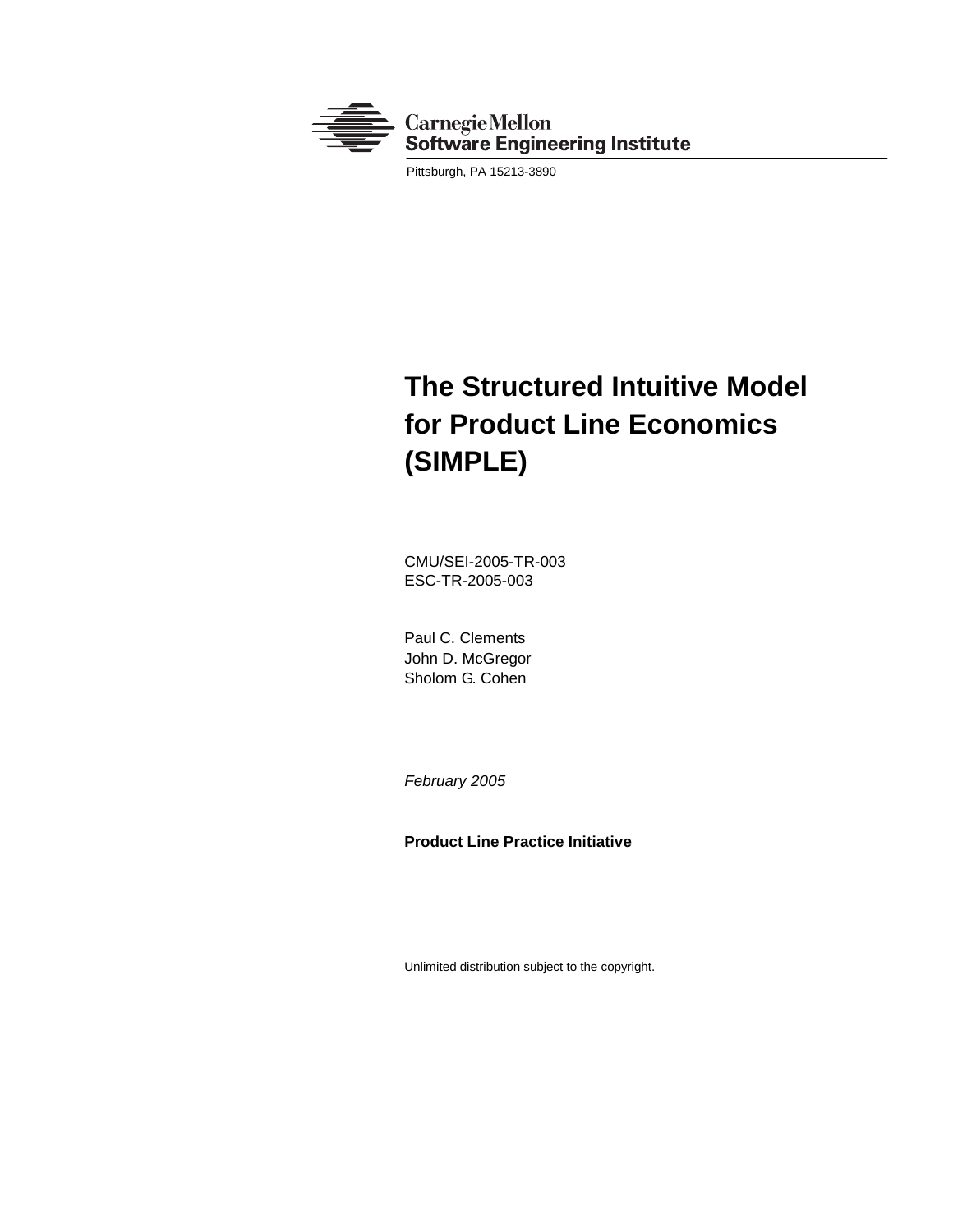Carnegie Mellon
Software Engineering Institute

Pittsburgh, PA 15213-3890

# The Structured Intuitive Model for Product Line Economics (SIMPLE)

CMU/SEI-2005-TR-003
ESC-TR-2005-003

Paul C. Clements
John D. McGregor
Sholom G. Cohen

*February 2005*

**Product Line Practice Initiative**

Unlimited distribution subject to the copyright.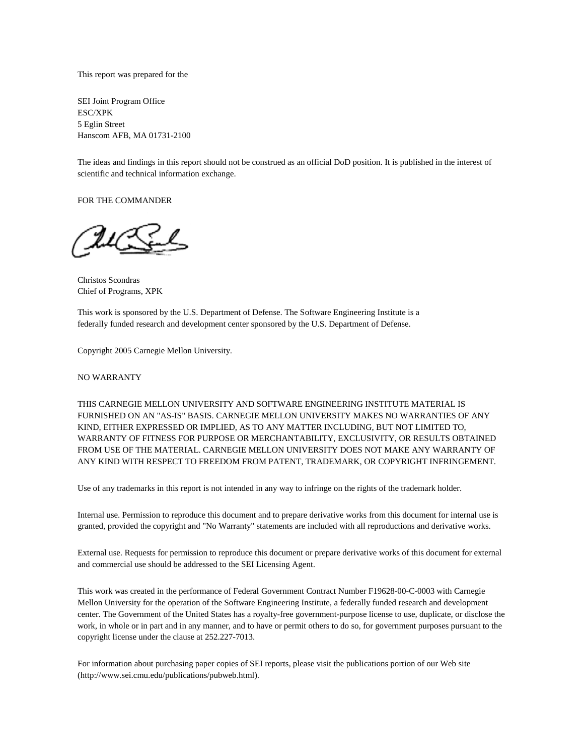This report was prepared for the

SEI Joint Program Office
ESC/XPK
5 Eglin Street
Hanscom AFB, MA 01731-2100

The ideas and findings in this report should not be construed as an official DoD position. It is published in the interest of scientific and technical information exchange.

FOR THE COMMANDER

Christos Scondras
Chief of Programs, XPK

This work is sponsored by the U.S. Department of Defense. The Software Engineering Institute is a federally funded research and development center sponsored by the U.S. Department of Defense.

Copyright 2005 Carnegie Mellon University.

NO WARRANTY

THIS CARNEGIE MELLON UNIVERSITY AND SOFTWARE ENGINEERING INSTITUTE MATERIAL IS FURNISHED ON AN "AS-IS" BASIS. CARNEGIE MELLON UNIVERSITY MAKES NO WARRANTIES OF ANY KIND, EITHER EXPRESSED OR IMPLIED, AS TO ANY MATTER INCLUDING, BUT NOT LIMITED TO, WARRANTY OF FITNESS FOR PURPOSE OR MERCHANTABILITY, EXCLUSIVITY, OR RESULTS OBTAINED FROM USE OF THE MATERIAL. CARNEGIE MELLON UNIVERSITY DOES NOT MAKE ANY WARRANTY OF ANY KIND WITH RESPECT TO FREEDOM FROM PATENT, TRADEMARK, OR COPYRIGHT INFRINGEMENT.

Use of any trademarks in this report is not intended in any way to infringe on the rights of the trademark holder.

Internal use. Permission to reproduce this document and to prepare derivative works from this document for internal use is granted, provided the copyright and "No Warranty" statements are included with all reproductions and derivative works.

External use. Requests for permission to reproduce this document or prepare derivative works of this document for external and commercial use should be addressed to the SEI Licensing Agent.

This work was created in the performance of Federal Government Contract Number F19628-00-C-0003 with Carnegie Mellon University for the operation of the Software Engineering Institute, a federally funded research and development center. The Government of the United States has a royalty-free government-purpose license to use, duplicate, or disclose the work, in whole or in part and in any manner, and to have or permit others to do so, for government purposes pursuant to the copyright license under the clause at 252.227-7013.

For information about purchasing paper copies of SEI reports, please visit the publications portion of our Web site (http://www.sei.cmu.edu/publications/pubweb.html).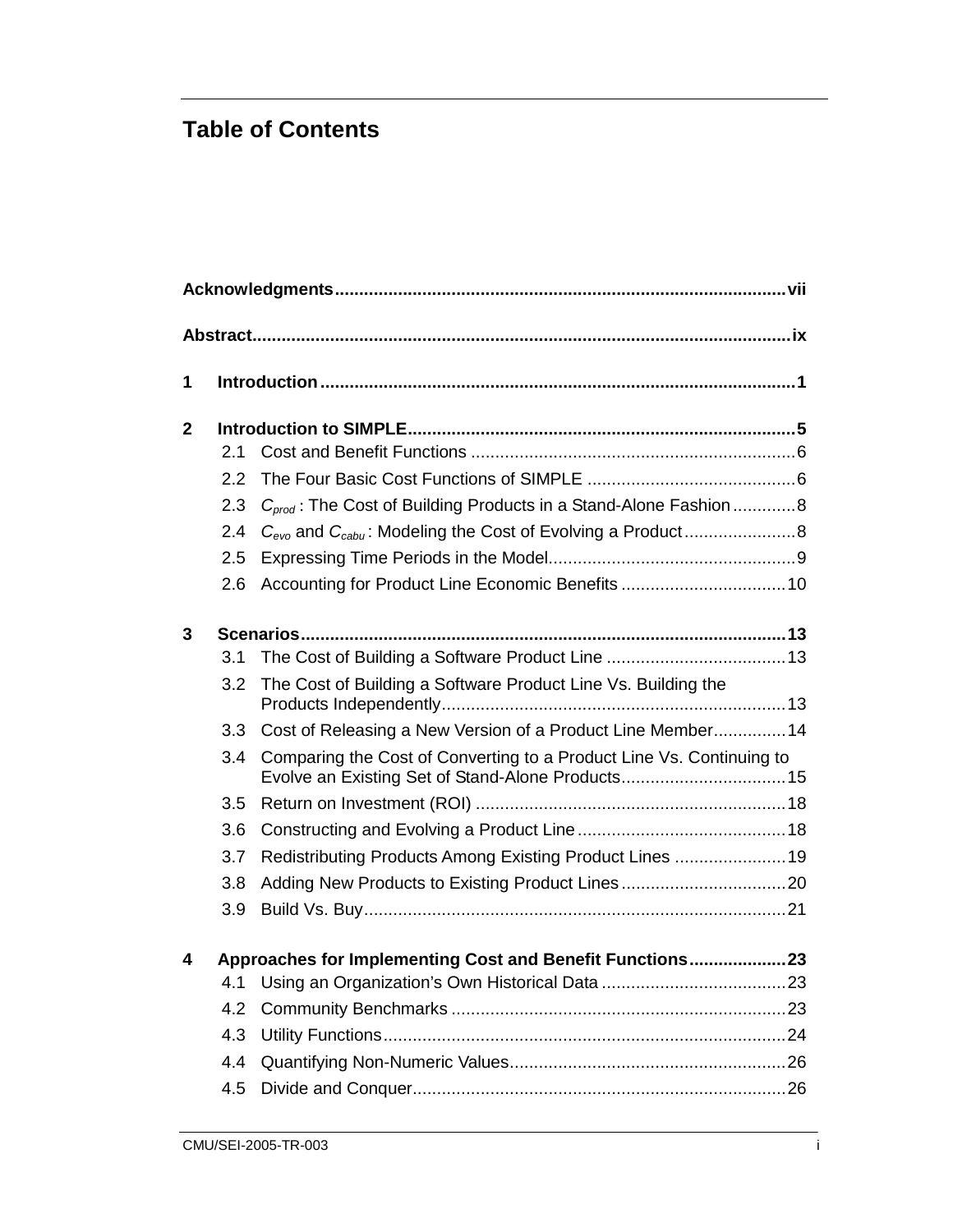# Table of Contents

**Acknowledgments** .......... **vii**

**Abstract** .......... **ix**

**1 Introduction** .......... **1**

**2 Introduction to SIMPLE** .......... **5**

- 2.1 Cost and Benefit Functions .......... 6
- 2.2 The Four Basic Cost Functions of SIMPLE .......... 6
- 2.3 $C_{prod}$ : The Cost of Building Products in a Stand-Alone Fashion .......... 8
- 2.4 $C_{evo}$ and $C_{cabu}$ : Modeling the Cost of Evolving a Product .......... 8
- 2.5 Expressing Time Periods in the Model .......... 9
- 2.6 Accounting for Product Line Economic Benefits .......... 10

**3 Scenarios** .......... **13**

- 3.1 The Cost of Building a Software Product Line .......... 13
- 3.2 The Cost of Building a Software Product Line Vs. Building the Products Independently .......... 13
- 3.3 Cost of Releasing a New Version of a Product Line Member .......... 14
- 3.4 Comparing the Cost of Converting to a Product Line Vs. Continuing to Evolve an Existing Set of Stand-Alone Products .......... 15
- 3.5 Return on Investment (ROI) .......... 18
- 3.6 Constructing and Evolving a Product Line .......... 18
- 3.7 Redistributing Products Among Existing Product Lines .......... 19
- 3.8 Adding New Products to Existing Product Lines .......... 20
- 3.9 Build Vs. Buy .......... 21

**4 Approaches for Implementing Cost and Benefit Functions** .......... **23**

- 4.1 Using an Organization's Own Historical Data .......... 23
- 4.2 Community Benchmarks .......... 23
- 4.3 Utility Functions .......... 24
- 4.4 Quantifying Non-Numeric Values .......... 26
- 4.5 Divide and Conquer .......... 26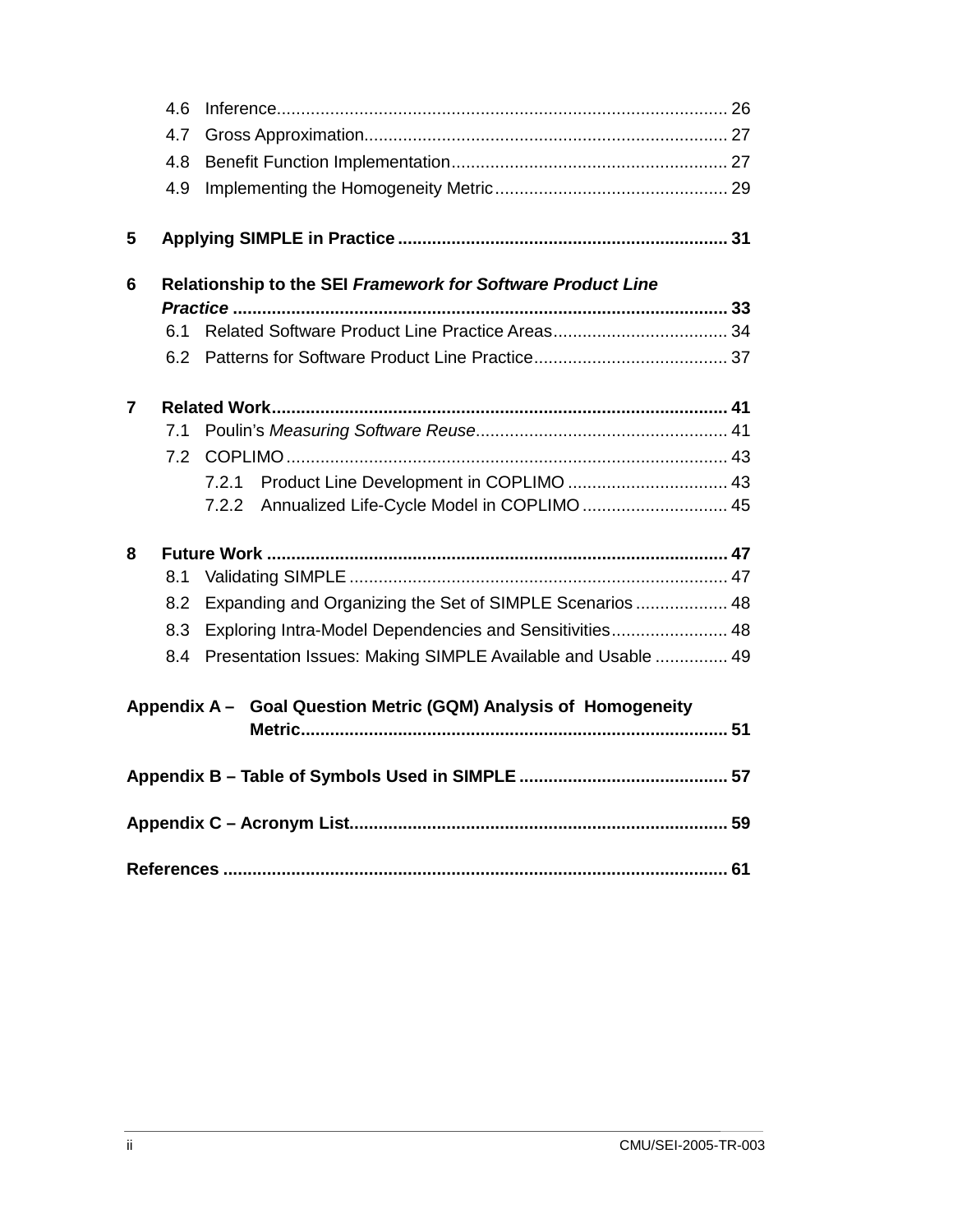4.6 Inference ........ 26

4.7 Gross Approximation ........ 27

4.8 Benefit Function Implementation ........ 27

4.9 Implementing the Homogeneity Metric ........ 29

**5 Applying SIMPLE in Practice ........ 31**

**6 Relationship to the SEI *Framework for Software Product Line Practice* ........ 33**

6.1 Related Software Product Line Practice Areas ........ 34

6.2 Patterns for Software Product Line Practice ........ 37

**7 Related Work ........ 41**

7.1 Poulin's *Measuring Software Reuse* ........ 41

7.2 COPLIMO ........ 43

7.2.1 Product Line Development in COPLIMO ........ 43

7.2.2 Annualized Life-Cycle Model in COPLIMO ........ 45

**8 Future Work ........ 47**

8.1 Validating SIMPLE ........ 47

8.2 Expanding and Organizing the Set of SIMPLE Scenarios ........ 48

8.3 Exploring Intra-Model Dependencies and Sensitivities ........ 48

8.4 Presentation Issues: Making SIMPLE Available and Usable ........ 49

**Appendix A – Goal Question Metric (GQM) Analysis of Homogeneity Metric ........ 51**

**Appendix B – Table of Symbols Used in SIMPLE ........ 57**

**Appendix C – Acronym List ........ 59**

**References ........ 61**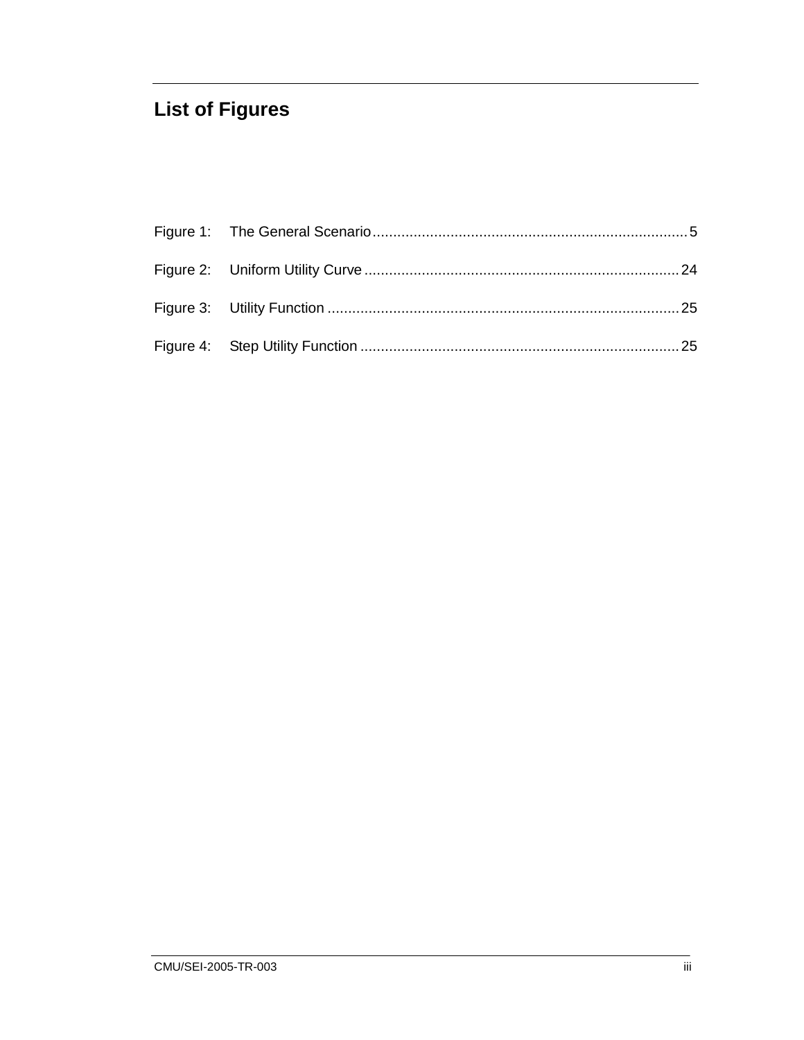# List of Figures

Figure 1: The General Scenario............................................................................5

Figure 2: Uniform Utility Curve............................................................................24

Figure 3: Utility Function.....................................................................................25

Figure 4: Step Utility Function.............................................................................25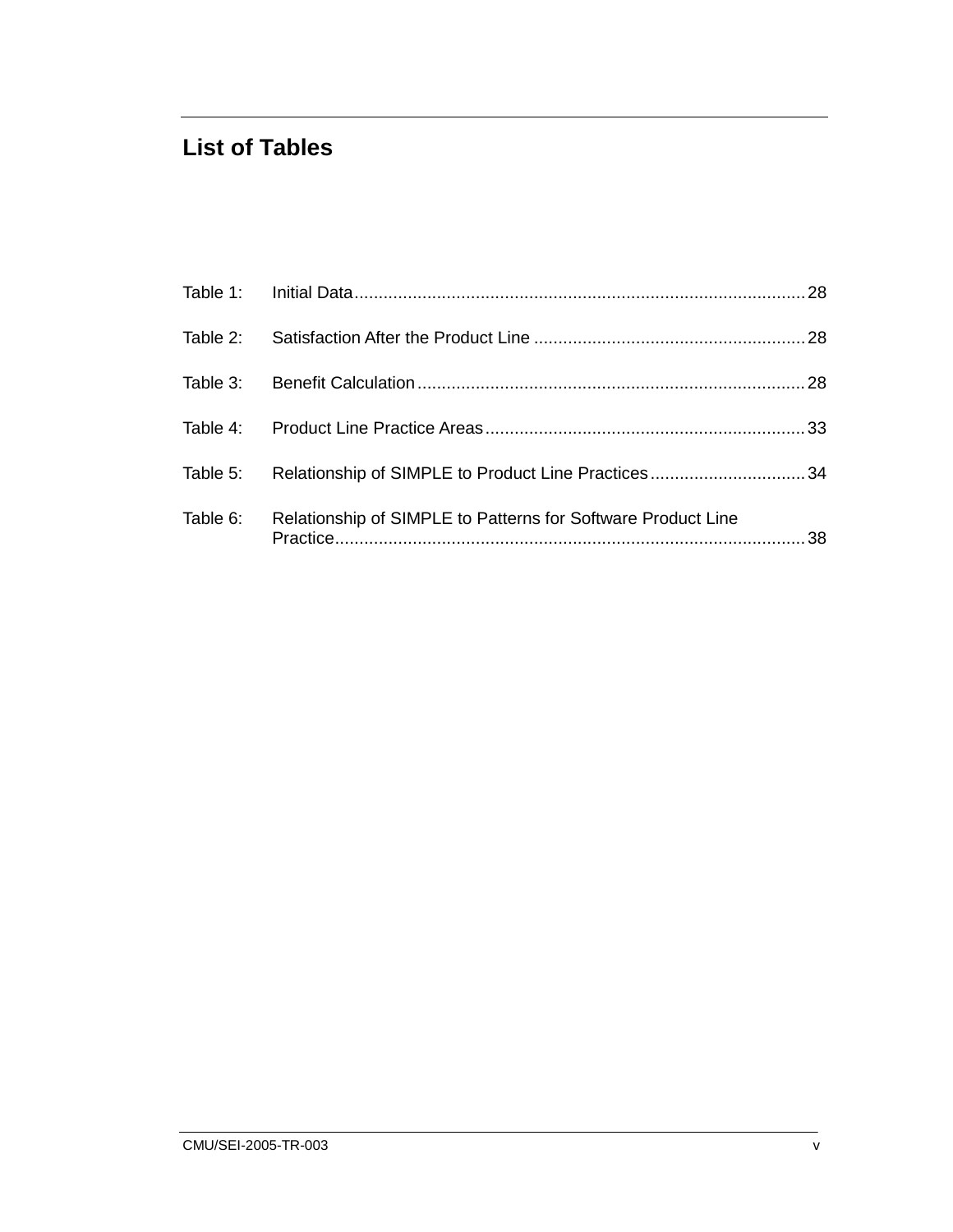# List of Tables

Table 1: Initial Data ........................................................................................... 28

Table 2: Satisfaction After the Product Line ........................................................ 28

Table 3: Benefit Calculation ................................................................................ 28

Table 4: Product Line Practice Areas .................................................................. 33

Table 5: Relationship of SIMPLE to Product Line Practices ................................ 34

Table 6: Relationship of SIMPLE to Patterns for Software Product Line Practice ................................................................................................ 38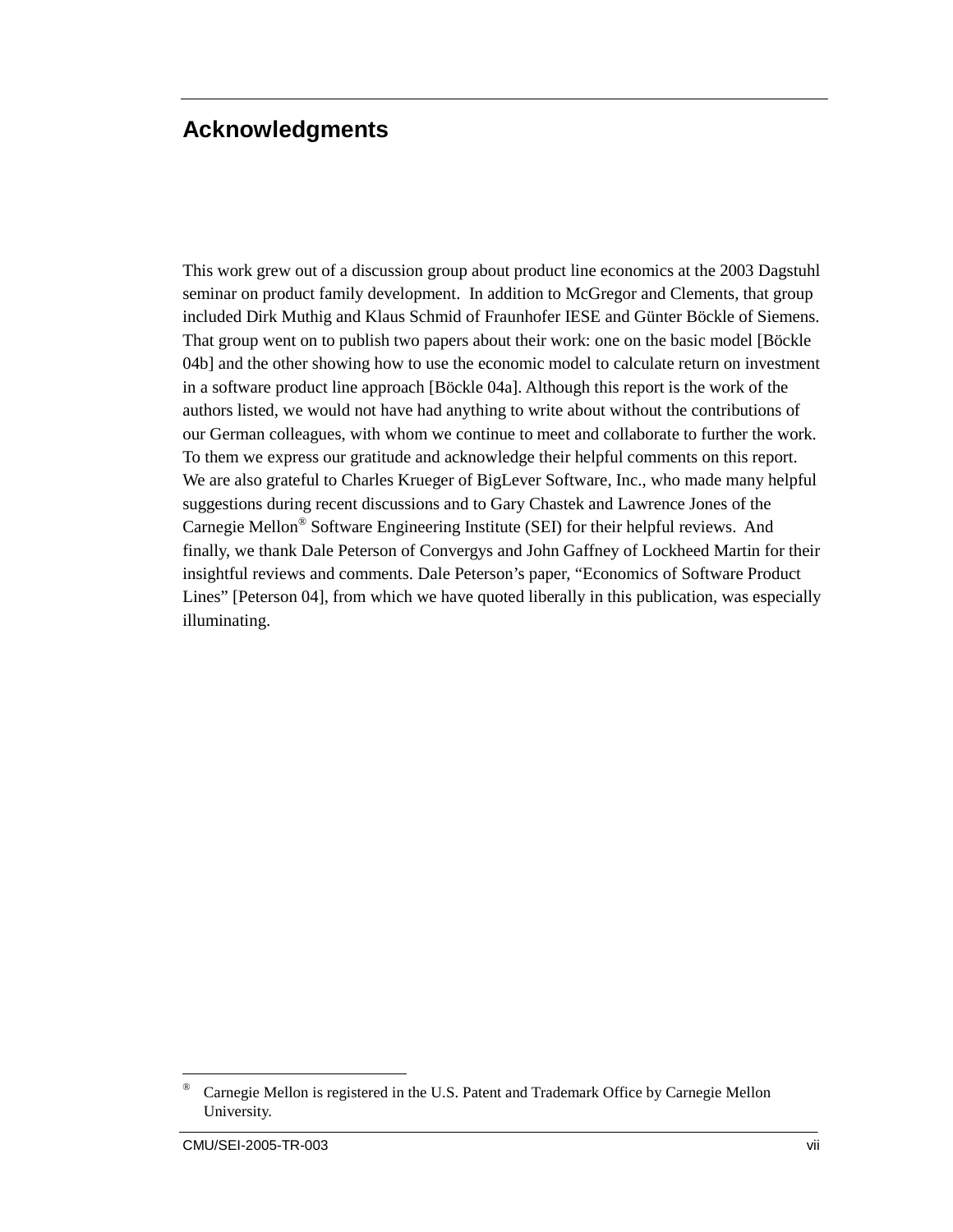## Acknowledgments

This work grew out of a discussion group about product line economics at the 2003 Dagstuhl seminar on product family development. In addition to McGregor and Clements, that group included Dirk Muthig and Klaus Schmid of Fraunhofer IESE and Günter Böckle of Siemens. That group went on to publish two papers about their work: one on the basic model [Böckle 04b] and the other showing how to use the economic model to calculate return on investment in a software product line approach [Böckle 04a]. Although this report is the work of the authors listed, we would not have had anything to write about without the contributions of our German colleagues, with whom we continue to meet and collaborate to further the work. To them we express our gratitude and acknowledge their helpful comments on this report. We are also grateful to Charles Krueger of BigLever Software, Inc., who made many helpful suggestions during recent discussions and to Gary Chastek and Lawrence Jones of the Carnegie Mellon® Software Engineering Institute (SEI) for their helpful reviews. And finally, we thank Dale Peterson of Convergys and John Gaffney of Lockheed Martin for their insightful reviews and comments. Dale Peterson's paper, "Economics of Software Product Lines" [Peterson 04], from which we have quoted liberally in this publication, was especially illuminating.

---

® Carnegie Mellon is registered in the U.S. Patent and Trademark Office by Carnegie Mellon University.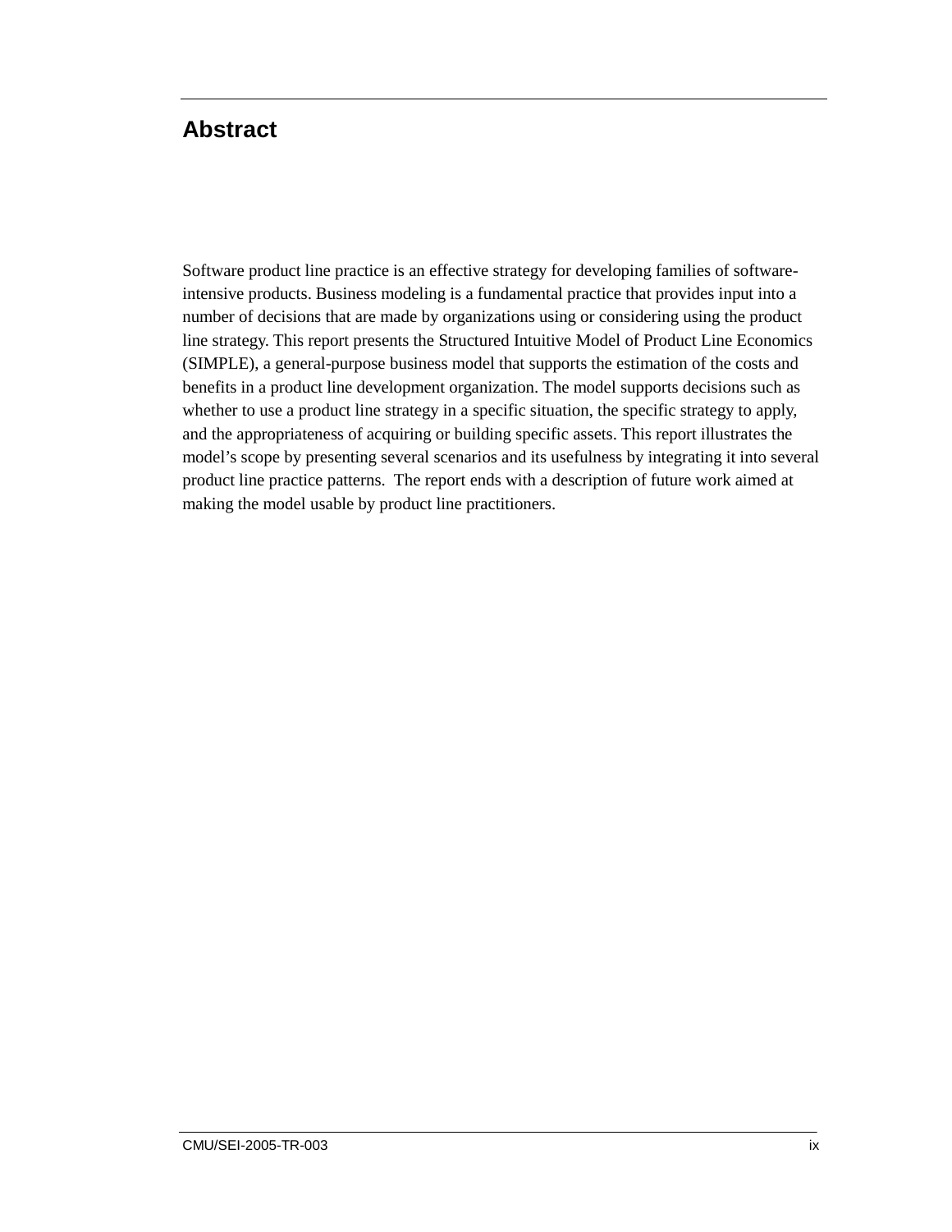# Abstract

Software product line practice is an effective strategy for developing families of software-intensive products. Business modeling is a fundamental practice that provides input into a number of decisions that are made by organizations using or considering using the product line strategy. This report presents the Structured Intuitive Model of Product Line Economics (SIMPLE), a general-purpose business model that supports the estimation of the costs and benefits in a product line development organization. The model supports decisions such as whether to use a product line strategy in a specific situation, the specific strategy to apply, and the appropriateness of acquiring or building specific assets. This report illustrates the model's scope by presenting several scenarios and its usefulness by integrating it into several product line practice patterns. The report ends with a description of future work aimed at making the model usable by product line practitioners.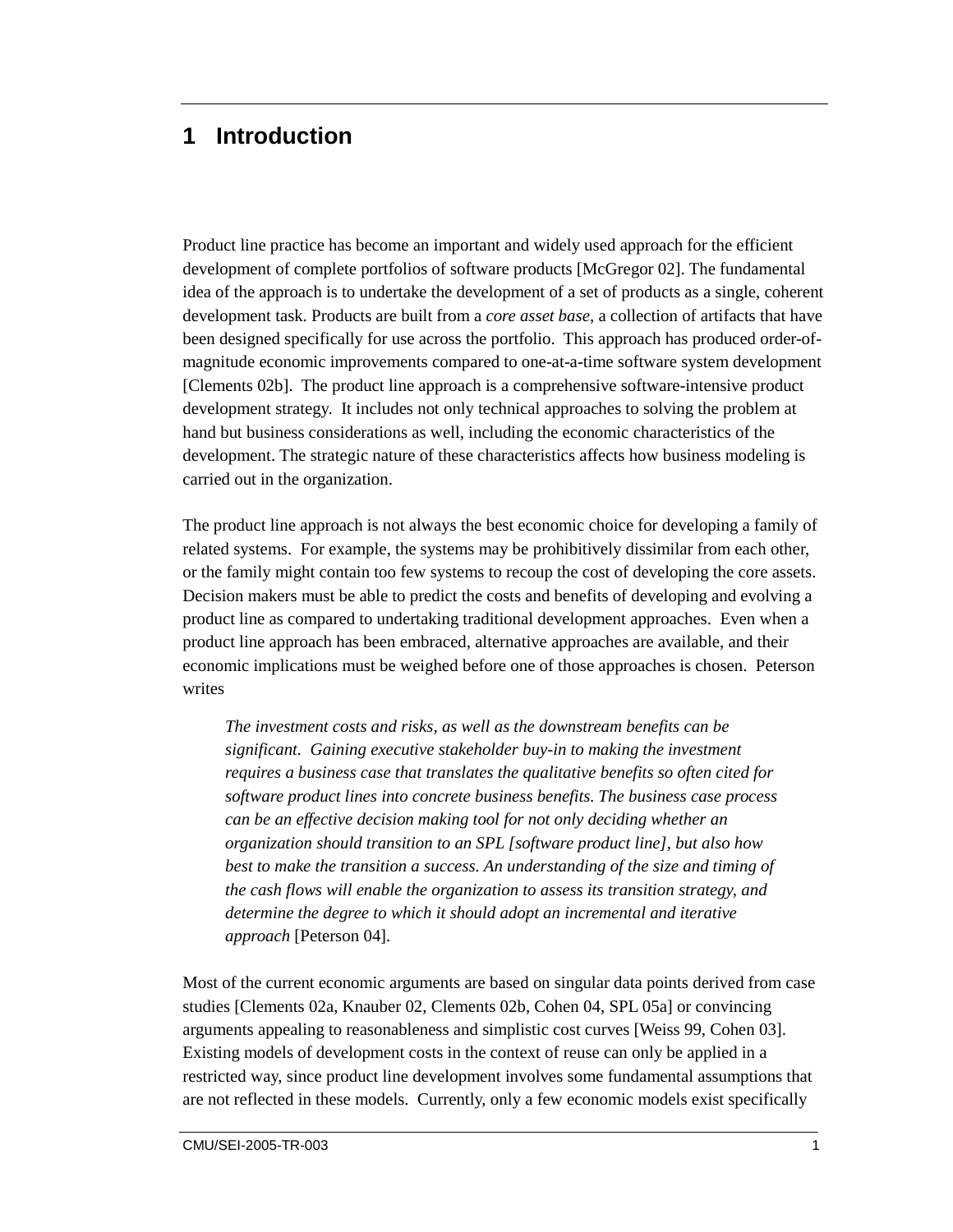# 1 Introduction

Product line practice has become an important and widely used approach for the efficient development of complete portfolios of software products [McGregor 02]. The fundamental idea of the approach is to undertake the development of a set of products as a single, coherent development task. Products are built from a *core asset base*, a collection of artifacts that have been designed specifically for use across the portfolio. This approach has produced order-of-magnitude economic improvements compared to one-at-a-time software system development [Clements 02b]. The product line approach is a comprehensive software-intensive product development strategy. It includes not only technical approaches to solving the problem at hand but business considerations as well, including the economic characteristics of the development. The strategic nature of these characteristics affects how business modeling is carried out in the organization.

The product line approach is not always the best economic choice for developing a family of related systems. For example, the systems may be prohibitively dissimilar from each other, or the family might contain too few systems to recoup the cost of developing the core assets. Decision makers must be able to predict the costs and benefits of developing and evolving a product line as compared to undertaking traditional development approaches. Even when a product line approach has been embraced, alternative approaches are available, and their economic implications must be weighed before one of those approaches is chosen. Peterson writes

> *The investment costs and risks, as well as the downstream benefits can be significant. Gaining executive stakeholder buy-in to making the investment requires a business case that translates the qualitative benefits so often cited for software product lines into concrete business benefits. The business case process can be an effective decision making tool for not only deciding whether an organization should transition to an SPL [software product line], but also how best to make the transition a success. An understanding of the size and timing of the cash flows will enable the organization to assess its transition strategy, and determine the degree to which it should adopt an incremental and iterative approach* [Peterson 04].

Most of the current economic arguments are based on singular data points derived from case studies [Clements 02a, Knauber 02, Clements 02b, Cohen 04, SPL 05a] or convincing arguments appealing to reasonableness and simplistic cost curves [Weiss 99, Cohen 03]. Existing models of development costs in the context of reuse can only be applied in a restricted way, since product line development involves some fundamental assumptions that are not reflected in these models. Currently, only a few economic models exist specifically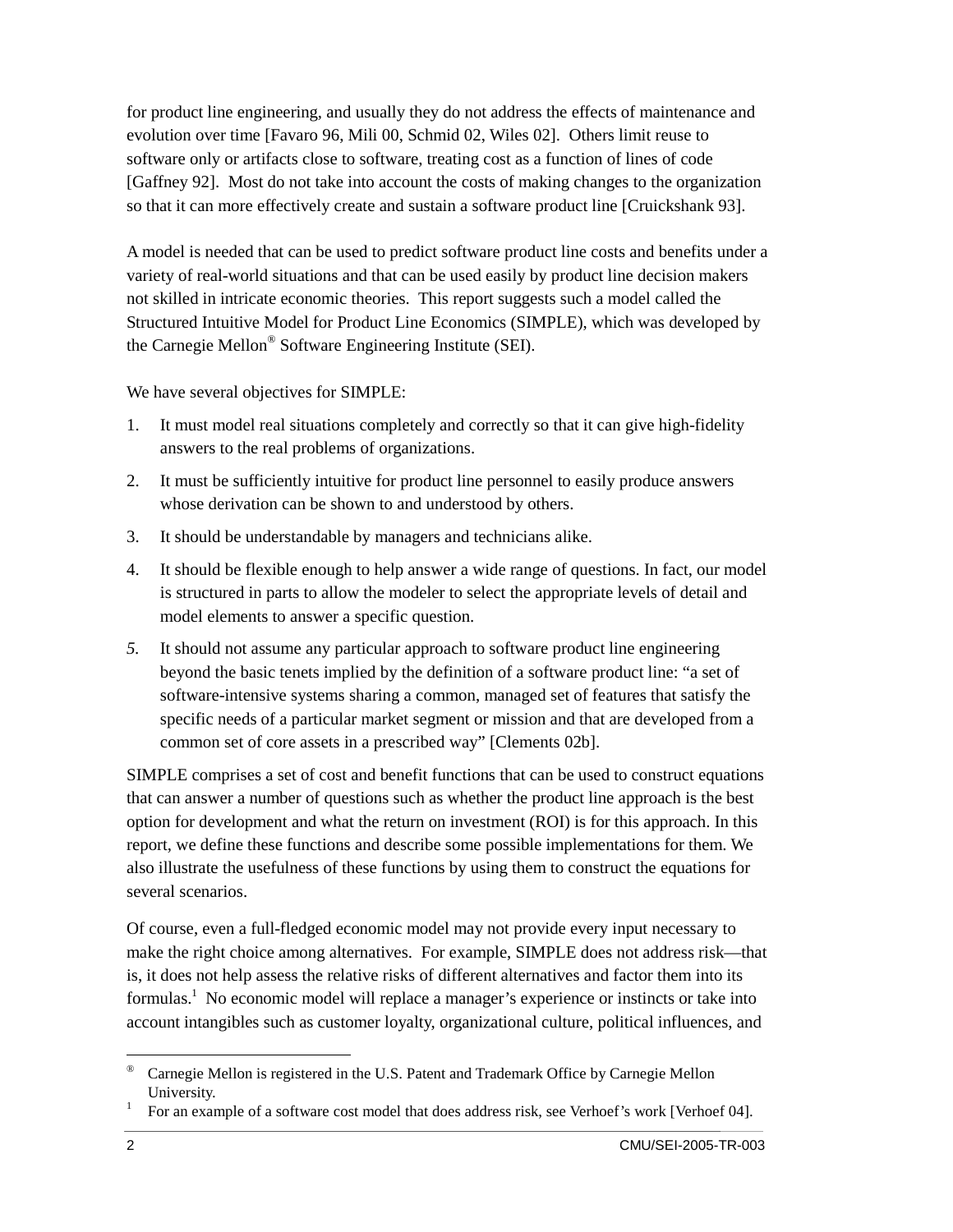for product line engineering, and usually they do not address the effects of maintenance and evolution over time [Favaro 96, Mili 00, Schmid 02, Wiles 02]. Others limit reuse to software only or artifacts close to software, treating cost as a function of lines of code [Gaffney 92]. Most do not take into account the costs of making changes to the organization so that it can more effectively create and sustain a software product line [Cruickshank 93].

A model is needed that can be used to predict software product line costs and benefits under a variety of real-world situations and that can be used easily by product line decision makers not skilled in intricate economic theories. This report suggests such a model called the Structured Intuitive Model for Product Line Economics (SIMPLE), which was developed by the Carnegie Mellon® Software Engineering Institute (SEI).

We have several objectives for SIMPLE:

1. It must model real situations completely and correctly so that it can give high-fidelity answers to the real problems of organizations.
2. It must be sufficiently intuitive for product line personnel to easily produce answers whose derivation can be shown to and understood by others.
3. It should be understandable by managers and technicians alike.
4. It should be flexible enough to help answer a wide range of questions. In fact, our model is structured in parts to allow the modeler to select the appropriate levels of detail and model elements to answer a specific question.
5. It should not assume any particular approach to software product line engineering beyond the basic tenets implied by the definition of a software product line: "a set of software-intensive systems sharing a common, managed set of features that satisfy the specific needs of a particular market segment or mission and that are developed from a common set of core assets in a prescribed way" [Clements 02b].

SIMPLE comprises a set of cost and benefit functions that can be used to construct equations that can answer a number of questions such as whether the product line approach is the best option for development and what the return on investment (ROI) is for this approach. In this report, we define these functions and describe some possible implementations for them. We also illustrate the usefulness of these functions by using them to construct the equations for several scenarios.

Of course, even a full-fledged economic model may not provide every input necessary to make the right choice among alternatives. For example, SIMPLE does not address risk—that is, it does not help assess the relative risks of different alternatives and factor them into its formulas.[1] No economic model will replace a manager's experience or instincts or take into account intangibles such as customer loyalty, organizational culture, political influences, and

---

® Carnegie Mellon is registered in the U.S. Patent and Trademark Office by Carnegie Mellon University.

[1] For an example of a software cost model that does address risk, see Verhoef's work [Verhoef 04].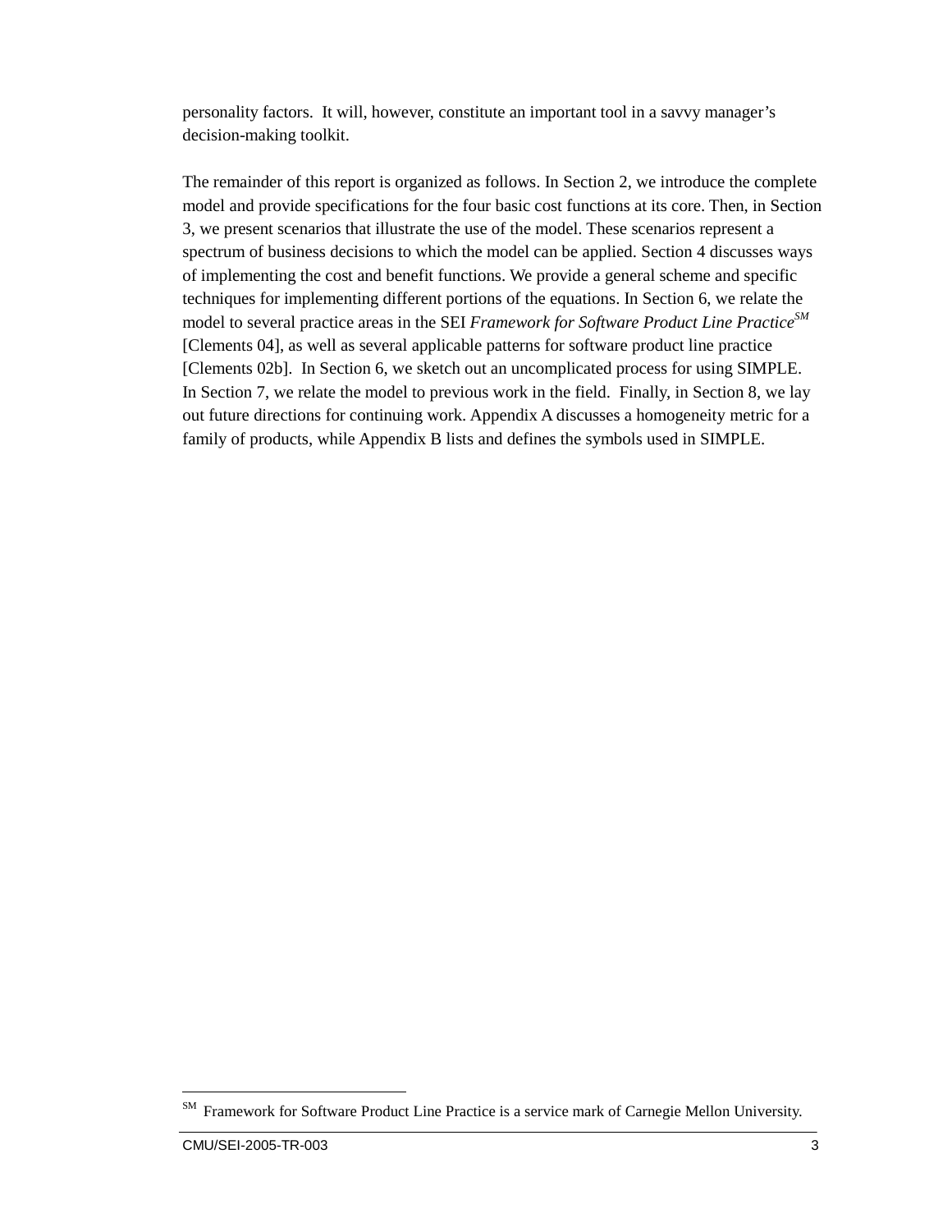personality factors. It will, however, constitute an important tool in a savvy manager's decision-making toolkit.

The remainder of this report is organized as follows. In Section 2, we introduce the complete model and provide specifications for the four basic cost functions at its core. Then, in Section 3, we present scenarios that illustrate the use of the model. These scenarios represent a spectrum of business decisions to which the model can be applied. Section 4 discusses ways of implementing the cost and benefit functions. We provide a general scheme and specific techniques for implementing different portions of the equations. In Section 6, we relate the model to several practice areas in the SEI *Framework for Software Product Line Practice*[SM] [Clements 04], as well as several applicable patterns for software product line practice [Clements 02b]. In Section 6, we sketch out an uncomplicated process for using SIMPLE. In Section 7, we relate the model to previous work in the field. Finally, in Section 8, we lay out future directions for continuing work. Appendix A discusses a homogeneity metric for a family of products, while Appendix B lists and defines the symbols used in SIMPLE.

---

[SM] Framework for Software Product Line Practice is a service mark of Carnegie Mellon University.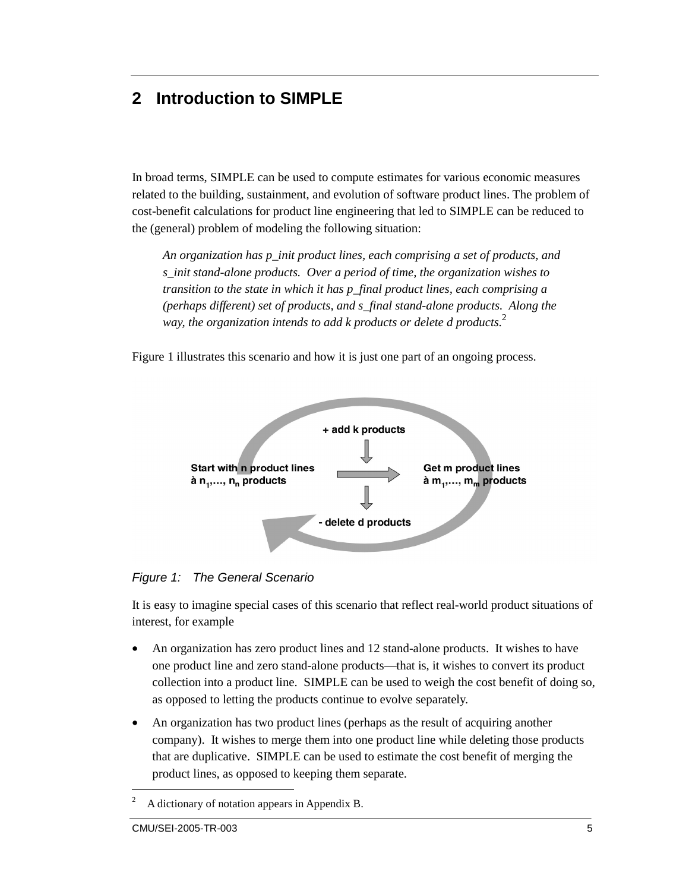# 2 Introduction to SIMPLE

In broad terms, SIMPLE can be used to compute estimates for various economic measures related to the building, sustainment, and evolution of software product lines. The problem of cost-benefit calculations for product line engineering that led to SIMPLE can be reduced to the (general) problem of modeling the following situation:

> *An organization has p_init product lines, each comprising a set of products, and s_init stand-alone products. Over a period of time, the organization wishes to transition to the state in which it has p_final product lines, each comprising a (perhaps different) set of products, and s_final stand-alone products. Along the way, the organization intends to add k products or delete d products.*[2]

Figure 1 illustrates this scenario and how it is just one part of an ongoing process.

+ add k products

Start with n product lines à $n_1,\ldots, n_n$ products

Get m product lines à $m_1,\ldots, m_m$ products

- delete d products

*Figure 1: The General Scenario*

It is easy to imagine special cases of this scenario that reflect real-world product situations of interest, for example

- An organization has zero product lines and 12 stand-alone products. It wishes to have one product line and zero stand-alone products—that is, it wishes to convert its product collection into a product line. SIMPLE can be used to weigh the cost benefit of doing so, as opposed to letting the products continue to evolve separately.
- An organization has two product lines (perhaps as the result of acquiring another company). It wishes to merge them into one product line while deleting those products that are duplicative. SIMPLE can be used to estimate the cost benefit of merging the product lines, as opposed to keeping them separate.

[2] A dictionary of notation appears in Appendix B.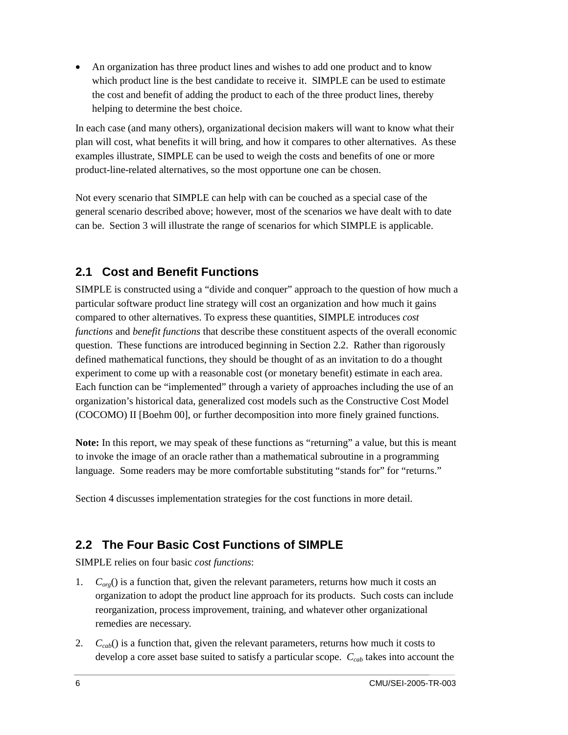- An organization has three product lines and wishes to add one product and to know which product line is the best candidate to receive it. SIMPLE can be used to estimate the cost and benefit of adding the product to each of the three product lines, thereby helping to determine the best choice.

In each case (and many others), organizational decision makers will want to know what their plan will cost, what benefits it will bring, and how it compares to other alternatives. As these examples illustrate, SIMPLE can be used to weigh the costs and benefits of one or more product-line-related alternatives, so the most opportune one can be chosen.

Not every scenario that SIMPLE can help with can be couched as a special case of the general scenario described above; however, most of the scenarios we have dealt with to date can be. Section 3 will illustrate the range of scenarios for which SIMPLE is applicable.

## 2.1 Cost and Benefit Functions

SIMPLE is constructed using a "divide and conquer" approach to the question of how much a particular software product line strategy will cost an organization and how much it gains compared to other alternatives. To express these quantities, SIMPLE introduces *cost functions* and *benefit functions* that describe these constituent aspects of the overall economic question. These functions are introduced beginning in Section 2.2. Rather than rigorously defined mathematical functions, they should be thought of as an invitation to do a thought experiment to come up with a reasonable cost (or monetary benefit) estimate in each area. Each function can be "implemented" through a variety of approaches including the use of an organization's historical data, generalized cost models such as the Constructive Cost Model (COCOMO) II [Boehm 00], or further decomposition into more finely grained functions.

**Note:** In this report, we may speak of these functions as "returning" a value, but this is meant to invoke the image of an oracle rather than a mathematical subroutine in a programming language. Some readers may be more comfortable substituting "stands for" for "returns."

Section 4 discusses implementation strategies for the cost functions in more detail.

## 2.2 The Four Basic Cost Functions of SIMPLE

SIMPLE relies on four basic *cost functions*:

1. $C_{org}()$ is a function that, given the relevant parameters, returns how much it costs an organization to adopt the product line approach for its products. Such costs can include reorganization, process improvement, training, and whatever other organizational remedies are necessary.
2. $C_{cab}()$ is a function that, given the relevant parameters, returns how much it costs to develop a core asset base suited to satisfy a particular scope. $C_{cab}$ takes into account the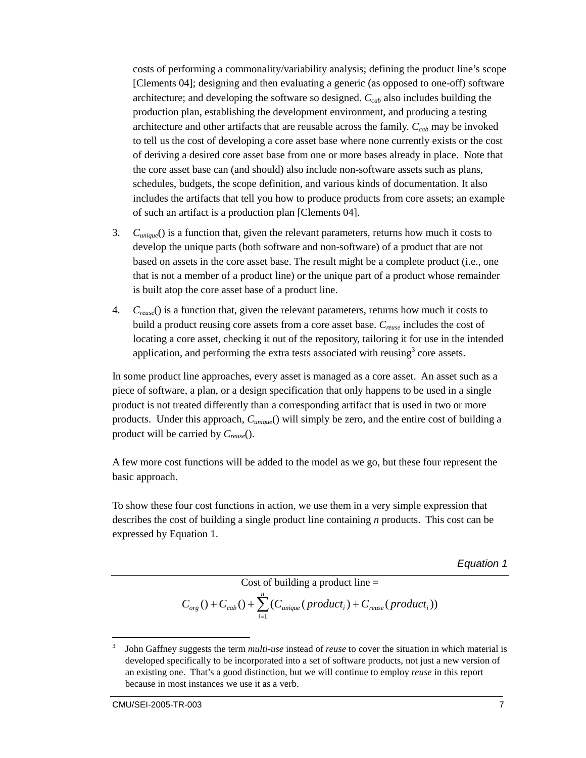costs of performing a commonality/variability analysis; defining the product line's scope [Clements 04]; designing and then evaluating a generic (as opposed to one-off) software architecture; and developing the software so designed. $C_{cab}$ also includes building the production plan, establishing the development environment, and producing a testing architecture and other artifacts that are reusable across the family. $C_{cab}$ may be invoked to tell us the cost of developing a core asset base where none currently exists or the cost of deriving a desired core asset base from one or more bases already in place. Note that the core asset base can (and should) also include non-software assets such as plans, schedules, budgets, the scope definition, and various kinds of documentation. It also includes the artifacts that tell you how to produce products from core assets; an example of such an artifact is a production plan [Clements 04].

3. $C_{unique}()$ is a function that, given the relevant parameters, returns how much it costs to develop the unique parts (both software and non-software) of a product that are not based on assets in the core asset base. The result might be a complete product (i.e., one that is not a member of a product line) or the unique part of a product whose remainder is built atop the core asset base of a product line.

4. $C_{reuse}()$ is a function that, given the relevant parameters, returns how much it costs to build a product reusing core assets from a core asset base. $C_{reuse}$ includes the cost of locating a core asset, checking it out of the repository, tailoring it for use in the intended application, and performing the extra tests associated with reusing[3] core assets.

In some product line approaches, every asset is managed as a core asset. An asset such as a piece of software, a plan, or a design specification that only happens to be used in a single product is not treated differently than a corresponding artifact that is used in two or more products. Under this approach, $C_{unique}()$ will simply be zero, and the entire cost of building a product will be carried by $C_{reuse}()$.

A few more cost functions will be added to the model as we go, but these four represent the basic approach.

To show these four cost functions in action, we use them in a very simple expression that describes the cost of building a single product line containing *n* products. This cost can be expressed by Equation 1.

*Equation 1*

$$\text{Cost of building a product line} = C_{org}() + C_{cab}() + \sum_{i=1}^{n} (C_{unique}(product_i) + C_{reuse}(product_i))$$

[3] John Gaffney suggests the term *multi-use* instead of *reuse* to cover the situation in which material is developed specifically to be incorporated into a set of software products, not just a new version of an existing one. That's a good distinction, but we will continue to employ *reuse* in this report because in most instances we use it as a verb.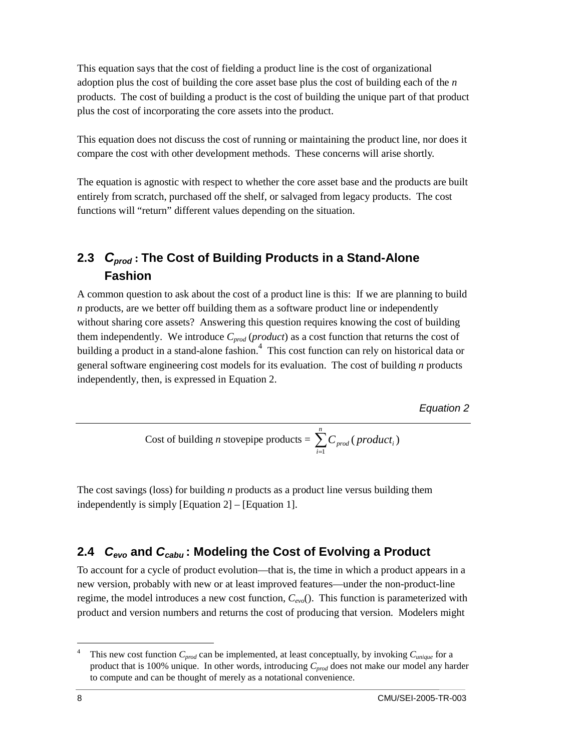This equation says that the cost of fielding a product line is the cost of organizational adoption plus the cost of building the core asset base plus the cost of building each of the *n* products. The cost of building a product is the cost of building the unique part of that product plus the cost of incorporating the core assets into the product.

This equation does not discuss the cost of running or maintaining the product line, nor does it compare the cost with other development methods. These concerns will arise shortly.

The equation is agnostic with respect to whether the core asset base and the products are built entirely from scratch, purchased off the shelf, or salvaged from legacy products. The cost functions will "return" different values depending on the situation.

## 2.3 $C_{prod}$ : The Cost of Building Products in a Stand-Alone Fashion

A common question to ask about the cost of a product line is this: If we are planning to build *n* products, are we better off building them as a software product line or independently without sharing core assets? Answering this question requires knowing the cost of building them independently. We introduce $C_{prod}$ (*product*) as a cost function that returns the cost of building a product in a stand-alone fashion.[4] This cost function can rely on historical data or general software engineering cost models for its evaluation. The cost of building *n* products independently, then, is expressed in Equation 2.

*Equation 2*

$$\text{Cost of building } n \text{ stovepipe products} = \sum_{i=1}^{n} C_{prod}(product_i)$$

The cost savings (loss) for building *n* products as a product line versus building them independently is simply [Equation 2] – [Equation 1].

## 2.4 $C_{evo}$ and $C_{cabu}$ : Modeling the Cost of Evolving a Product

To account for a cycle of product evolution—that is, the time in which a product appears in a new version, probably with new or at least improved features—under the non-product-line regime, the model introduces a new cost function, $C_{evo}()$. This function is parameterized with product and version numbers and returns the cost of producing that version. Modelers might

---

[4] This new cost function $C_{prod}$ can be implemented, at least conceptually, by invoking $C_{unique}$ for a product that is 100% unique. In other words, introducing $C_{prod}$ does not make our model any harder to compute and can be thought of merely as a notational convenience.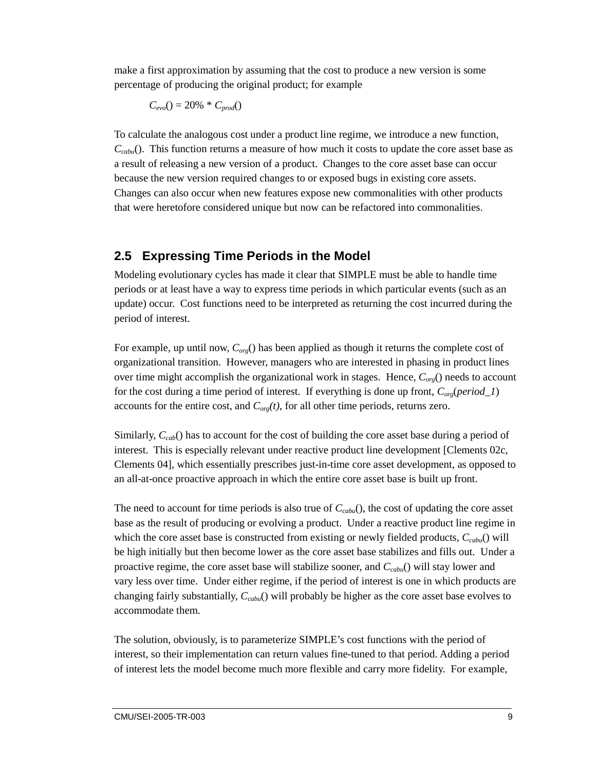make a first approximation by assuming that the cost to produce a new version is some percentage of producing the original product; for example

$$C_{evo}() = 20\% * C_{prod}()$$

To calculate the analogous cost under a product line regime, we introduce a new function, $C_{cabu}()$. This function returns a measure of how much it costs to update the core asset base as a result of releasing a new version of a product. Changes to the core asset base can occur because the new version required changes to or exposed bugs in existing core assets. Changes can also occur when new features expose new commonalities with other products that were heretofore considered unique but now can be refactored into commonalities.

## 2.5 Expressing Time Periods in the Model

Modeling evolutionary cycles has made it clear that SIMPLE must be able to handle time periods or at least have a way to express time periods in which particular events (such as an update) occur. Cost functions need to be interpreted as returning the cost incurred during the period of interest.

For example, up until now, $C_{org}()$ has been applied as though it returns the complete cost of organizational transition. However, managers who are interested in phasing in product lines over time might accomplish the organizational work in stages. Hence, $C_{org}()$ needs to account for the cost during a time period of interest. If everything is done up front, $C_{org}(period\_1)$ accounts for the entire cost, and $C_{org}(t)$, for all other time periods, returns zero.

Similarly, $C_{cab}()$ has to account for the cost of building the core asset base during a period of interest. This is especially relevant under reactive product line development [Clements 02c, Clements 04], which essentially prescribes just-in-time core asset development, as opposed to an all-at-once proactive approach in which the entire core asset base is built up front.

The need to account for time periods is also true of $C_{cabu}()$, the cost of updating the core asset base as the result of producing or evolving a product. Under a reactive product line regime in which the core asset base is constructed from existing or newly fielded products, $C_{cabu}()$ will be high initially but then become lower as the core asset base stabilizes and fills out. Under a proactive regime, the core asset base will stabilize sooner, and $C_{cabu}()$ will stay lower and vary less over time. Under either regime, if the period of interest is one in which products are changing fairly substantially, $C_{cabu}()$ will probably be higher as the core asset base evolves to accommodate them.

The solution, obviously, is to parameterize SIMPLE's cost functions with the period of interest, so their implementation can return values fine-tuned to that period. Adding a period of interest lets the model become much more flexible and carry more fidelity. For example,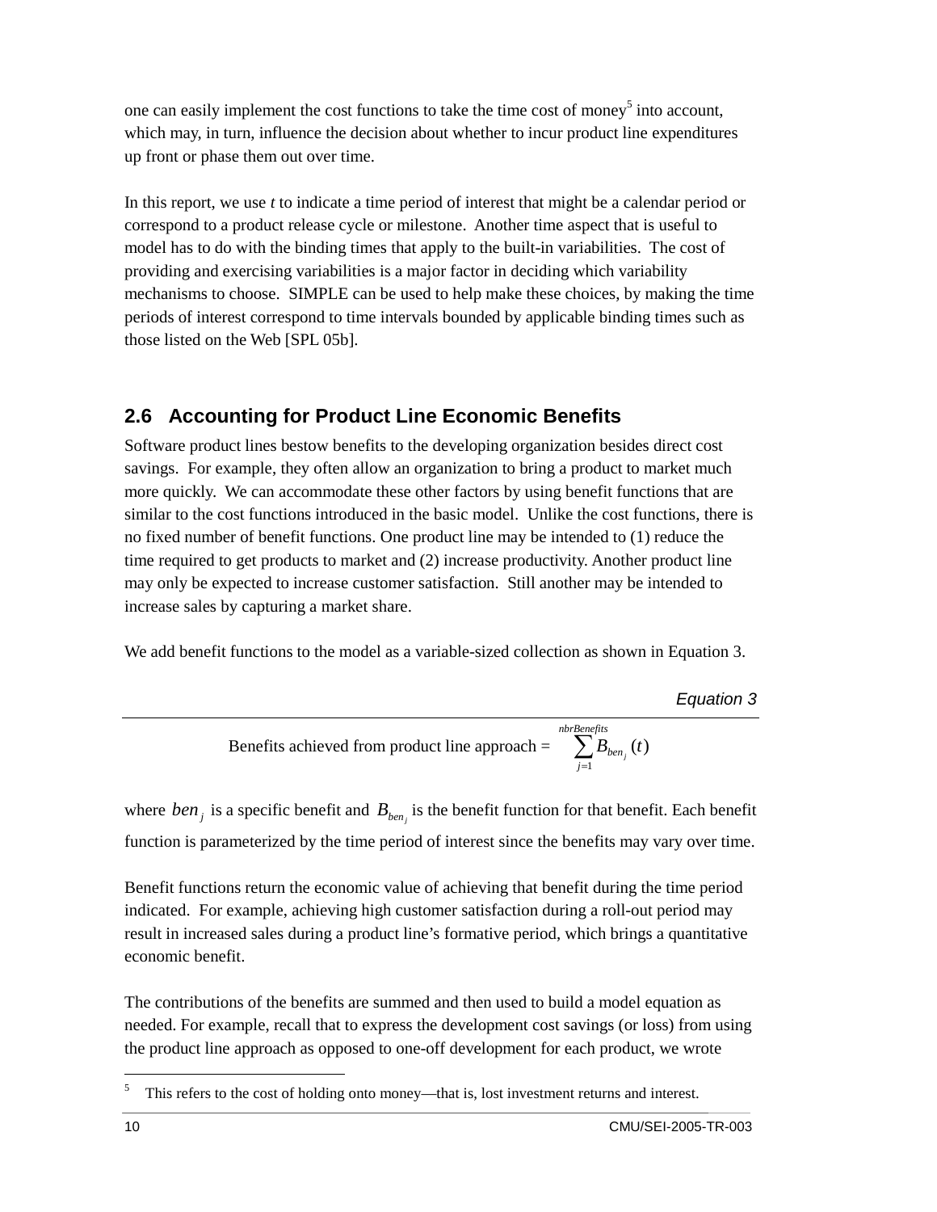one can easily implement the cost functions to take the time cost of money[5] into account, which may, in turn, influence the decision about whether to incur product line expenditures up front or phase them out over time.

In this report, we use *t* to indicate a time period of interest that might be a calendar period or correspond to a product release cycle or milestone. Another time aspect that is useful to model has to do with the binding times that apply to the built-in variabilities. The cost of providing and exercising variabilities is a major factor in deciding which variability mechanisms to choose. SIMPLE can be used to help make these choices, by making the time periods of interest correspond to time intervals bounded by applicable binding times such as those listed on the Web [SPL 05b].

## 2.6 Accounting for Product Line Economic Benefits

Software product lines bestow benefits to the developing organization besides direct cost savings. For example, they often allow an organization to bring a product to market much more quickly. We can accommodate these other factors by using benefit functions that are similar to the cost functions introduced in the basic model. Unlike the cost functions, there is no fixed number of benefit functions. One product line may be intended to (1) reduce the time required to get products to market and (2) increase productivity. Another product line may only be expected to increase customer satisfaction. Still another may be intended to increase sales by capturing a market share.

We add benefit functions to the model as a variable-sized collection as shown in Equation 3.

*Equation 3*

$$\text{Benefits achieved from product line approach} = \sum_{j=1}^{nbrBenefits} B_{ben_j}(t)$$

where $ben_j$ is a specific benefit and $B_{ben_j}$ is the benefit function for that benefit. Each benefit function is parameterized by the time period of interest since the benefits may vary over time.

Benefit functions return the economic value of achieving that benefit during the time period indicated. For example, achieving high customer satisfaction during a roll-out period may result in increased sales during a product line's formative period, which brings a quantitative economic benefit.

The contributions of the benefits are summed and then used to build a model equation as needed. For example, recall that to express the development cost savings (or loss) from using the product line approach as opposed to one-off development for each product, we wrote

[5] This refers to the cost of holding onto money—that is, lost investment returns and interest.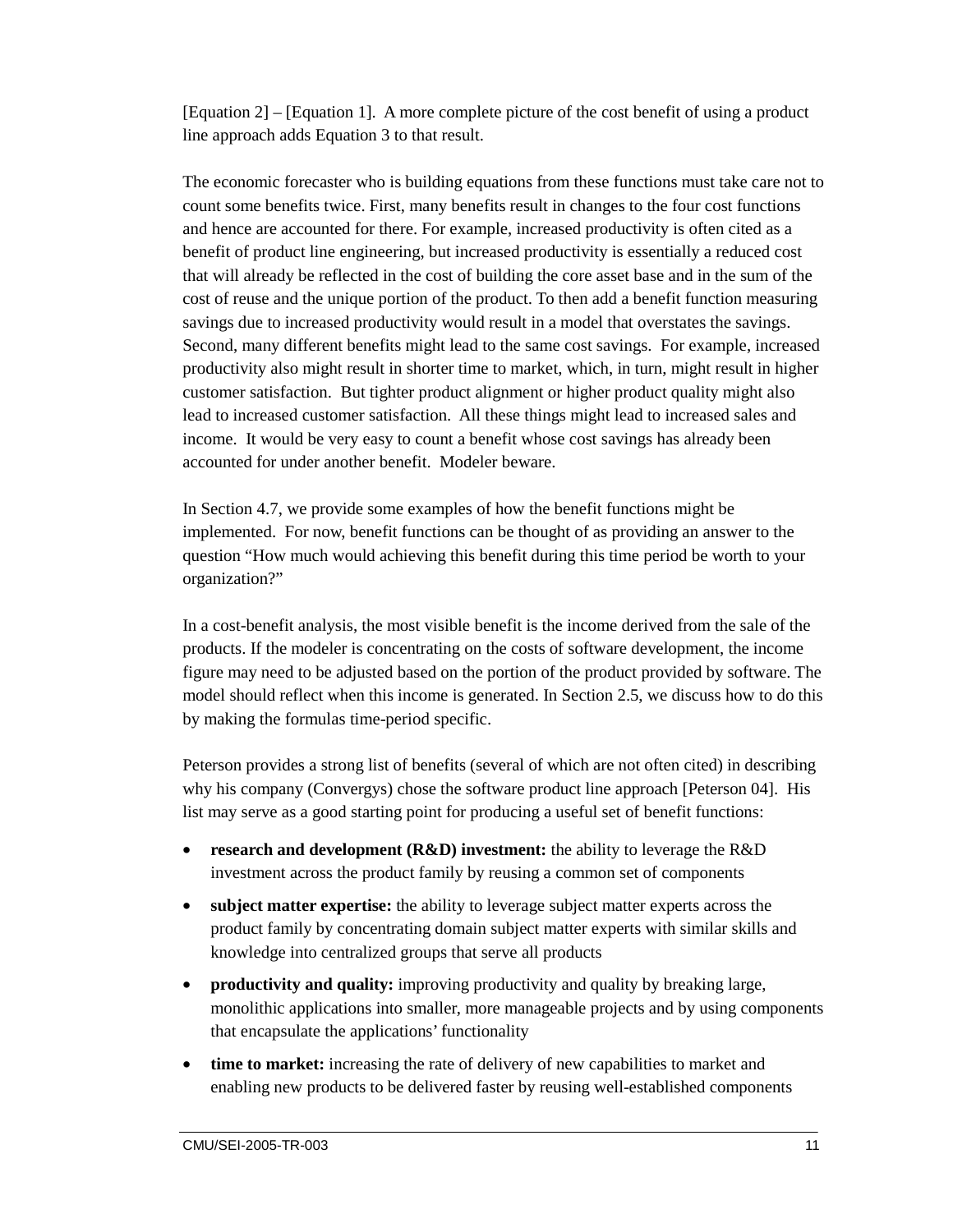[Equation 2] – [Equation 1]. A more complete picture of the cost benefit of using a product line approach adds Equation 3 to that result.

The economic forecaster who is building equations from these functions must take care not to count some benefits twice. First, many benefits result in changes to the four cost functions and hence are accounted for there. For example, increased productivity is often cited as a benefit of product line engineering, but increased productivity is essentially a reduced cost that will already be reflected in the cost of building the core asset base and in the sum of the cost of reuse and the unique portion of the product. To then add a benefit function measuring savings due to increased productivity would result in a model that overstates the savings. Second, many different benefits might lead to the same cost savings. For example, increased productivity also might result in shorter time to market, which, in turn, might result in higher customer satisfaction. But tighter product alignment or higher product quality might also lead to increased customer satisfaction. All these things might lead to increased sales and income. It would be very easy to count a benefit whose cost savings has already been accounted for under another benefit. Modeler beware.

In Section 4.7, we provide some examples of how the benefit functions might be implemented. For now, benefit functions can be thought of as providing an answer to the question "How much would achieving this benefit during this time period be worth to your organization?"

In a cost-benefit analysis, the most visible benefit is the income derived from the sale of the products. If the modeler is concentrating on the costs of software development, the income figure may need to be adjusted based on the portion of the product provided by software. The model should reflect when this income is generated. In Section 2.5, we discuss how to do this by making the formulas time-period specific.

Peterson provides a strong list of benefits (several of which are not often cited) in describing why his company (Convergys) chose the software product line approach [Peterson 04]. His list may serve as a good starting point for producing a useful set of benefit functions:

- **research and development (R&D) investment:** the ability to leverage the R&D investment across the product family by reusing a common set of components
- **subject matter expertise:** the ability to leverage subject matter experts across the product family by concentrating domain subject matter experts with similar skills and knowledge into centralized groups that serve all products
- **productivity and quality:** improving productivity and quality by breaking large, monolithic applications into smaller, more manageable projects and by using components that encapsulate the applications' functionality
- **time to market:** increasing the rate of delivery of new capabilities to market and enabling new products to be delivered faster by reusing well-established components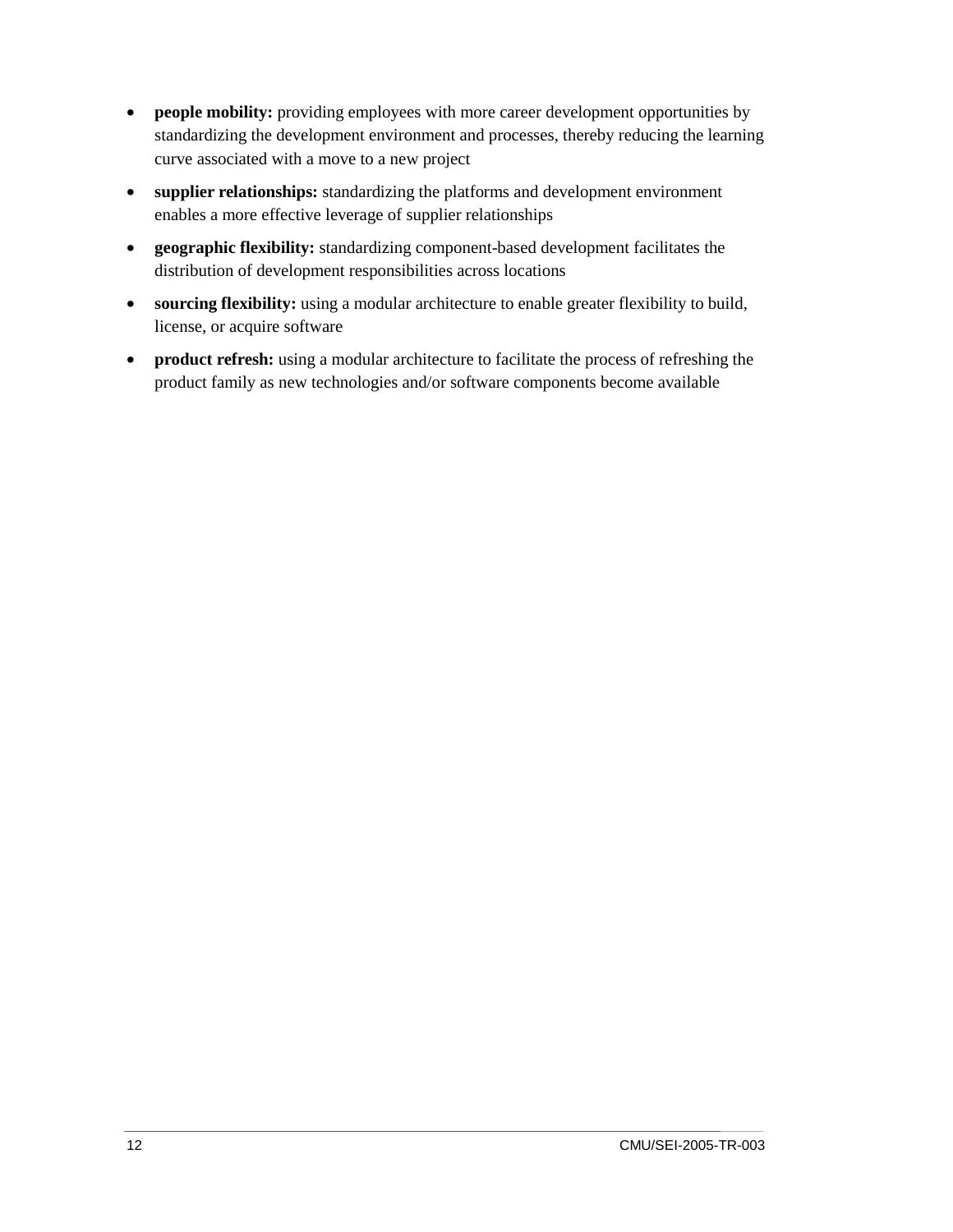- **people mobility:** providing employees with more career development opportunities by standardizing the development environment and processes, thereby reducing the learning curve associated with a move to a new project
- **supplier relationships:** standardizing the platforms and development environment enables a more effective leverage of supplier relationships
- **geographic flexibility:** standardizing component-based development facilitates the distribution of development responsibilities across locations
- **sourcing flexibility:** using a modular architecture to enable greater flexibility to build, license, or acquire software
- **product refresh:** using a modular architecture to facilitate the process of refreshing the product family as new technologies and/or software components become available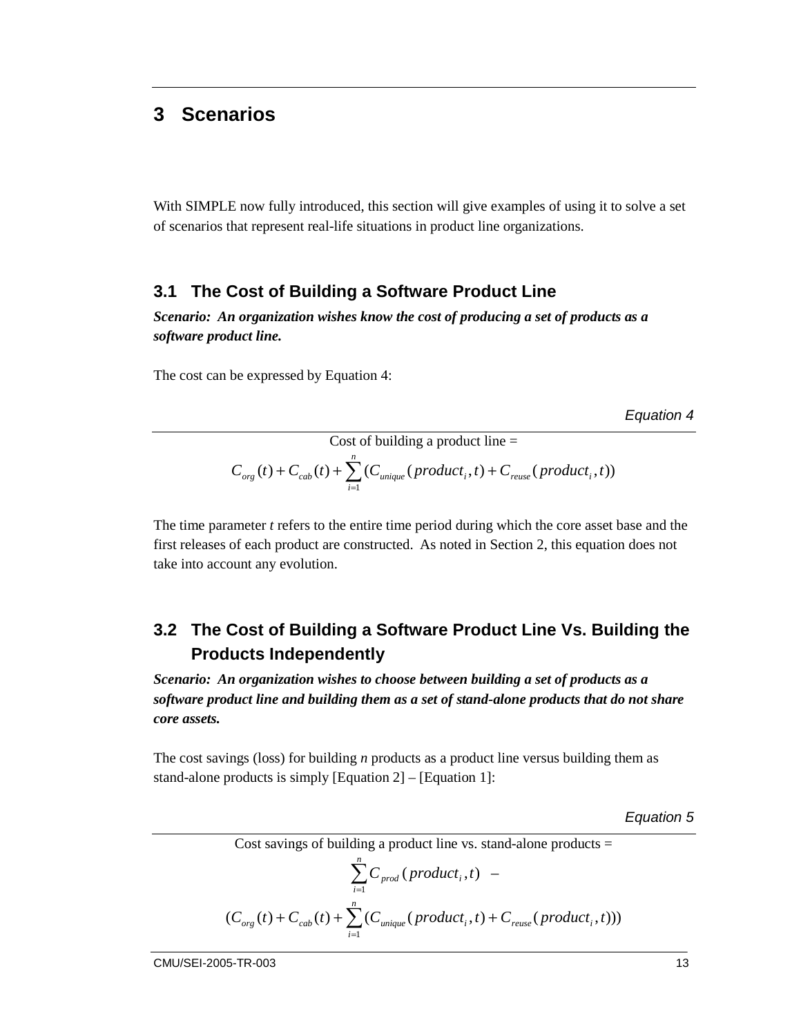# 3 Scenarios

With SIMPLE now fully introduced, this section will give examples of using it to solve a set of scenarios that represent real-life situations in product line organizations.

## 3.1 The Cost of Building a Software Product Line

***Scenario: An organization wishes know the cost of producing a set of products as a software product line.***

The cost can be expressed by Equation 4:

*Equation 4*

Cost of building a product line =

$$C_{org}(t) + C_{cab}(t) + \sum_{i=1}^{n} (C_{unique}(product_i, t) + C_{reuse}(product_i, t))$$

The time parameter *t* refers to the entire time period during which the core asset base and the first releases of each product are constructed. As noted in Section 2, this equation does not take into account any evolution.

## 3.2 The Cost of Building a Software Product Line Vs. Building the Products Independently

***Scenario: An organization wishes to choose between building a set of products as a software product line and building them as a set of stand-alone products that do not share core assets.***

The cost savings (loss) for building *n* products as a product line versus building them as stand-alone products is simply [Equation 2] – [Equation 1]:

*Equation 5*

Cost savings of building a product line vs. stand-alone products =

$$\sum_{i=1}^{n} C_{prod}(product_i, t) \; -$$

$$(C_{org}(t) + C_{cab}(t) + \sum_{i=1}^{n} (C_{unique}(product_i, t) + C_{reuse}(product_i, t)))$$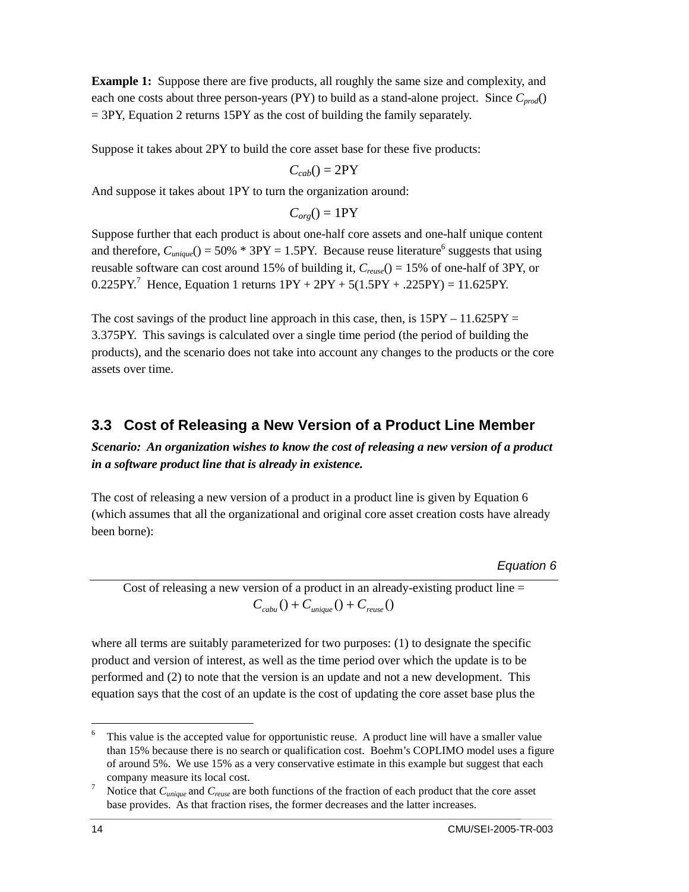**Example 1:** Suppose there are five products, all roughly the same size and complexity, and each one costs about three person-years (PY) to build as a stand-alone project. Since $C_{prod}()$ = 3PY, Equation 2 returns 15PY as the cost of building the family separately.

Suppose it takes about 2PY to build the core asset base for these five products:

$$C_{cab}() = 2\text{PY}$$

And suppose it takes about 1PY to turn the organization around:

$$C_{org}() = 1\text{PY}$$

Suppose further that each product is about one-half core assets and one-half unique content and therefore, $C_{unique}()$ = 50% * 3PY = 1.5PY. Because reuse literature[6] suggests that using reusable software can cost around 15% of building it, $C_{reuse}()$ = 15% of one-half of 3PY, or 0.225PY.[7] Hence, Equation 1 returns 1PY + 2PY + 5(1.5PY + .225PY) = 11.625PY.

The cost savings of the product line approach in this case, then, is 15PY – 11.625PY = 3.375PY. This savings is calculated over a single time period (the period of building the products), and the scenario does not take into account any changes to the products or the core assets over time.

## 3.3 Cost of Releasing a New Version of a Product Line Member

***Scenario: An organization wishes to know the cost of releasing a new version of a product in a software product line that is already in existence.***

The cost of releasing a new version of a product in a product line is given by Equation 6 (which assumes that all the organizational and original core asset creation costs have already been borne):

*Equation 6*

Cost of releasing a new version of a product in an already-existing product line =

$$C_{cabu}() + C_{unique}() + C_{reuse}()$$

where all terms are suitably parameterized for two purposes: (1) to designate the specific product and version of interest, as well as the time period over which the update is to be performed and (2) to note that the version is an update and not a new development. This equation says that the cost of an update is the cost of updating the core asset base plus the

---

[6] This value is the accepted value for opportunistic reuse. A product line will have a smaller value than 15% because there is no search or qualification cost. Boehm's COPLIMO model uses a figure of around 5%. We use 15% as a very conservative estimate in this example but suggest that each company measure its local cost.

[7] Notice that $C_{unique}$ and $C_{reuse}$ are both functions of the fraction of each product that the core asset base provides. As that fraction rises, the former decreases and the latter increases.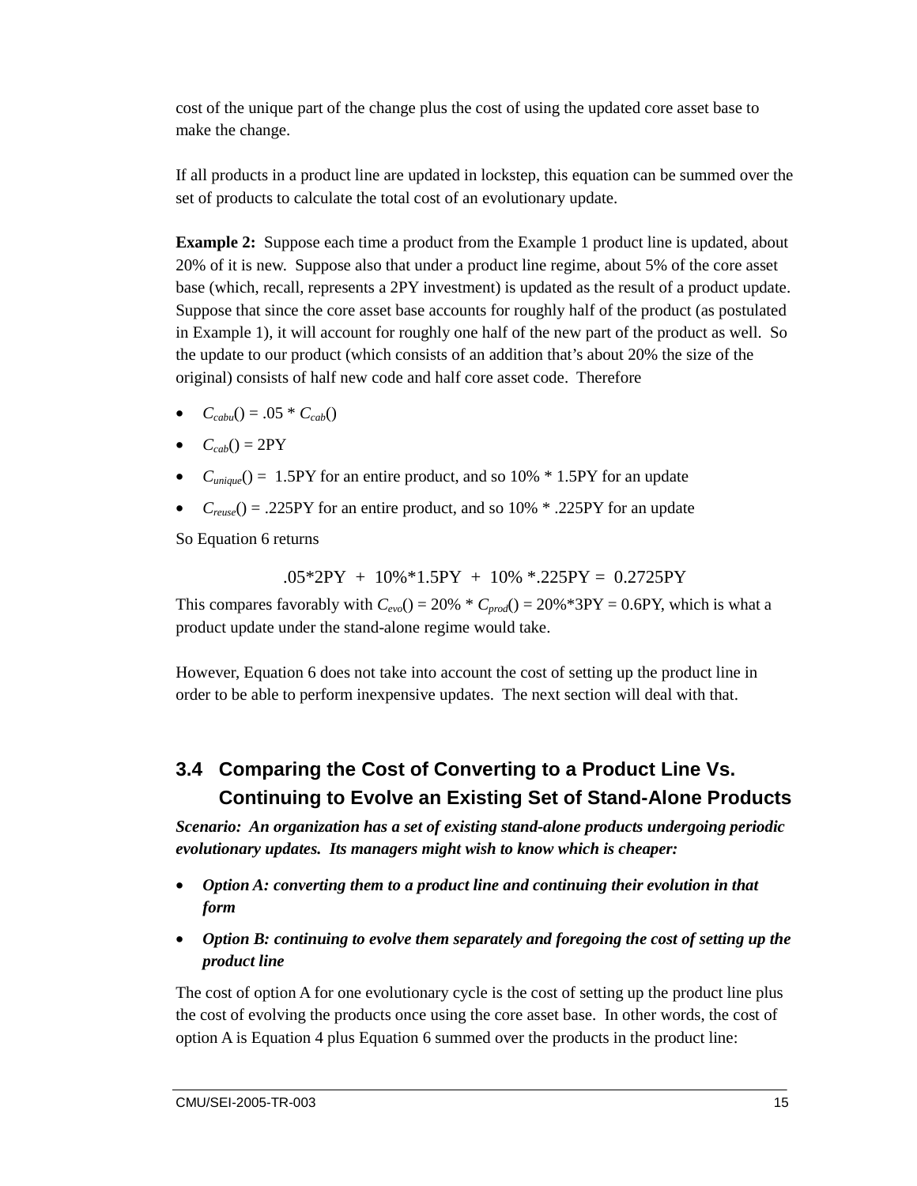cost of the unique part of the change plus the cost of using the updated core asset base to make the change.

If all products in a product line are updated in lockstep, this equation can be summed over the set of products to calculate the total cost of an evolutionary update.

**Example 2:** Suppose each time a product from the Example 1 product line is updated, about 20% of it is new. Suppose also that under a product line regime, about 5% of the core asset base (which, recall, represents a 2PY investment) is updated as the result of a product update. Suppose that since the core asset base accounts for roughly half of the product (as postulated in Example 1), it will account for roughly one half of the new part of the product as well. So the update to our product (which consists of an addition that's about 20% the size of the original) consists of half new code and half core asset code. Therefore

- $C_{cabu}() = .05 * C_{cab}()$
- $C_{cab}() = 2PY$
- $C_{unique}() =$ 1.5PY for an entire product, and so 10% * 1.5PY for an update
- $C_{reuse}() = .225PY$ for an entire product, and so 10% * .225PY for an update

So Equation 6 returns

$$.05*2PY + 10\%*1.5PY + 10\% *.225PY = 0.2725PY$$

This compares favorably with $C_{evo}() = 20\% * C_{prod}() = 20\%*3PY = 0.6PY$, which is what a product update under the stand-alone regime would take.

However, Equation 6 does not take into account the cost of setting up the product line in order to be able to perform inexpensive updates. The next section will deal with that.

## 3.4 Comparing the Cost of Converting to a Product Line Vs. Continuing to Evolve an Existing Set of Stand-Alone Products

***Scenario: An organization has a set of existing stand-alone products undergoing periodic evolutionary updates. Its managers might wish to know which is cheaper:***

- ***Option A: converting them to a product line and continuing their evolution in that form***
- ***Option B: continuing to evolve them separately and foregoing the cost of setting up the product line***

The cost of option A for one evolutionary cycle is the cost of setting up the product line plus the cost of evolving the products once using the core asset base. In other words, the cost of option A is Equation 4 plus Equation 6 summed over the products in the product line: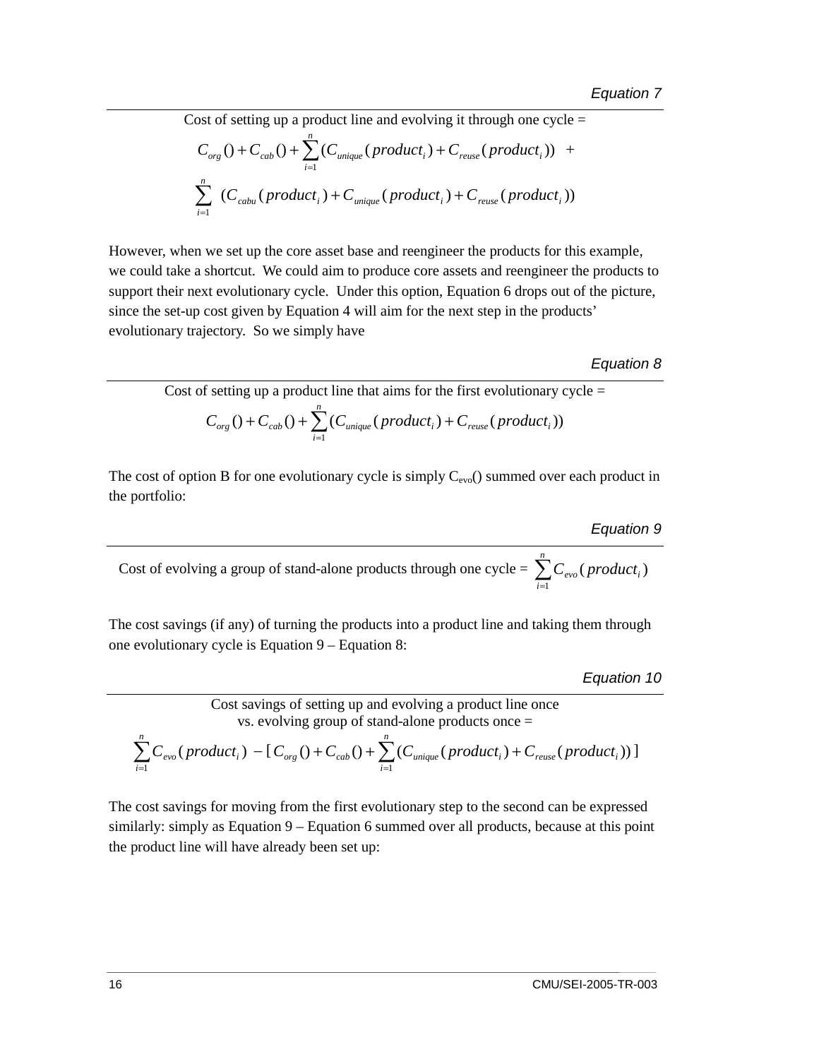*Equation 7*

Cost of setting up a product line and evolving it through one cycle =

$$C_{org}() + C_{cab}() + \sum_{i=1}^{n} (C_{unique}(product_i) + C_{reuse}(product_i)) \quad + \sum_{i=1}^{n} \; (C_{cabu}(product_i) + C_{unique}(product_i) + C_{reuse}(product_i))$$

However, when we set up the core asset base and reengineer the products for this example, we could take a shortcut. We could aim to produce core assets and reengineer the products to support their next evolutionary cycle. Under this option, Equation 6 drops out of the picture, since the set-up cost given by Equation 4 will aim for the next step in the products' evolutionary trajectory. So we simply have

*Equation 8*

Cost of setting up a product line that aims for the first evolutionary cycle =

$$C_{org}() + C_{cab}() + \sum_{i=1}^{n} (C_{unique}(product_i) + C_{reuse}(product_i))$$

The cost of option B for one evolutionary cycle is simply $C_{evo}()$ summed over each product in the portfolio:

*Equation 9*

Cost of evolving a group of stand-alone products through one cycle = $\sum_{i=1}^{n} C_{evo}(product_i)$

The cost savings (if any) of turning the products into a product line and taking them through one evolutionary cycle is Equation 9 – Equation 8:

*Equation 10*

Cost savings of setting up and evolving a product line once vs. evolving group of stand-alone products once =

$$\sum_{i=1}^{n} C_{evo}(product_i) \; - [\, C_{org}() + C_{cab}() + \sum_{i=1}^{n} (C_{unique}(product_i) + C_{reuse}(product_i)) \,]$$

The cost savings for moving from the first evolutionary step to the second can be expressed similarly: simply as Equation 9 – Equation 6 summed over all products, because at this point the product line will have already been set up: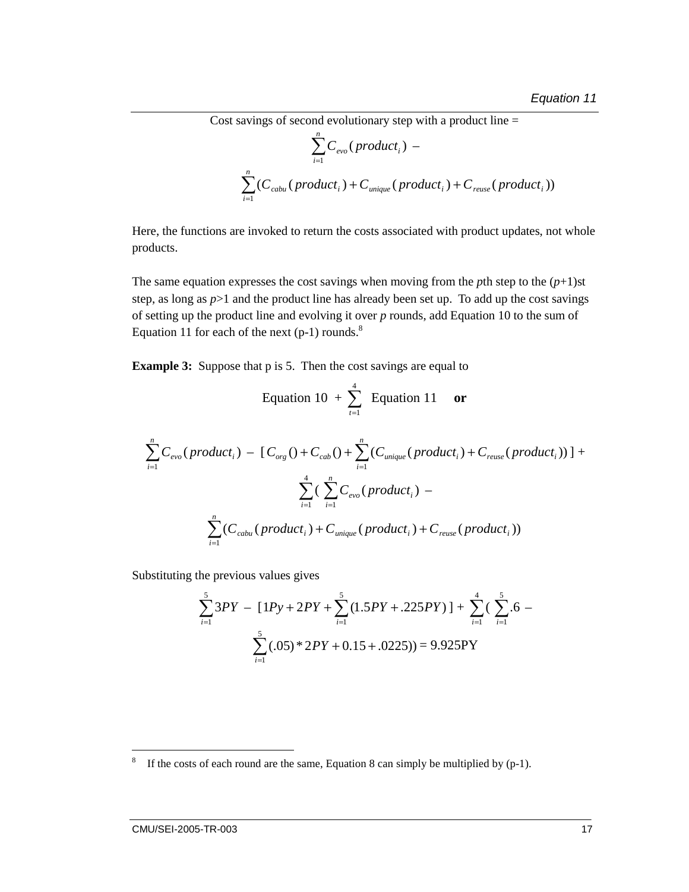*Equation 11*

Cost savings of second evolutionary step with a product line =

$$\sum_{i=1}^{n} C_{evo}(product_i) \; - $$
$$\sum_{i=1}^{n} (C_{cabu}(product_i) + C_{unique}(product_i) + C_{reuse}(product_i))$$

Here, the functions are invoked to return the costs associated with product updates, not whole products.

The same equation expresses the cost savings when moving from the *p*th step to the (*p*+1)st step, as long as *p*>1 and the product line has already been set up. To add up the cost savings of setting up the product line and evolving it over *p* rounds, add Equation 10 to the sum of Equation 11 for each of the next (p-1) rounds.[8]

**Example 3:** Suppose that p is 5. Then the cost savings are equal to

$$\text{Equation 10} \; + \sum_{t=1}^{4} \; \text{Equation 11} \quad \textbf{or}$$

$$\sum_{i=1}^{n} C_{evo}(product_i) \; - \; [C_{org}() + C_{cab}() + \sum_{i=1}^{n} (C_{unique}(product_i) + C_{reuse}(product_i))] \; +$$
$$\sum_{i=1}^{4} ( \; \sum_{i=1}^{n} C_{evo}(product_i) \; -$$
$$\sum_{i=1}^{n} (C_{cabu}(product_i) + C_{unique}(product_i) + C_{reuse}(product_i))$$

Substituting the previous values gives

$$\sum_{i=1}^{5} 3PY \; - \; [1Py + 2PY + \sum_{i=1}^{5} (1.5PY + .225PY)] \; + \; \sum_{i=1}^{4} ( \; \sum_{i=1}^{5} .6 \; -$$
$$\sum_{i=1}^{5} (.05) * 2PY + 0.15 + .0225)) = 9.925\text{PY}$$

---

[8] If the costs of each round are the same, Equation 8 can simply be multiplied by (p-1).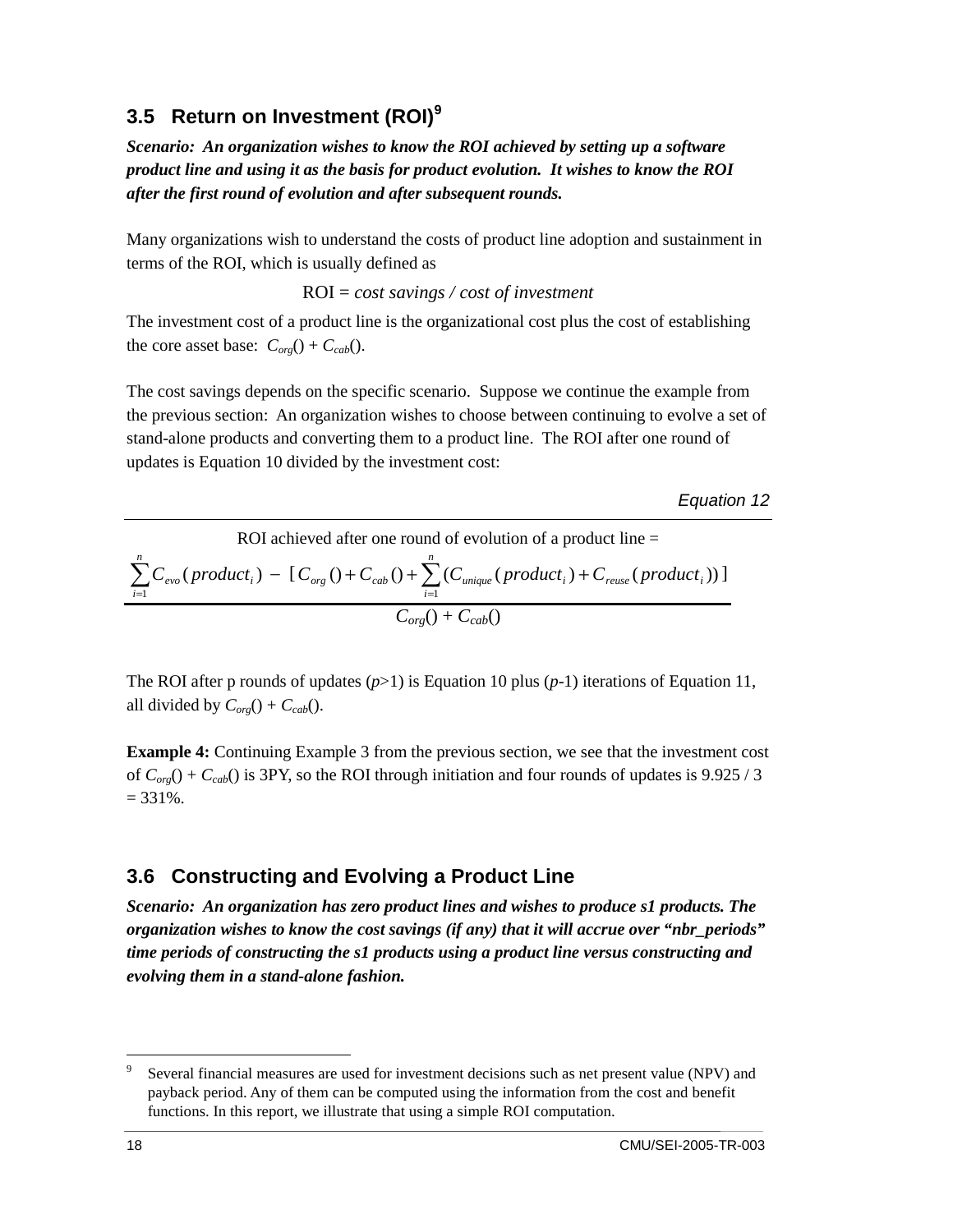## 3.5 Return on Investment (ROI)[9]

***Scenario: An organization wishes to know the ROI achieved by setting up a software product line and using it as the basis for product evolution. It wishes to know the ROI after the first round of evolution and after subsequent rounds.***

Many organizations wish to understand the costs of product line adoption and sustainment in terms of the ROI, which is usually defined as

$$\text{ROI} = \textit{cost savings / cost of investment}$$

The investment cost of a product line is the organizational cost plus the cost of establishing the core asset base: $C_{org}() + C_{cab}()$.

The cost savings depends on the specific scenario. Suppose we continue the example from the previous section: An organization wishes to choose between continuing to evolve a set of stand-alone products and converting them to a product line. The ROI after one round of updates is Equation 10 divided by the investment cost:

*Equation 12*

ROI achieved after one round of evolution of a product line =

$$\frac{\sum_{i=1}^{n} C_{evo}(product_i) - [C_{org}() + C_{cab}() + \sum_{i=1}^{n}(C_{unique}(product_i) + C_{reuse}(product_i))]}{C_{org}() + C_{cab}()}$$

The ROI after p rounds of updates ($p>1$) is Equation 10 plus ($p$-1) iterations of Equation 11, all divided by $C_{org}() + C_{cab}()$.

**Example 4:** Continuing Example 3 from the previous section, we see that the investment cost of $C_{org}() + C_{cab}()$ is 3PY, so the ROI through initiation and four rounds of updates is 9.925 / 3 = 331%.

## 3.6 Constructing and Evolving a Product Line

***Scenario: An organization has zero product lines and wishes to produce s1 products. The organization wishes to know the cost savings (if any) that it will accrue over "nbr_periods" time periods of constructing the s1 products using a product line versus constructing and evolving them in a stand-alone fashion.***

---

[9] Several financial measures are used for investment decisions such as net present value (NPV) and payback period. Any of them can be computed using the information from the cost and benefit functions. In this report, we illustrate that using a simple ROI computation.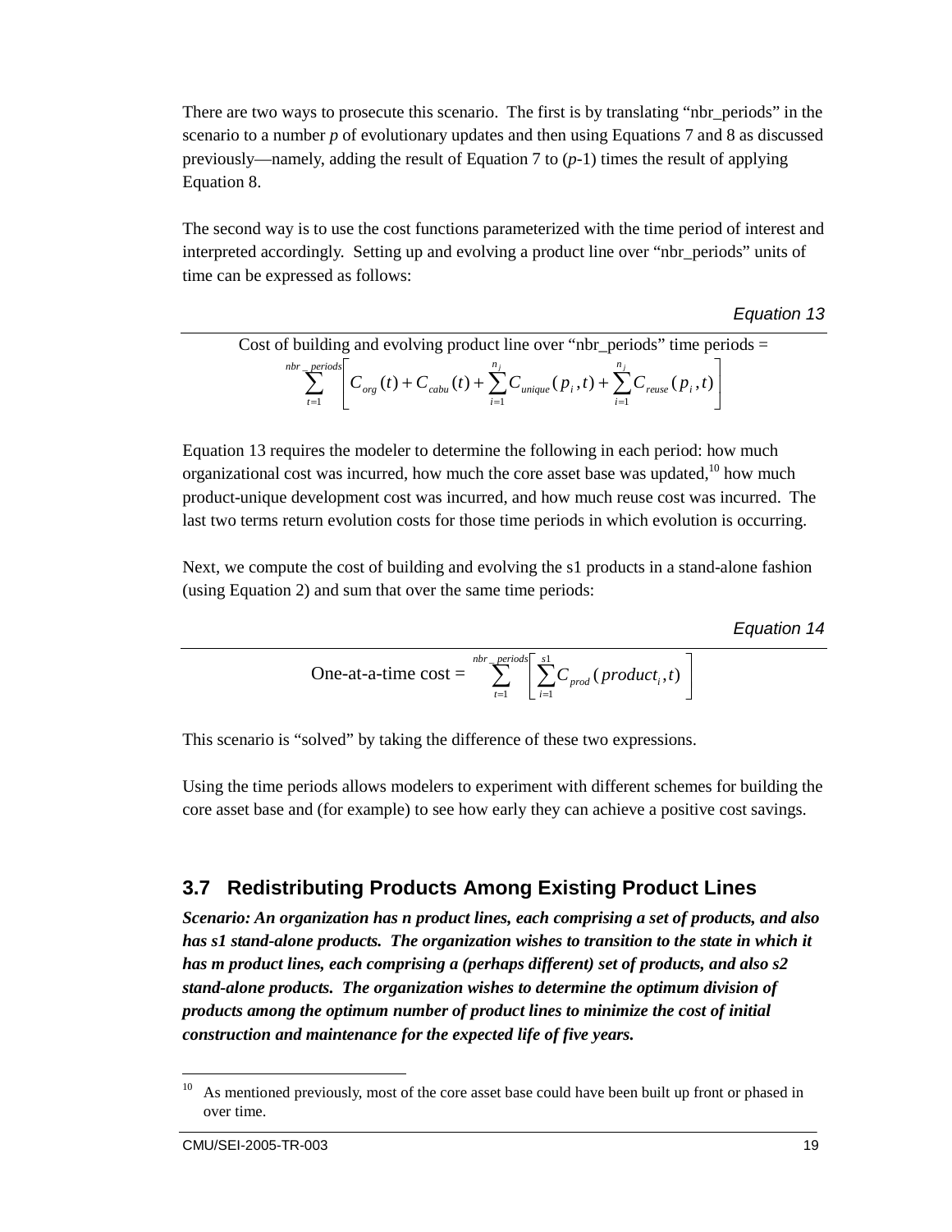There are two ways to prosecute this scenario. The first is by translating “nbr_periods” in the scenario to a number *p* of evolutionary updates and then using Equations 7 and 8 as discussed previously—namely, adding the result of Equation 7 to (*p*-1) times the result of applying Equation 8.

The second way is to use the cost functions parameterized with the time period of interest and interpreted accordingly. Setting up and evolving a product line over “nbr_periods” units of time can be expressed as follows:

*Equation 13*

Cost of building and evolving product line over “nbr_periods” time periods =

$$\sum_{t=1}^{nbr\_periods}\left[C_{org}(t)+C_{cabu}(t)+\sum_{i=1}^{n_j}C_{unique}(p_i,t)+\sum_{i=1}^{n_j}C_{reuse}(p_i,t)\right]$$

Equation 13 requires the modeler to determine the following in each period: how much organizational cost was incurred, how much the core asset base was updated,[10] how much product-unique development cost was incurred, and how much reuse cost was incurred. The last two terms return evolution costs for those time periods in which evolution is occurring.

Next, we compute the cost of building and evolving the s1 products in a stand-alone fashion (using Equation 2) and sum that over the same time periods:

*Equation 14*

$$\text{One-at-a-time cost} = \sum_{t=1}^{nbr\_periods}\left[\sum_{i=1}^{s1}C_{prod}(product_i,t)\right]$$

This scenario is “solved” by taking the difference of these two expressions.

Using the time periods allows modelers to experiment with different schemes for building the core asset base and (for example) to see how early they can achieve a positive cost savings.

## 3.7 Redistributing Products Among Existing Product Lines

***Scenario: An organization has n product lines, each comprising a set of products, and also has s1 stand-alone products. The organization wishes to transition to the state in which it has m product lines, each comprising a (perhaps different) set of products, and also s2 stand-alone products. The organization wishes to determine the optimum division of products among the optimum number of product lines to minimize the cost of initial construction and maintenance for the expected life of five years.***

---

[10] As mentioned previously, most of the core asset base could have been built up front or phased in over time.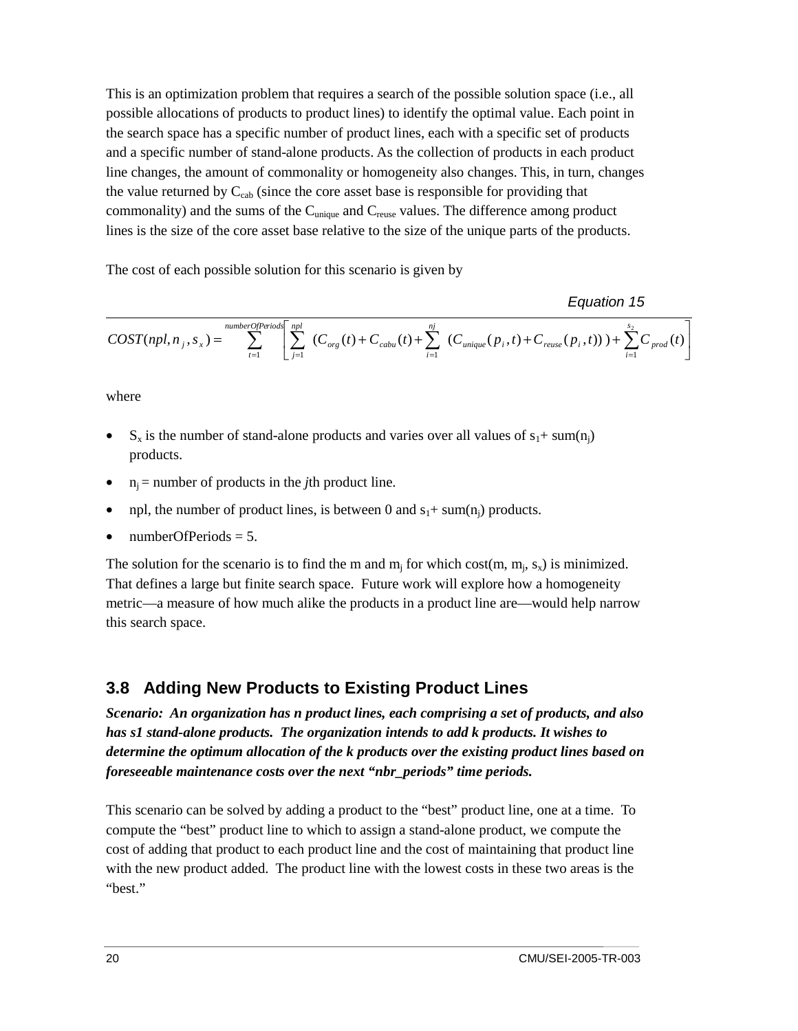This is an optimization problem that requires a search of the possible solution space (i.e., all possible allocations of products to product lines) to identify the optimal value. Each point in the search space has a specific number of product lines, each with a specific set of products and a specific number of stand-alone products. As the collection of products in each product line changes, the amount of commonality or homogeneity also changes. This, in turn, changes the value returned by $C_{cab}$ (since the core asset base is responsible for providing that commonality) and the sums of the $C_{unique}$ and $C_{reuse}$ values. The difference among product lines is the size of the core asset base relative to the size of the unique parts of the products.

The cost of each possible solution for this scenario is given by

*Equation 15*

$$COST(npl, n_j, s_x) = \sum_{t=1}^{numberOfPeriods} \left[ \sum_{j=1}^{npl} \left( C_{org}(t) + C_{cabu}(t) + \sum_{i=1}^{nj} \left( C_{unique}(p_i, t) + C_{reuse}(p_i, t) \right) \right) + \sum_{i=1}^{s_2} C_{prod}(t) \right]$$

where

- $S_x$ is the number of stand-alone products and varies over all values of $s_1$+ sum($n_j$) products.
- $n_j$ = number of products in the *j*th product line.
- npl, the number of product lines, is between 0 and $s_1$+ sum($n_j$) products.
- numberOfPeriods = 5.

The solution for the scenario is to find the m and $m_j$ for which cost(m, $m_j$, $s_x$) is minimized. That defines a large but finite search space. Future work will explore how a homogeneity metric—a measure of how much alike the products in a product line are—would help narrow this search space.

## 3.8 Adding New Products to Existing Product Lines

***Scenario: An organization has n product lines, each comprising a set of products, and also has s1 stand-alone products. The organization intends to add k products. It wishes to determine the optimum allocation of the k products over the existing product lines based on foreseeable maintenance costs over the next "nbr_periods" time periods.***

This scenario can be solved by adding a product to the "best" product line, one at a time. To compute the "best" product line to which to assign a stand-alone product, we compute the cost of adding that product to each product line and the cost of maintaining that product line with the new product added. The product line with the lowest costs in these two areas is the "best."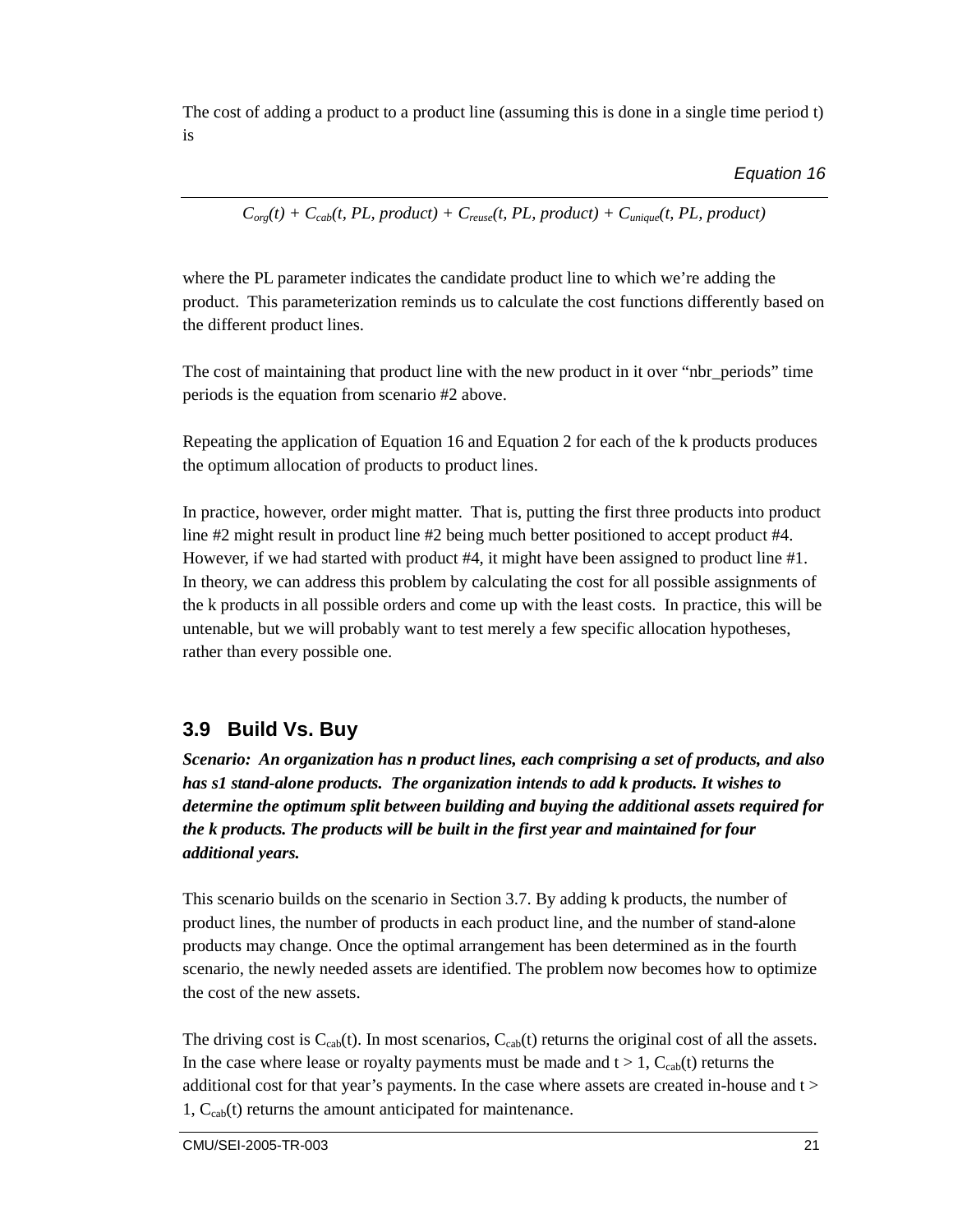The cost of adding a product to a product line (assuming this is done in a single time period t) is

*Equation 16*

$$C_{org}(t) + C_{cab}(t, PL, product) + C_{reuse}(t, PL, product) + C_{unique}(t, PL, product)$$

where the PL parameter indicates the candidate product line to which we're adding the product. This parameterization reminds us to calculate the cost functions differently based on the different product lines.

The cost of maintaining that product line with the new product in it over "nbr_periods" time periods is the equation from scenario #2 above.

Repeating the application of Equation 16 and Equation 2 for each of the k products produces the optimum allocation of products to product lines.

In practice, however, order might matter. That is, putting the first three products into product line #2 might result in product line #2 being much better positioned to accept product #4. However, if we had started with product #4, it might have been assigned to product line #1. In theory, we can address this problem by calculating the cost for all possible assignments of the k products in all possible orders and come up with the least costs. In practice, this will be untenable, but we will probably want to test merely a few specific allocation hypotheses, rather than every possible one.

## 3.9 Build Vs. Buy

***Scenario: An organization has n product lines, each comprising a set of products, and also has s1 stand-alone products. The organization intends to add k products. It wishes to determine the optimum split between building and buying the additional assets required for the k products. The products will be built in the first year and maintained for four additional years.***

This scenario builds on the scenario in Section 3.7. By adding k products, the number of product lines, the number of products in each product line, and the number of stand-alone products may change. Once the optimal arrangement has been determined as in the fourth scenario, the newly needed assets are identified. The problem now becomes how to optimize the cost of the new assets.

The driving cost is $C_{cab}(t)$. In most scenarios, $C_{cab}(t)$ returns the original cost of all the assets. In the case where lease or royalty payments must be made and $t > 1$, $C_{cab}(t)$ returns the additional cost for that year's payments. In the case where assets are created in-house and $t > 1$, $C_{cab}(t)$ returns the amount anticipated for maintenance.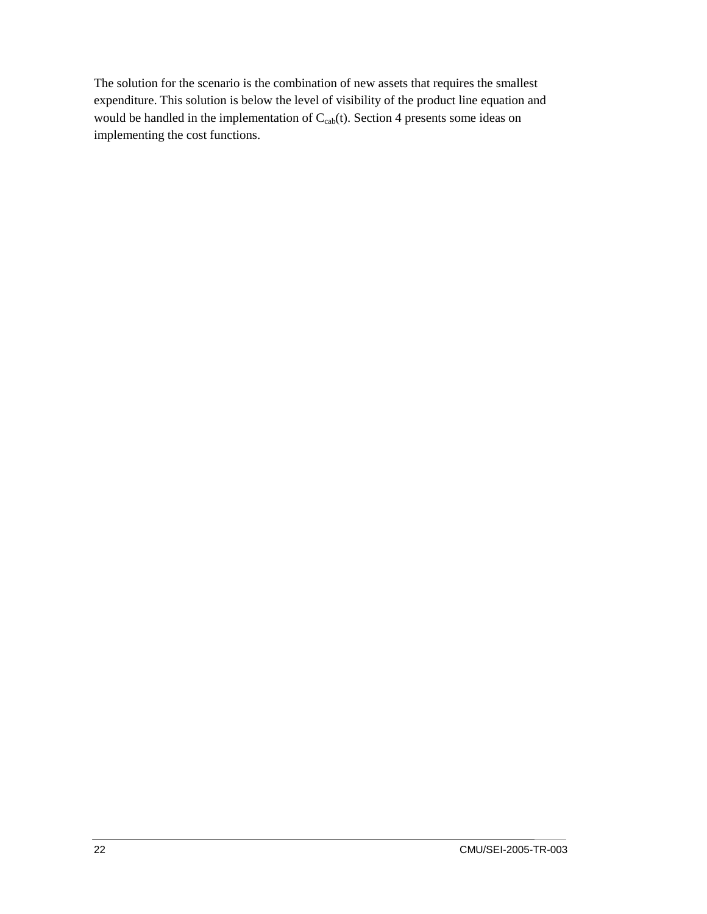The solution for the scenario is the combination of new assets that requires the smallest expenditure. This solution is below the level of visibility of the product line equation and would be handled in the implementation of $C_{cab}(t)$. Section 4 presents some ideas on implementing the cost functions.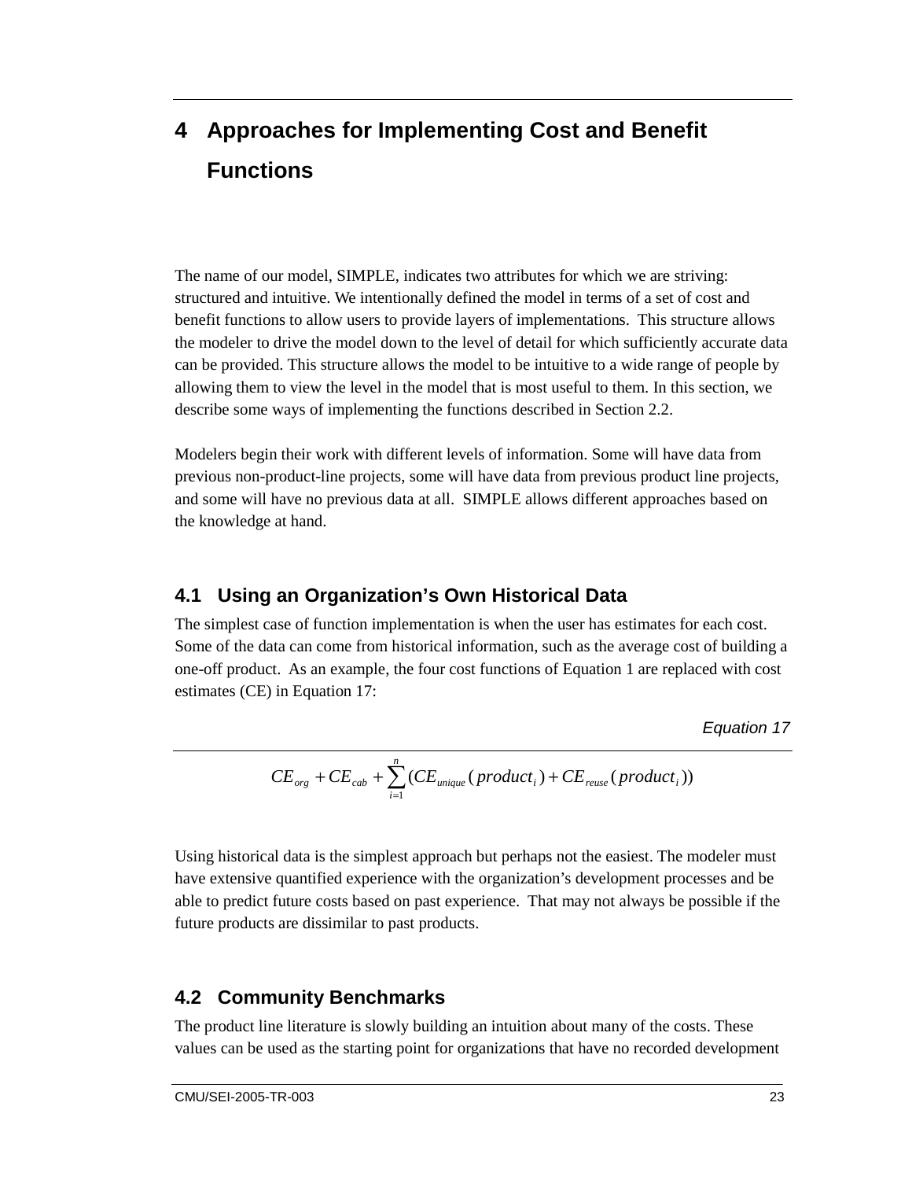# 4 Approaches for Implementing Cost and Benefit Functions

The name of our model, SIMPLE, indicates two attributes for which we are striving: structured and intuitive. We intentionally defined the model in terms of a set of cost and benefit functions to allow users to provide layers of implementations. This structure allows the modeler to drive the model down to the level of detail for which sufficiently accurate data can be provided. This structure allows the model to be intuitive to a wide range of people by allowing them to view the level in the model that is most useful to them. In this section, we describe some ways of implementing the functions described in Section 2.2.

Modelers begin their work with different levels of information. Some will have data from previous non-product-line projects, some will have data from previous product line projects, and some will have no previous data at all. SIMPLE allows different approaches based on the knowledge at hand.

## 4.1 Using an Organization's Own Historical Data

The simplest case of function implementation is when the user has estimates for each cost. Some of the data can come from historical information, such as the average cost of building a one-off product. As an example, the four cost functions of Equation 1 are replaced with cost estimates (CE) in Equation 17:

*Equation 17*

$$CE_{org} + CE_{cab} + \sum_{i=1}^{n} (CE_{unique}(product_i) + CE_{reuse}(product_i))$$

Using historical data is the simplest approach but perhaps not the easiest. The modeler must have extensive quantified experience with the organization's development processes and be able to predict future costs based on past experience. That may not always be possible if the future products are dissimilar to past products.

## 4.2 Community Benchmarks

The product line literature is slowly building an intuition about many of the costs. These values can be used as the starting point for organizations that have no recorded development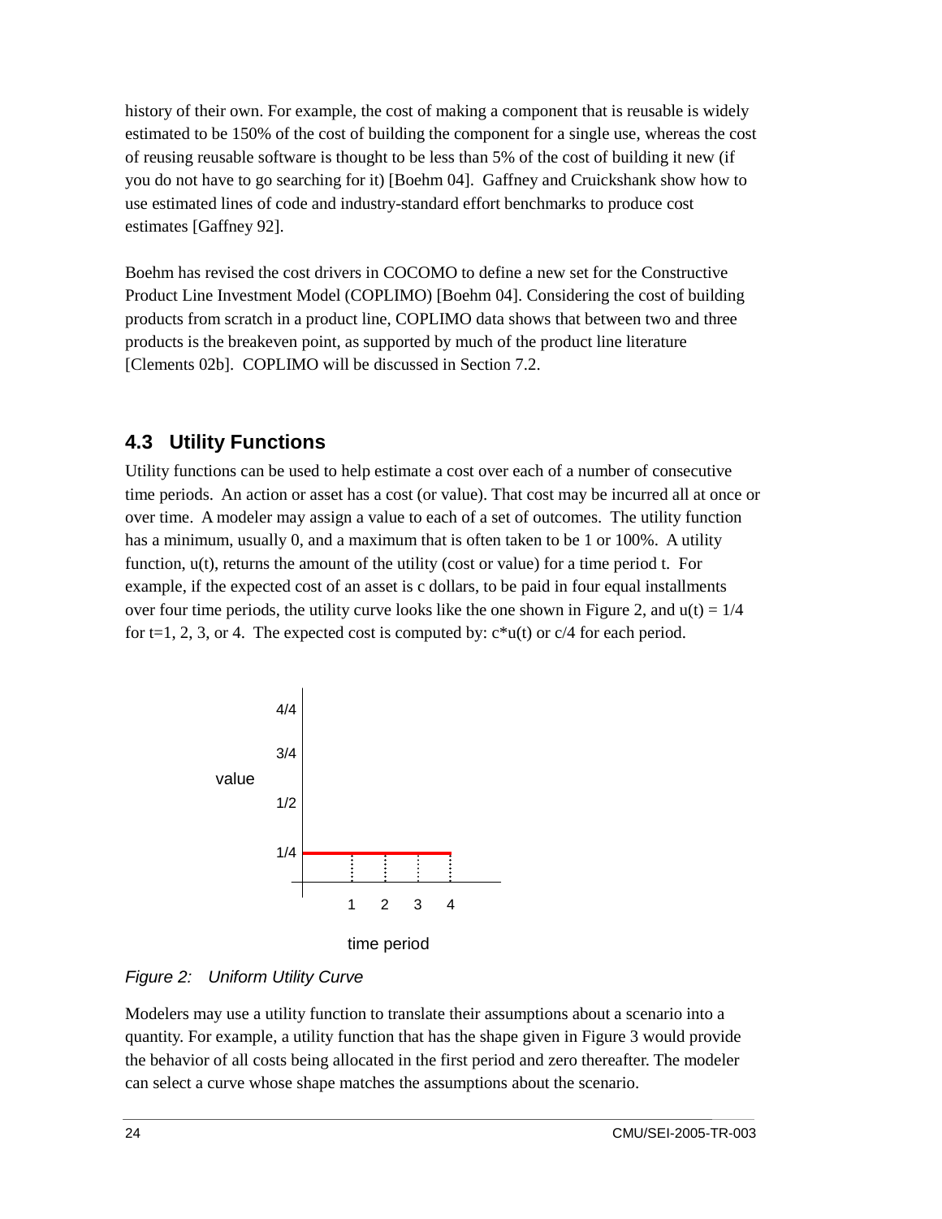history of their own. For example, the cost of making a component that is reusable is widely estimated to be 150% of the cost of building the component for a single use, whereas the cost of reusing reusable software is thought to be less than 5% of the cost of building it new (if you do not have to go searching for it) [Boehm 04]. Gaffney and Cruickshank show how to use estimated lines of code and industry-standard effort benchmarks to produce cost estimates [Gaffney 92].

Boehm has revised the cost drivers in COCOMO to define a new set for the Constructive Product Line Investment Model (COPLIMO) [Boehm 04]. Considering the cost of building products from scratch in a product line, COPLIMO data shows that between two and three products is the breakeven point, as supported by much of the product line literature [Clements 02b]. COPLIMO will be discussed in Section 7.2.

## 4.3 Utility Functions

Utility functions can be used to help estimate a cost over each of a number of consecutive time periods. An action or asset has a cost (or value). That cost may be incurred all at once or over time. A modeler may assign a value to each of a set of outcomes. The utility function has a minimum, usually 0, and a maximum that is often taken to be 1 or 100%. A utility function, $u(t)$, returns the amount of the utility (cost or value) for a time period t. For example, if the expected cost of an asset is c dollars, to be paid in four equal installments over four time periods, the utility curve looks like the one shown in Figure 2, and $u(t) = 1/4$ for t=1, 2, 3, or 4. The expected cost is computed by: $c*u(t)$ or $c/4$ for each period.

*Figure 2: Uniform Utility Curve*

Modelers may use a utility function to translate their assumptions about a scenario into a quantity. For example, a utility function that has the shape given in Figure 3 would provide the behavior of all costs being allocated in the first period and zero thereafter. The modeler can select a curve whose shape matches the assumptions about the scenario.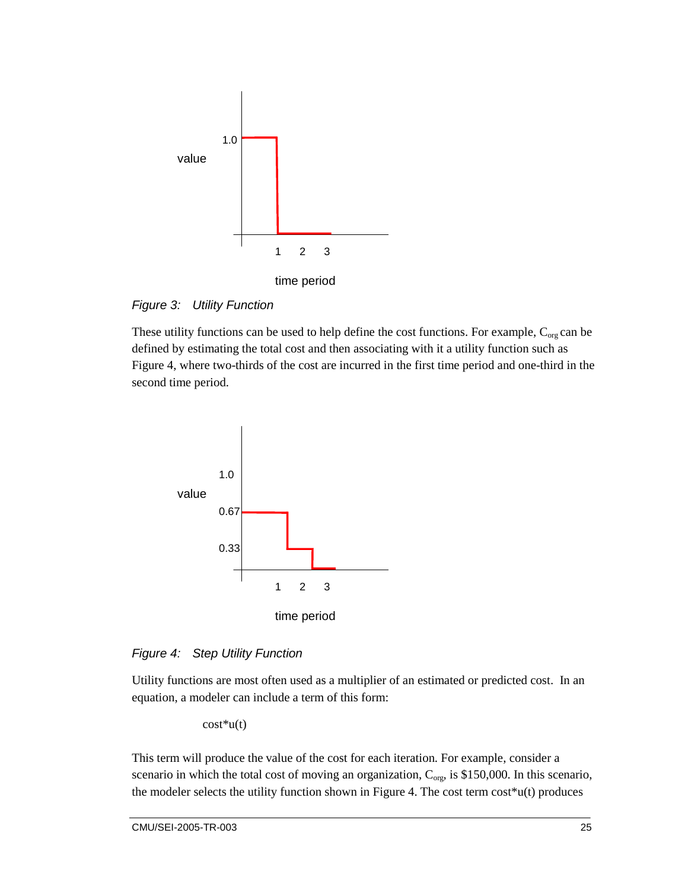*Figure 3: Utility Function*

These utility functions can be used to help define the cost functions. For example, $C_{org}$ can be defined by estimating the total cost and then associating with it a utility function such as Figure 4, where two-thirds of the cost are incurred in the first time period and one-third in the second time period.

*Figure 4: Step Utility Function*

Utility functions are most often used as a multiplier of an estimated or predicted cost. In an equation, a modeler can include a term of this form:

cost*u(t)

This term will produce the value of the cost for each iteration. For example, consider a scenario in which the total cost of moving an organization, $C_{org}$, is $150,000. In this scenario, the modeler selects the utility function shown in Figure 4. The cost term cost*u(t) produces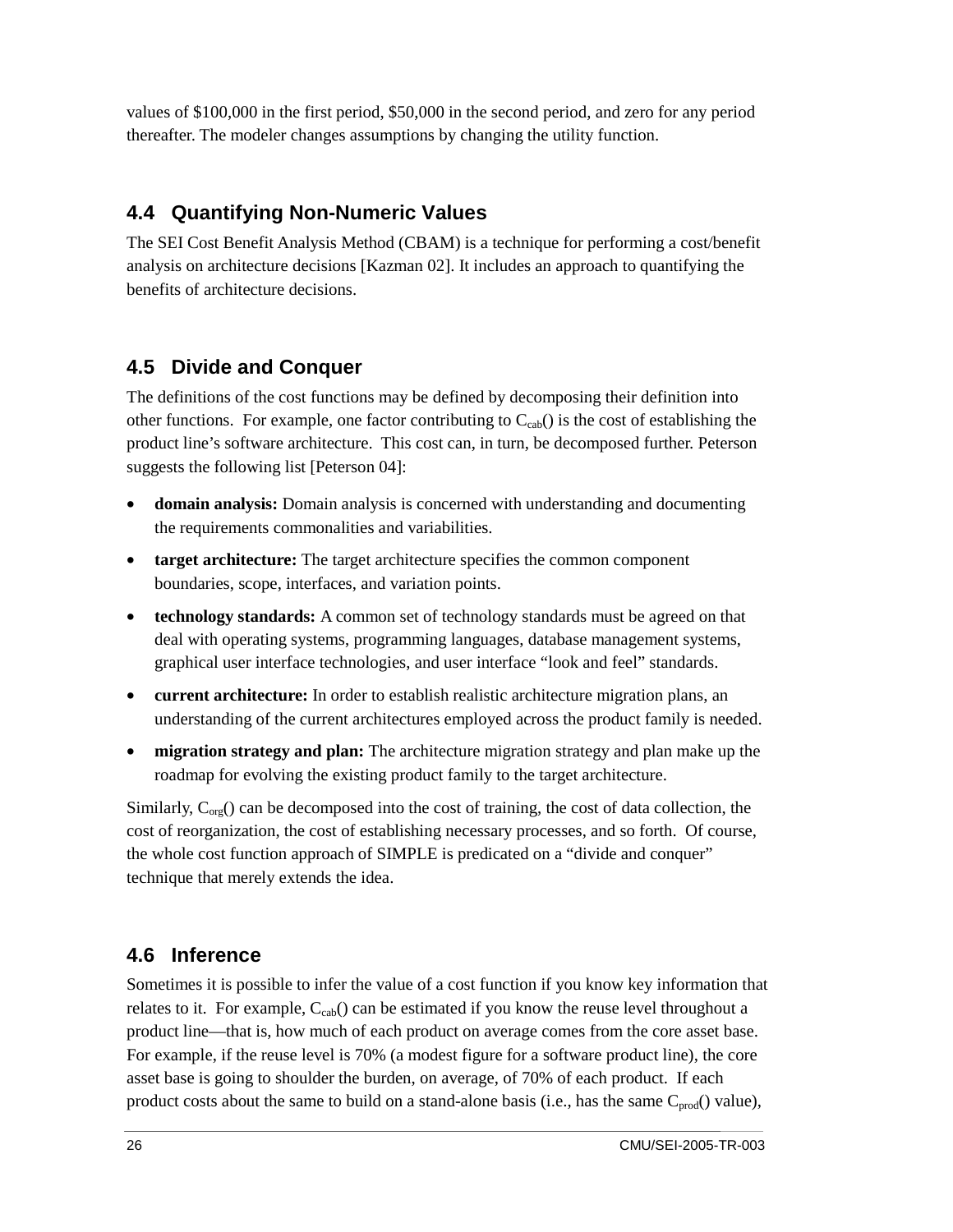values of $100,000 in the first period, $50,000 in the second period, and zero for any period thereafter. The modeler changes assumptions by changing the utility function.

## 4.4 Quantifying Non-Numeric Values

The SEI Cost Benefit Analysis Method (CBAM) is a technique for performing a cost/benefit analysis on architecture decisions [Kazman 02]. It includes an approach to quantifying the benefits of architecture decisions.

## 4.5 Divide and Conquer

The definitions of the cost functions may be defined by decomposing their definition into other functions. For example, one factor contributing to $C_{cab}()$ is the cost of establishing the product line's software architecture. This cost can, in turn, be decomposed further. Peterson suggests the following list [Peterson 04]:

- **domain analysis:** Domain analysis is concerned with understanding and documenting the requirements commonalities and variabilities.
- **target architecture:** The target architecture specifies the common component boundaries, scope, interfaces, and variation points.
- **technology standards:** A common set of technology standards must be agreed on that deal with operating systems, programming languages, database management systems, graphical user interface technologies, and user interface "look and feel" standards.
- **current architecture:** In order to establish realistic architecture migration plans, an understanding of the current architectures employed across the product family is needed.
- **migration strategy and plan:** The architecture migration strategy and plan make up the roadmap for evolving the existing product family to the target architecture.

Similarly, $C_{org}()$ can be decomposed into the cost of training, the cost of data collection, the cost of reorganization, the cost of establishing necessary processes, and so forth. Of course, the whole cost function approach of SIMPLE is predicated on a "divide and conquer" technique that merely extends the idea.

## 4.6 Inference

Sometimes it is possible to infer the value of a cost function if you know key information that relates to it. For example, $C_{cab}()$ can be estimated if you know the reuse level throughout a product line—that is, how much of each product on average comes from the core asset base. For example, if the reuse level is 70% (a modest figure for a software product line), the core asset base is going to shoulder the burden, on average, of 70% of each product. If each product costs about the same to build on a stand-alone basis (i.e., has the same $C_{prod}()$ value),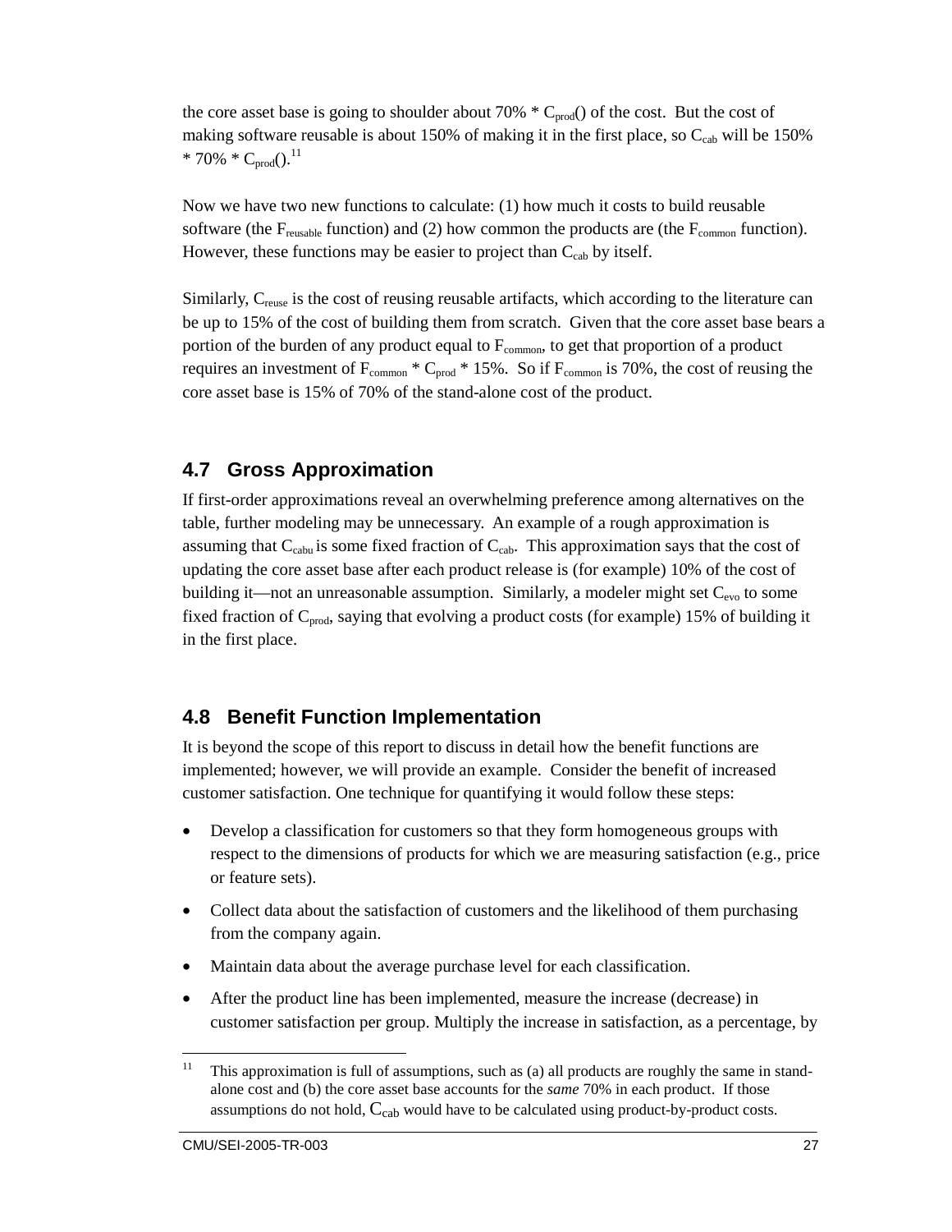the core asset base is going to shoulder about 70% * $C_{prod}()$ of the cost. But the cost of making software reusable is about 150% of making it in the first place, so $C_{cab}$ will be 150% * 70% * $C_{prod}()$.[11]

Now we have two new functions to calculate: (1) how much it costs to build reusable software (the $F_{reusable}$ function) and (2) how common the products are (the $F_{common}$ function). However, these functions may be easier to project than $C_{cab}$ by itself.

Similarly, $C_{reuse}$ is the cost of reusing reusable artifacts, which according to the literature can be up to 15% of the cost of building them from scratch. Given that the core asset base bears a portion of the burden of any product equal to $F_{common}$, to get that proportion of a product requires an investment of $F_{common}$ * $C_{prod}$ * 15%. So if $F_{common}$ is 70%, the cost of reusing the core asset base is 15% of 70% of the stand-alone cost of the product.

## 4.7 Gross Approximation

If first-order approximations reveal an overwhelming preference among alternatives on the table, further modeling may be unnecessary. An example of a rough approximation is assuming that $C_{cabu}$ is some fixed fraction of $C_{cab}$. This approximation says that the cost of updating the core asset base after each product release is (for example) 10% of the cost of building it—not an unreasonable assumption. Similarly, a modeler might set $C_{evo}$ to some fixed fraction of $C_{prod}$, saying that evolving a product costs (for example) 15% of building it in the first place.

## 4.8 Benefit Function Implementation

It is beyond the scope of this report to discuss in detail how the benefit functions are implemented; however, we will provide an example. Consider the benefit of increased customer satisfaction. One technique for quantifying it would follow these steps:

- Develop a classification for customers so that they form homogeneous groups with respect to the dimensions of products for which we are measuring satisfaction (e.g., price or feature sets).
- Collect data about the satisfaction of customers and the likelihood of them purchasing from the company again.
- Maintain data about the average purchase level for each classification.
- After the product line has been implemented, measure the increase (decrease) in customer satisfaction per group. Multiply the increase in satisfaction, as a percentage, by

---

[11] This approximation is full of assumptions, such as (a) all products are roughly the same in stand-alone cost and (b) the core asset base accounts for the *same* 70% in each product. If those assumptions do not hold, $C_{cab}$ would have to be calculated using product-by-product costs.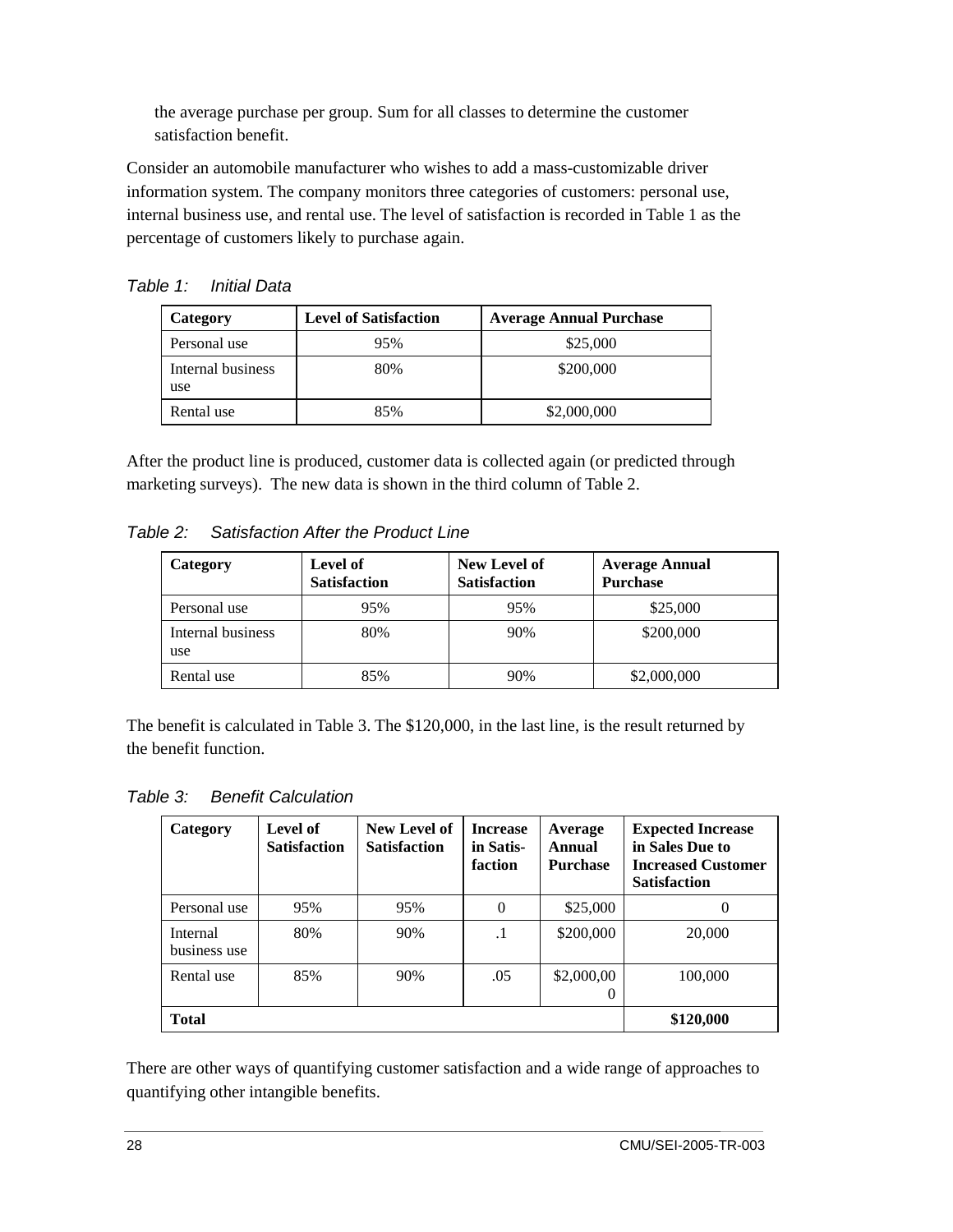the average purchase per group. Sum for all classes to determine the customer satisfaction benefit.

Consider an automobile manufacturer who wishes to add a mass-customizable driver information system. The company monitors three categories of customers: personal use, internal business use, and rental use. The level of satisfaction is recorded in Table 1 as the percentage of customers likely to purchase again.

*Table 1: Initial Data*

| Category | Level of Satisfaction | Average Annual Purchase |
| --- | --- | --- |
| Personal use | 95% | $25,000 |
| Internal business use | 80% | $200,000 |
| Rental use | 85% | $2,000,000 |

After the product line is produced, customer data is collected again (or predicted through marketing surveys). The new data is shown in the third column of Table 2.

*Table 2: Satisfaction After the Product Line*

| Category | Level of Satisfaction | New Level of Satisfaction | Average Annual Purchase |
| --- | --- | --- | --- |
| Personal use | 95% | 95% | $25,000 |
| Internal business use | 80% | 90% | $200,000 |
| Rental use | 85% | 90% | $2,000,000 |

The benefit is calculated in Table 3. The $120,000, in the last line, is the result returned by the benefit function.

*Table 3: Benefit Calculation*

| Category | Level of Satisfaction | New Level of Satisfaction | Increase in Satisfaction | Average Annual Purchase | Expected Increase in Sales Due to Increased Customer Satisfaction |
| --- | --- | --- | --- | --- | --- |
| Personal use | 95% | 95% | 0 | $25,000 | 0 |
| Internal business use | 80% | 90% | .1 | $200,000 | 20,000 |
| Rental use | 85% | 90% | .05 | $2,000,000 | 100,000 |
| **Total** | | | | | **$120,000** |

There are other ways of quantifying customer satisfaction and a wide range of approaches to quantifying other intangible benefits.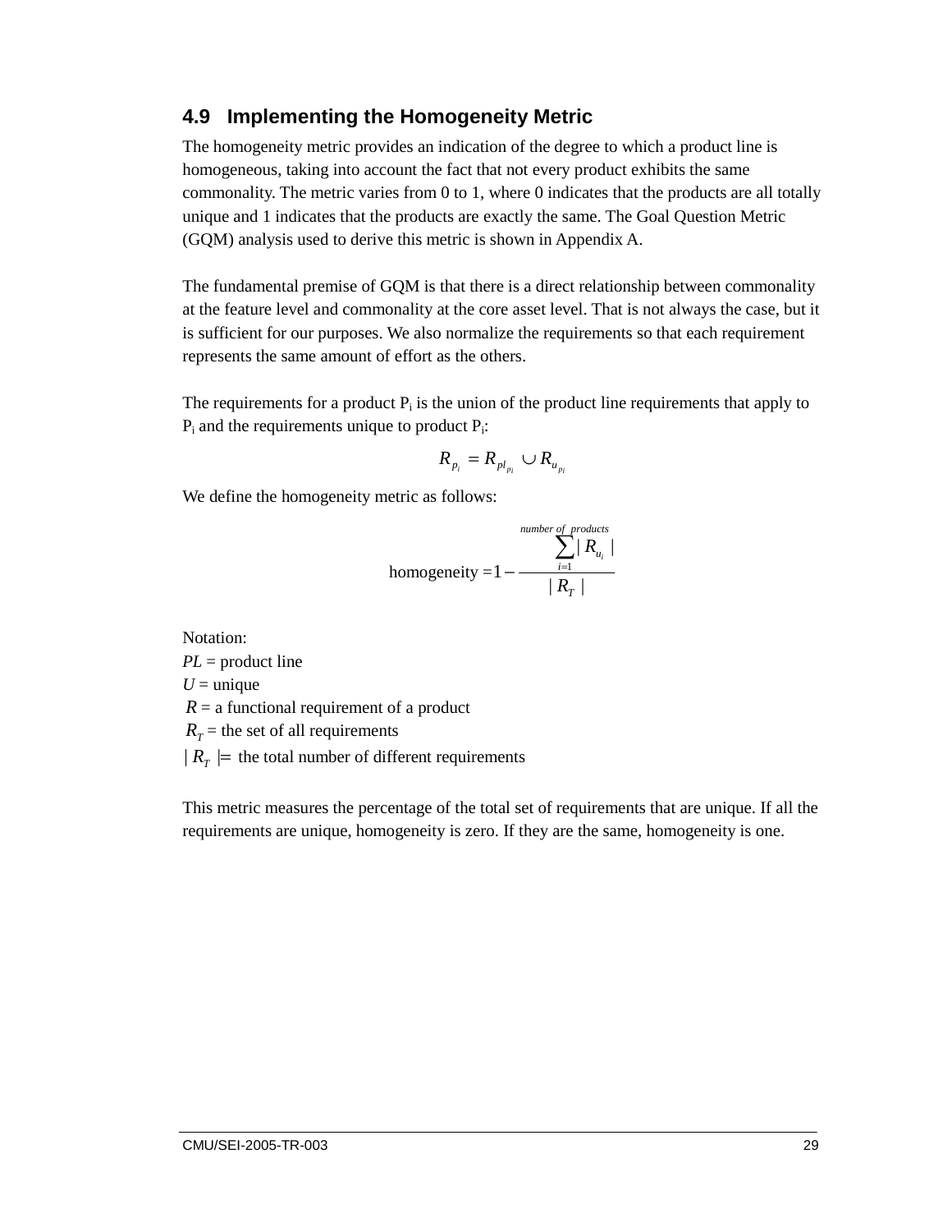## 4.9 Implementing the Homogeneity Metric

The homogeneity metric provides an indication of the degree to which a product line is homogeneous, taking into account the fact that not every product exhibits the same commonality. The metric varies from 0 to 1, where 0 indicates that the products are all totally unique and 1 indicates that the products are exactly the same. The Goal Question Metric (GQM) analysis used to derive this metric is shown in Appendix A.

The fundamental premise of GQM is that there is a direct relationship between commonality at the feature level and commonality at the core asset level. That is not always the case, but it is sufficient for our purposes. We also normalize the requirements so that each requirement represents the same amount of effort as the others.

The requirements for a product $P_i$ is the union of the product line requirements that apply to $P_i$ and the requirements unique to product $P_i$:

$$R_{p_i} = R_{pl_{p_i}} \cup R_{u_{p_i}}$$

We define the homogeneity metric as follows:

$$\text{homogeneity} = 1 - \frac{\sum_{i=1}^{number\ of\ products} | R_{u_i} |}{| R_T |}$$

Notation:
$PL$ = product line
$U$ = unique
$R$ = a functional requirement of a product
$R_T$ = the set of all requirements
$| R_T | =$ the total number of different requirements

This metric measures the percentage of the total set of requirements that are unique. If all the requirements are unique, homogeneity is zero. If they are the same, homogeneity is one.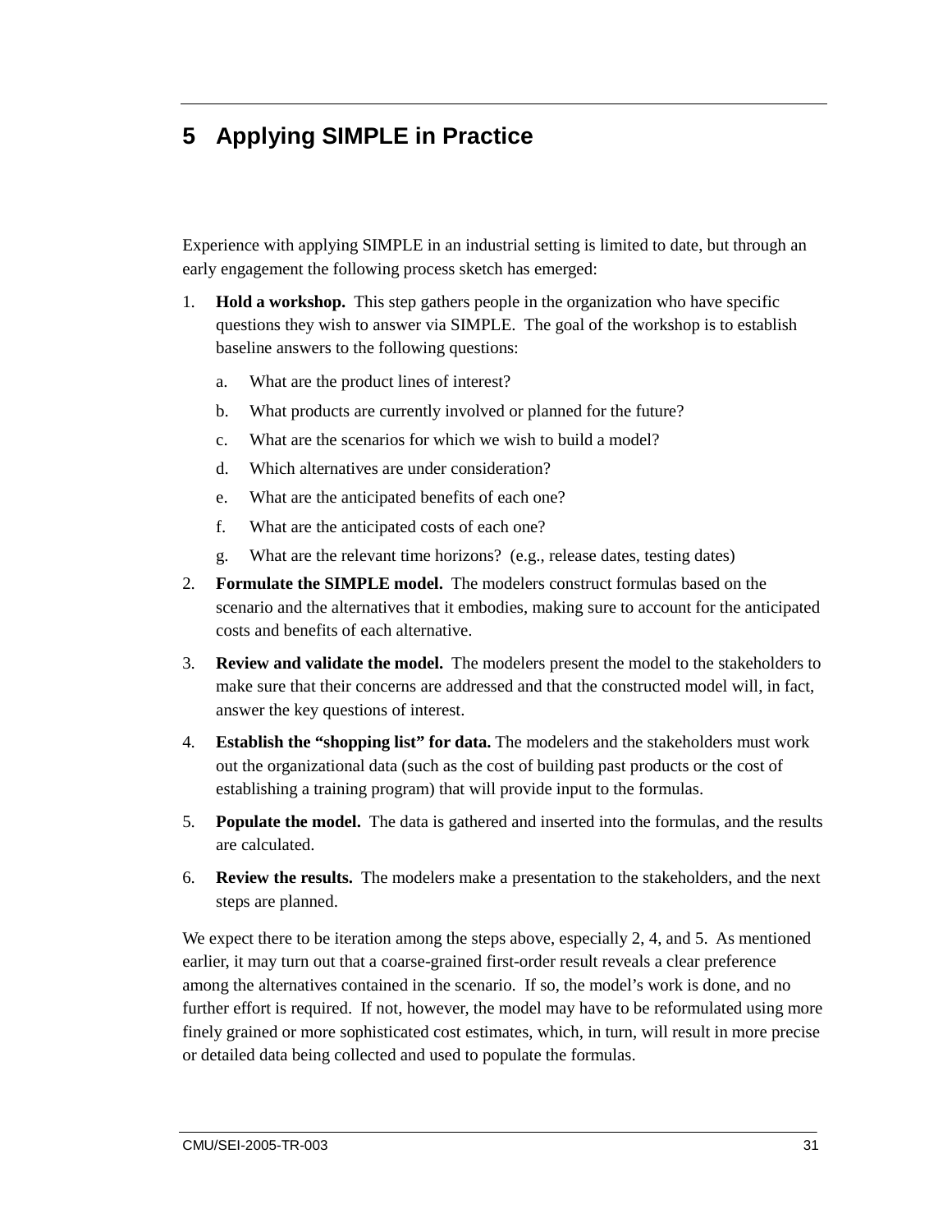# 5 Applying SIMPLE in Practice

Experience with applying SIMPLE in an industrial setting is limited to date, but through an early engagement the following process sketch has emerged:

1. **Hold a workshop.** This step gathers people in the organization who have specific questions they wish to answer via SIMPLE. The goal of the workshop is to establish baseline answers to the following questions:
   a. What are the product lines of interest?
   b. What products are currently involved or planned for the future?
   c. What are the scenarios for which we wish to build a model?
   d. Which alternatives are under consideration?
   e. What are the anticipated benefits of each one?
   f. What are the anticipated costs of each one?
   g. What are the relevant time horizons? (e.g., release dates, testing dates)
2. **Formulate the SIMPLE model.** The modelers construct formulas based on the scenario and the alternatives that it embodies, making sure to account for the anticipated costs and benefits of each alternative.
3. **Review and validate the model.** The modelers present the model to the stakeholders to make sure that their concerns are addressed and that the constructed model will, in fact, answer the key questions of interest.
4. **Establish the "shopping list" for data.** The modelers and the stakeholders must work out the organizational data (such as the cost of building past products or the cost of establishing a training program) that will provide input to the formulas.
5. **Populate the model.** The data is gathered and inserted into the formulas, and the results are calculated.
6. **Review the results.** The modelers make a presentation to the stakeholders, and the next steps are planned.

We expect there to be iteration among the steps above, especially 2, 4, and 5. As mentioned earlier, it may turn out that a coarse-grained first-order result reveals a clear preference among the alternatives contained in the scenario. If so, the model's work is done, and no further effort is required. If not, however, the model may have to be reformulated using more finely grained or more sophisticated cost estimates, which, in turn, will result in more precise or detailed data being collected and used to populate the formulas.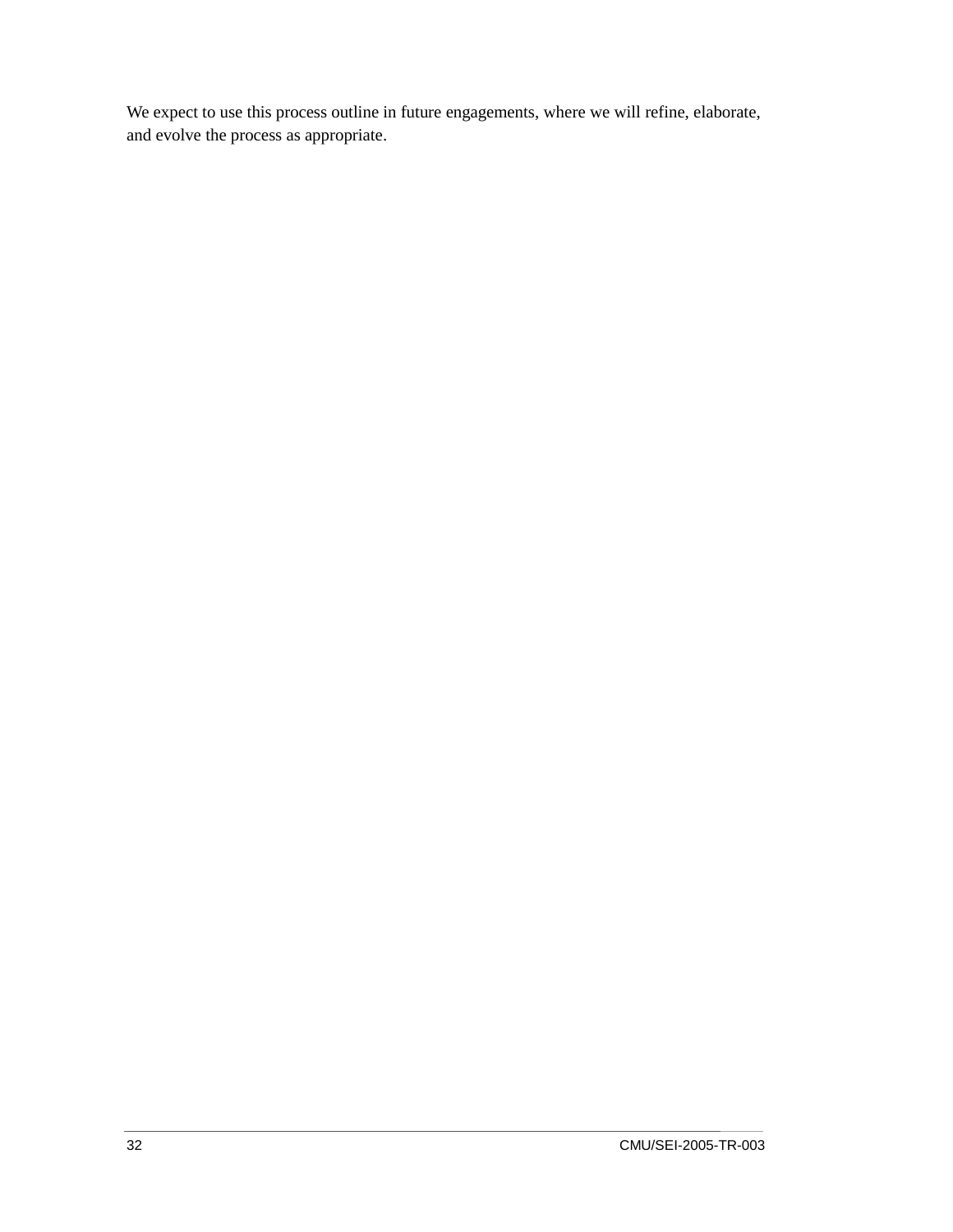We expect to use this process outline in future engagements, where we will refine, elaborate, and evolve the process as appropriate.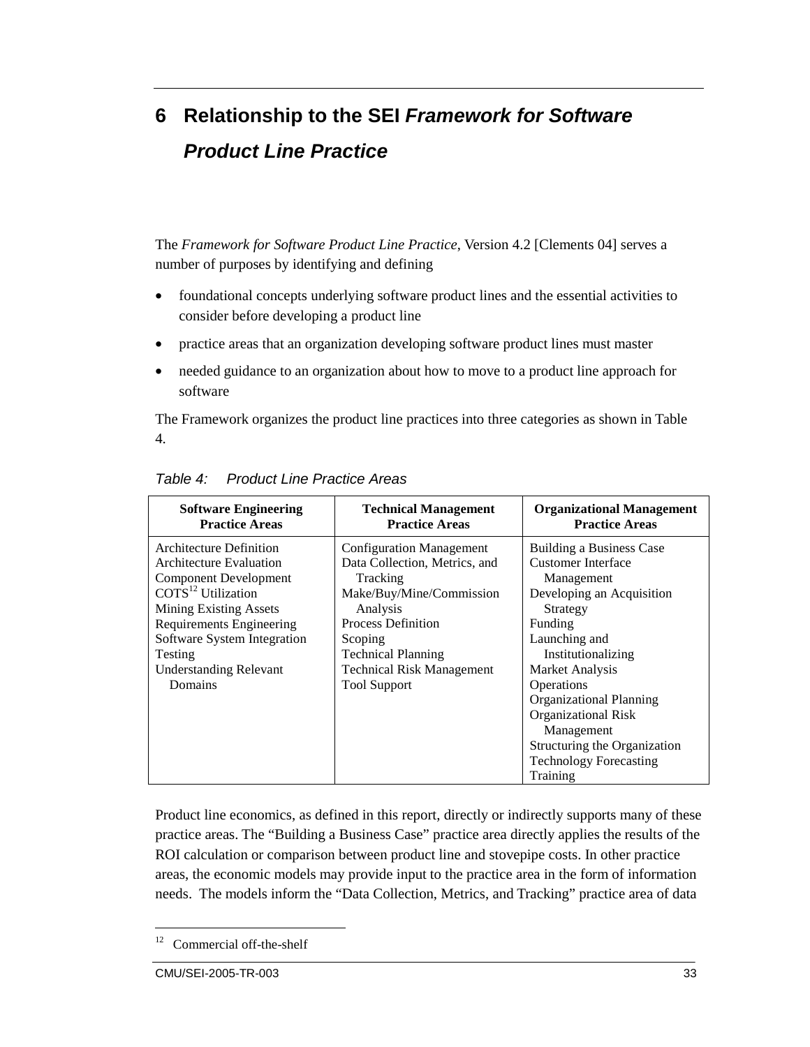# 6 Relationship to the SEI *Framework for Software Product Line Practice*

The *Framework for Software Product Line Practice*, Version 4.2 [Clements 04] serves a number of purposes by identifying and defining

- foundational concepts underlying software product lines and the essential activities to consider before developing a product line
- practice areas that an organization developing software product lines must master
- needed guidance to an organization about how to move to a product line approach for software

The Framework organizes the product line practices into three categories as shown in Table 4.

*Table 4: Product Line Practice Areas*

| Software Engineering Practice Areas | Technical Management Practice Areas | Organizational Management Practice Areas |
|---|---|---|
| Architecture Definition<br>Architecture Evaluation<br>Component Development<br>COTS[12] Utilization<br>Mining Existing Assets<br>Requirements Engineering<br>Software System Integration<br>Testing<br>Understanding Relevant Domains | Configuration Management<br>Data Collection, Metrics, and Tracking<br>Make/Buy/Mine/Commission Analysis<br>Process Definition<br>Scoping<br>Technical Planning<br>Technical Risk Management<br>Tool Support | Building a Business Case<br>Customer Interface Management<br>Developing an Acquisition Strategy<br>Funding<br>Launching and Institutionalizing<br>Market Analysis<br>Operations<br>Organizational Planning<br>Organizational Risk Management<br>Structuring the Organization<br>Technology Forecasting<br>Training |

Product line economics, as defined in this report, directly or indirectly supports many of these practice areas. The "Building a Business Case" practice area directly applies the results of the ROI calculation or comparison between product line and stovepipe costs. In other practice areas, the economic models may provide input to the practice area in the form of information needs. The models inform the "Data Collection, Metrics, and Tracking" practice area of data

[12] Commercial off-the-shelf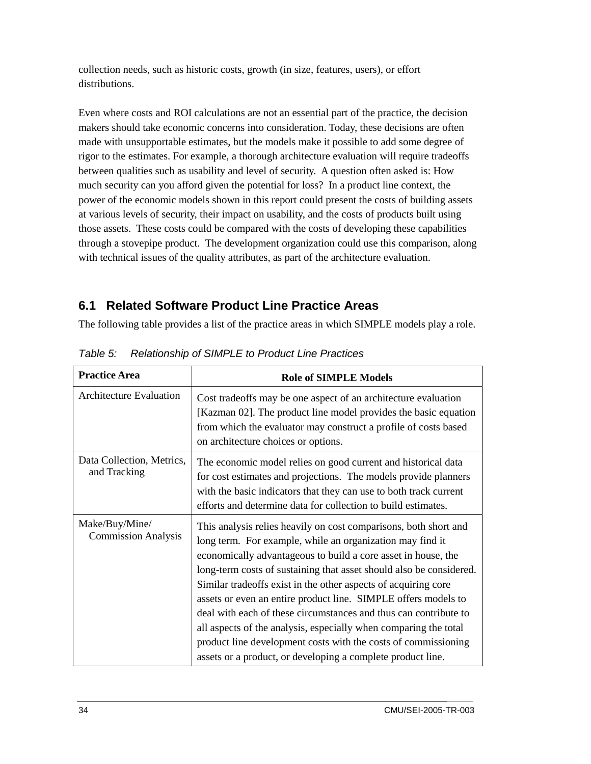collection needs, such as historic costs, growth (in size, features, users), or effort distributions.

Even where costs and ROI calculations are not an essential part of the practice, the decision makers should take economic concerns into consideration. Today, these decisions are often made with unsupportable estimates, but the models make it possible to add some degree of rigor to the estimates. For example, a thorough architecture evaluation will require tradeoffs between qualities such as usability and level of security. A question often asked is: How much security can you afford given the potential for loss? In a product line context, the power of the economic models shown in this report could present the costs of building assets at various levels of security, their impact on usability, and the costs of products built using those assets. These costs could be compared with the costs of developing these capabilities through a stovepipe product. The development organization could use this comparison, along with technical issues of the quality attributes, as part of the architecture evaluation.

## 6.1 Related Software Product Line Practice Areas

The following table provides a list of the practice areas in which SIMPLE models play a role.

*Table 5: Relationship of SIMPLE to Product Line Practices*

| Practice Area | Role of SIMPLE Models |
|---|---|
| Architecture Evaluation | Cost tradeoffs may be one aspect of an architecture evaluation [Kazman 02]. The product line model provides the basic equation from which the evaluator may construct a profile of costs based on architecture choices or options. |
| Data Collection, Metrics, and Tracking | The economic model relies on good current and historical data for cost estimates and projections. The models provide planners with the basic indicators that they can use to both track current efforts and determine data for collection to build estimates. |
| Make/Buy/Mine/ Commission Analysis | This analysis relies heavily on cost comparisons, both short and long term. For example, while an organization may find it economically advantageous to build a core asset in house, the long-term costs of sustaining that asset should also be considered. Similar tradeoffs exist in the other aspects of acquiring core assets or even an entire product line. SIMPLE offers models to deal with each of these circumstances and thus can contribute to all aspects of the analysis, especially when comparing the total product line development costs with the costs of commissioning assets or a product, or developing a complete product line. |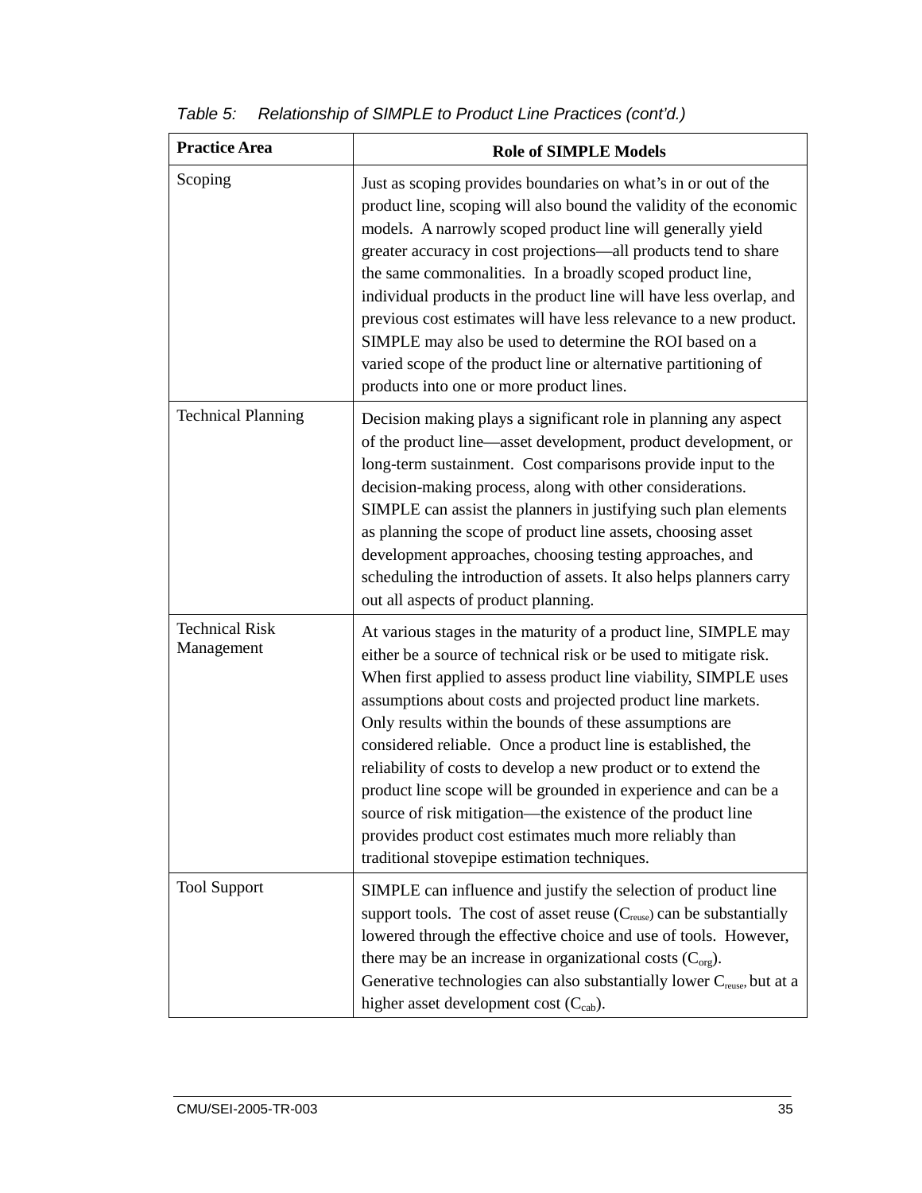*Table 5: Relationship of SIMPLE to Product Line Practices (cont'd.)*

| **Practice Area** | **Role of SIMPLE Models** |
|---|---|
| Scoping | Just as scoping provides boundaries on what's in or out of the product line, scoping will also bound the validity of the economic models. A narrowly scoped product line will generally yield greater accuracy in cost projections—all products tend to share the same commonalities. In a broadly scoped product line, individual products in the product line will have less overlap, and previous cost estimates will have less relevance to a new product. SIMPLE may also be used to determine the ROI based on a varied scope of the product line or alternative partitioning of products into one or more product lines. |
| Technical Planning | Decision making plays a significant role in planning any aspect of the product line—asset development, product development, or long-term sustainment. Cost comparisons provide input to the decision-making process, along with other considerations. SIMPLE can assist the planners in justifying such plan elements as planning the scope of product line assets, choosing asset development approaches, choosing testing approaches, and scheduling the introduction of assets. It also helps planners carry out all aspects of product planning. |
| Technical Risk Management | At various stages in the maturity of a product line, SIMPLE may either be a source of technical risk or be used to mitigate risk. When first applied to assess product line viability, SIMPLE uses assumptions about costs and projected product line markets. Only results within the bounds of these assumptions are considered reliable. Once a product line is established, the reliability of costs to develop a new product or to extend the product line scope will be grounded in experience and can be a source of risk mitigation—the existence of the product line provides product cost estimates much more reliably than traditional stovepipe estimation techniques. |
| Tool Support | SIMPLE can influence and justify the selection of product line support tools. The cost of asset reuse ($C_{reuse}$) can be substantially lowered through the effective choice and use of tools. However, there may be an increase in organizational costs ($C_{org}$). Generative technologies can also substantially lower $C_{reuse}$, but at a higher asset development cost ($C_{cab}$). |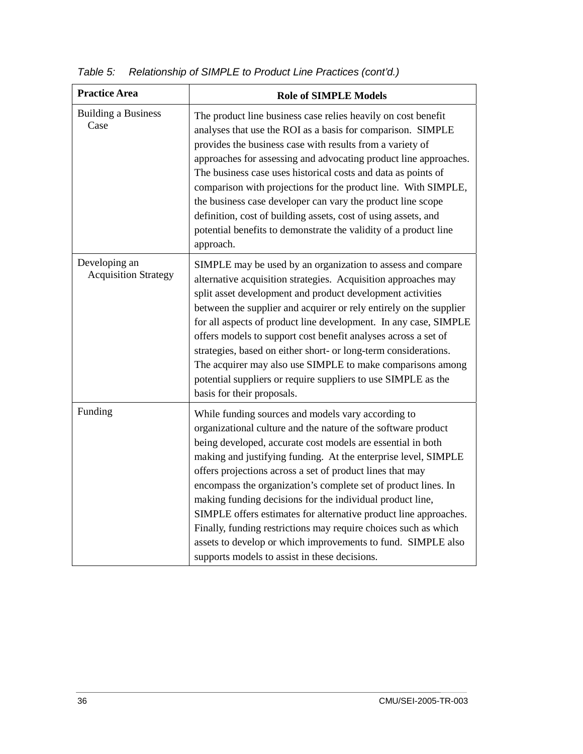*Table 5: Relationship of SIMPLE to Product Line Practices (cont'd.)*

| Practice Area | Role of SIMPLE Models |
| --- | --- |
| Building a Business Case | The product line business case relies heavily on cost benefit analyses that use the ROI as a basis for comparison. SIMPLE provides the business case with results from a variety of approaches for assessing and advocating product line approaches. The business case uses historical costs and data as points of comparison with projections for the product line. With SIMPLE, the business case developer can vary the product line scope definition, cost of building assets, cost of using assets, and potential benefits to demonstrate the validity of a product line approach. |
| Developing an Acquisition Strategy | SIMPLE may be used by an organization to assess and compare alternative acquisition strategies. Acquisition approaches may split asset development and product development activities between the supplier and acquirer or rely entirely on the supplier for all aspects of product line development. In any case, SIMPLE offers models to support cost benefit analyses across a set of strategies, based on either short- or long-term considerations. The acquirer may also use SIMPLE to make comparisons among potential suppliers or require suppliers to use SIMPLE as the basis for their proposals. |
| Funding | While funding sources and models vary according to organizational culture and the nature of the software product being developed, accurate cost models are essential in both making and justifying funding. At the enterprise level, SIMPLE offers projections across a set of product lines that may encompass the organization's complete set of product lines. In making funding decisions for the individual product line, SIMPLE offers estimates for alternative product line approaches. Finally, funding restrictions may require choices such as which assets to develop or which improvements to fund. SIMPLE also supports models to assist in these decisions. |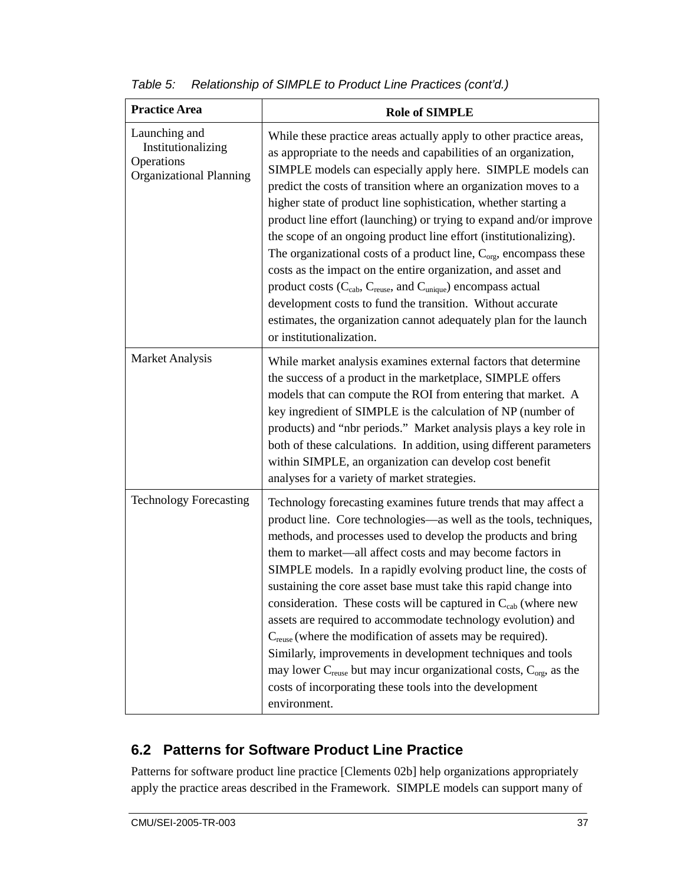*Table 5: Relationship of SIMPLE to Product Line Practices (cont'd.)*

| Practice Area | Role of SIMPLE |
|---|---|
| Launching and Institutionalizing Operations Organizational Planning | While these practice areas actually apply to other practice areas, as appropriate to the needs and capabilities of an organization, SIMPLE models can especially apply here. SIMPLE models can predict the costs of transition where an organization moves to a higher state of product line sophistication, whether starting a product line effort (launching) or trying to expand and/or improve the scope of an ongoing product line effort (institutionalizing). The organizational costs of a product line, $C_{org}$, encompass these costs as the impact on the entire organization, and asset and product costs ($C_{cab}$, $C_{reuse}$, and $C_{unique}$) encompass actual development costs to fund the transition. Without accurate estimates, the organization cannot adequately plan for the launch or institutionalization. |
| Market Analysis | While market analysis examines external factors that determine the success of a product in the marketplace, SIMPLE offers models that can compute the ROI from entering that market. A key ingredient of SIMPLE is the calculation of NP (number of products) and "nbr periods." Market analysis plays a key role in both of these calculations. In addition, using different parameters within SIMPLE, an organization can develop cost benefit analyses for a variety of market strategies. |
| Technology Forecasting | Technology forecasting examines future trends that may affect a product line. Core technologies—as well as the tools, techniques, methods, and processes used to develop the products and bring them to market—all affect costs and may become factors in SIMPLE models. In a rapidly evolving product line, the costs of sustaining the core asset base must take this rapid change into consideration. These costs will be captured in $C_{cab}$ (where new assets are required to accommodate technology evolution) and $C_{reuse}$ (where the modification of assets may be required). Similarly, improvements in development techniques and tools may lower $C_{reuse}$ but may incur organizational costs, $C_{org}$, as the costs of incorporating these tools into the development environment. |

## 6.2 Patterns for Software Product Line Practice

Patterns for software product line practice [Clements 02b] help organizations appropriately apply the practice areas described in the Framework. SIMPLE models can support many of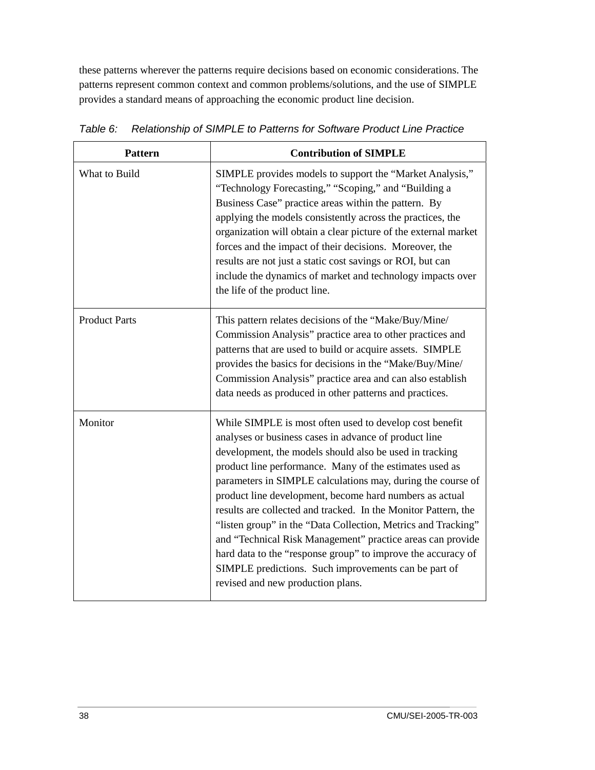these patterns wherever the patterns require decisions based on economic considerations. The patterns represent common context and common problems/solutions, and the use of SIMPLE provides a standard means of approaching the economic product line decision.

*Table 6: Relationship of SIMPLE to Patterns for Software Product Line Practice*

| Pattern | Contribution of SIMPLE |
|---|---|
| What to Build | SIMPLE provides models to support the "Market Analysis," "Technology Forecasting," "Scoping," and "Building a Business Case" practice areas within the pattern. By applying the models consistently across the practices, the organization will obtain a clear picture of the external market forces and the impact of their decisions. Moreover, the results are not just a static cost savings or ROI, but can include the dynamics of market and technology impacts over the life of the product line. |
| Product Parts | This pattern relates decisions of the "Make/Buy/Mine/ Commission Analysis" practice area to other practices and patterns that are used to build or acquire assets. SIMPLE provides the basics for decisions in the "Make/Buy/Mine/ Commission Analysis" practice area and can also establish data needs as produced in other patterns and practices. |
| Monitor | While SIMPLE is most often used to develop cost benefit analyses or business cases in advance of product line development, the models should also be used in tracking product line performance. Many of the estimates used as parameters in SIMPLE calculations may, during the course of product line development, become hard numbers as actual results are collected and tracked. In the Monitor Pattern, the "listen group" in the "Data Collection, Metrics and Tracking" and "Technical Risk Management" practice areas can provide hard data to the "response group" to improve the accuracy of SIMPLE predictions. Such improvements can be part of revised and new production plans. |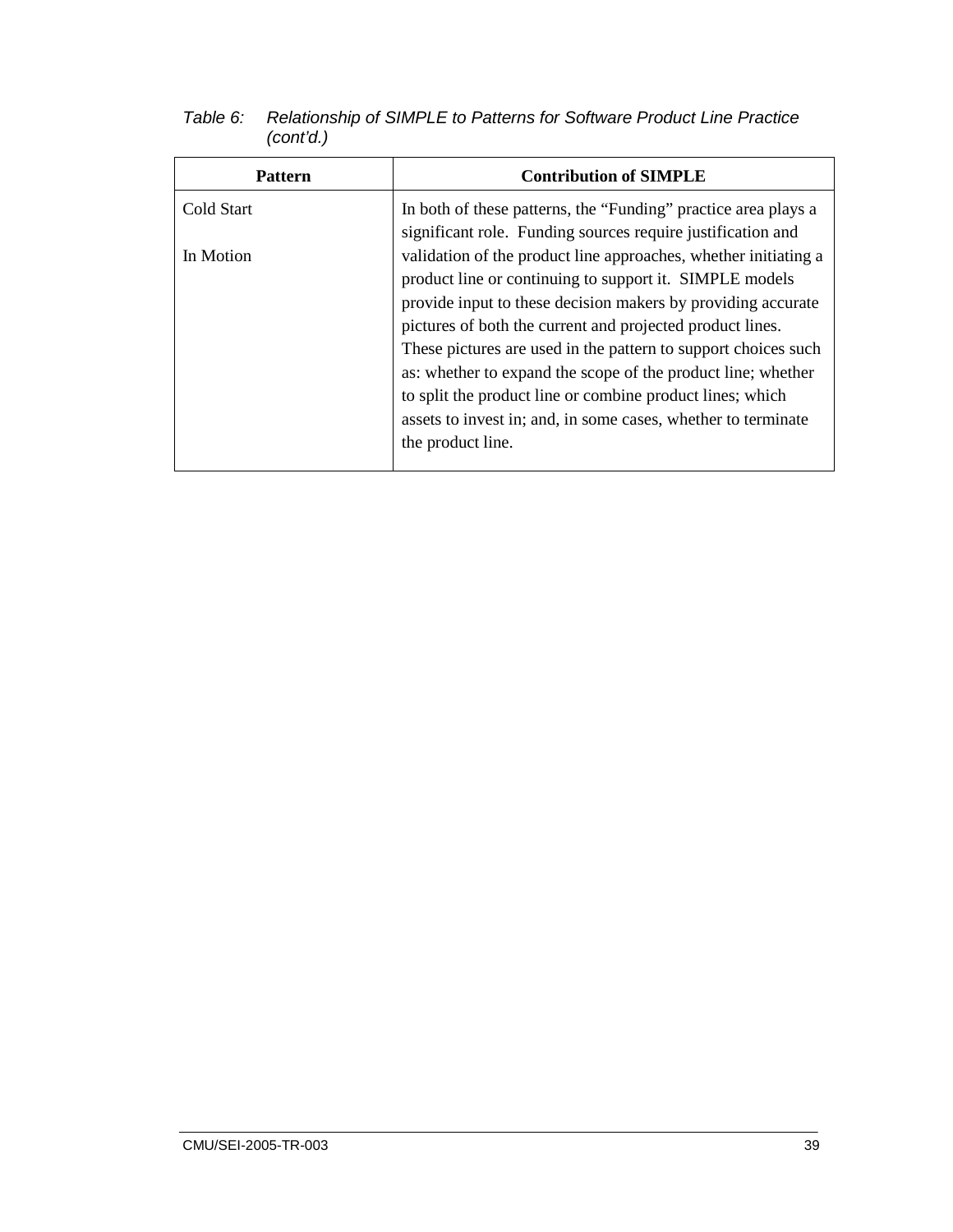*Table 6: Relationship of SIMPLE to Patterns for Software Product Line Practice (cont'd.)*

| Pattern | Contribution of SIMPLE |
| --- | --- |
| Cold Start<br><br>In Motion | In both of these patterns, the "Funding" practice area plays a significant role. Funding sources require justification and validation of the product line approaches, whether initiating a product line or continuing to support it. SIMPLE models provide input to these decision makers by providing accurate pictures of both the current and projected product lines. These pictures are used in the pattern to support choices such as: whether to expand the scope of the product line; whether to split the product line or combine product lines; which assets to invest in; and, in some cases, whether to terminate the product line. |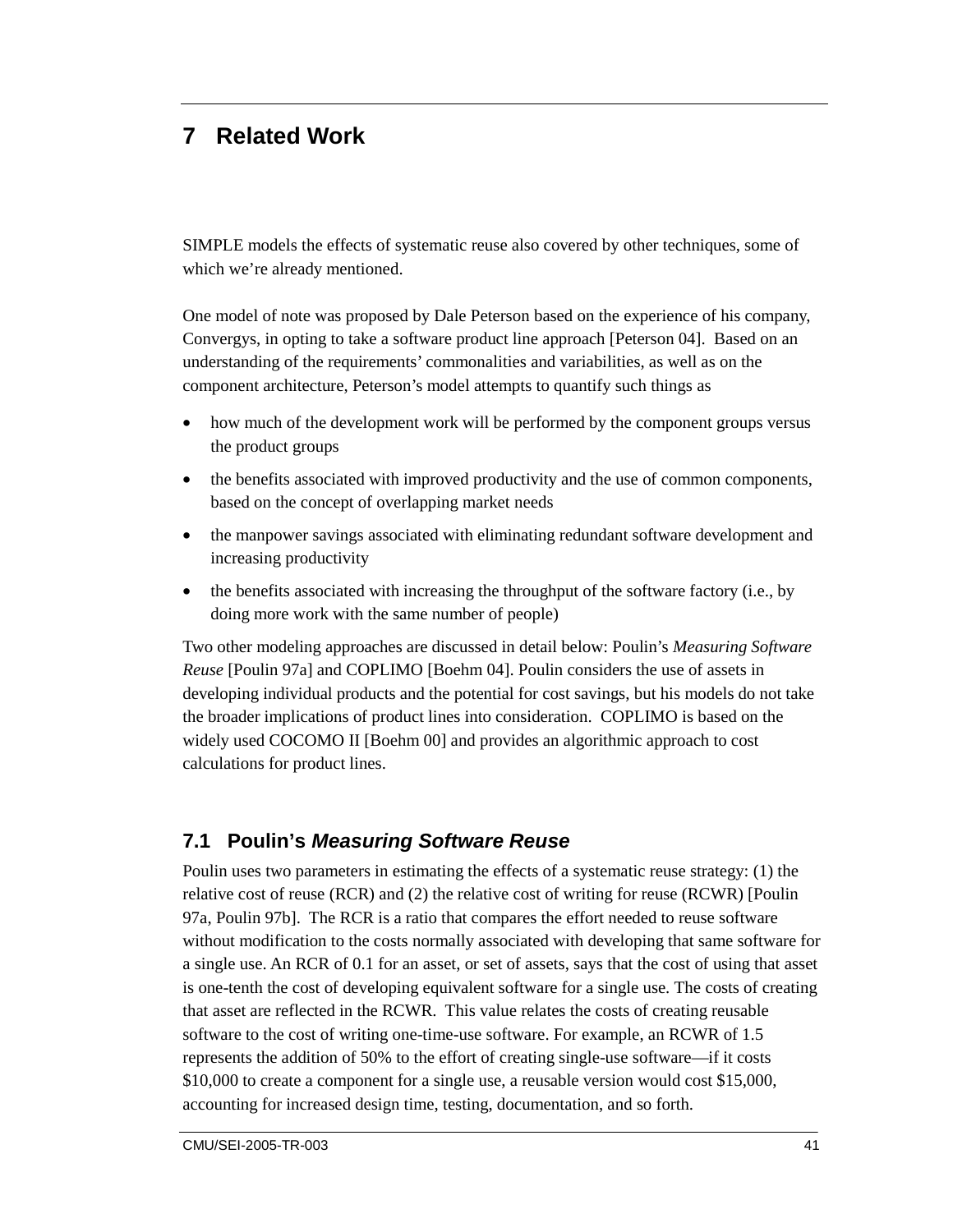# 7 Related Work

SIMPLE models the effects of systematic reuse also covered by other techniques, some of which we're already mentioned.

One model of note was proposed by Dale Peterson based on the experience of his company, Convergys, in opting to take a software product line approach [Peterson 04]. Based on an understanding of the requirements' commonalities and variabilities, as well as on the component architecture, Peterson's model attempts to quantify such things as

- how much of the development work will be performed by the component groups versus the product groups
- the benefits associated with improved productivity and the use of common components, based on the concept of overlapping market needs
- the manpower savings associated with eliminating redundant software development and increasing productivity
- the benefits associated with increasing the throughput of the software factory (i.e., by doing more work with the same number of people)

Two other modeling approaches are discussed in detail below: Poulin's *Measuring Software Reuse* [Poulin 97a] and COPLIMO [Boehm 04]. Poulin considers the use of assets in developing individual products and the potential for cost savings, but his models do not take the broader implications of product lines into consideration. COPLIMO is based on the widely used COCOMO II [Boehm 00] and provides an algorithmic approach to cost calculations for product lines.

## 7.1 Poulin's *Measuring Software Reuse*

Poulin uses two parameters in estimating the effects of a systematic reuse strategy: (1) the relative cost of reuse (RCR) and (2) the relative cost of writing for reuse (RCWR) [Poulin 97a, Poulin 97b]. The RCR is a ratio that compares the effort needed to reuse software without modification to the costs normally associated with developing that same software for a single use. An RCR of 0.1 for an asset, or set of assets, says that the cost of using that asset is one-tenth the cost of developing equivalent software for a single use. The costs of creating that asset are reflected in the RCWR. This value relates the costs of creating reusable software to the cost of writing one-time-use software. For example, an RCWR of 1.5 represents the addition of 50% to the effort of creating single-use software—if it costs $10,000 to create a component for a single use, a reusable version would cost $15,000, accounting for increased design time, testing, documentation, and so forth.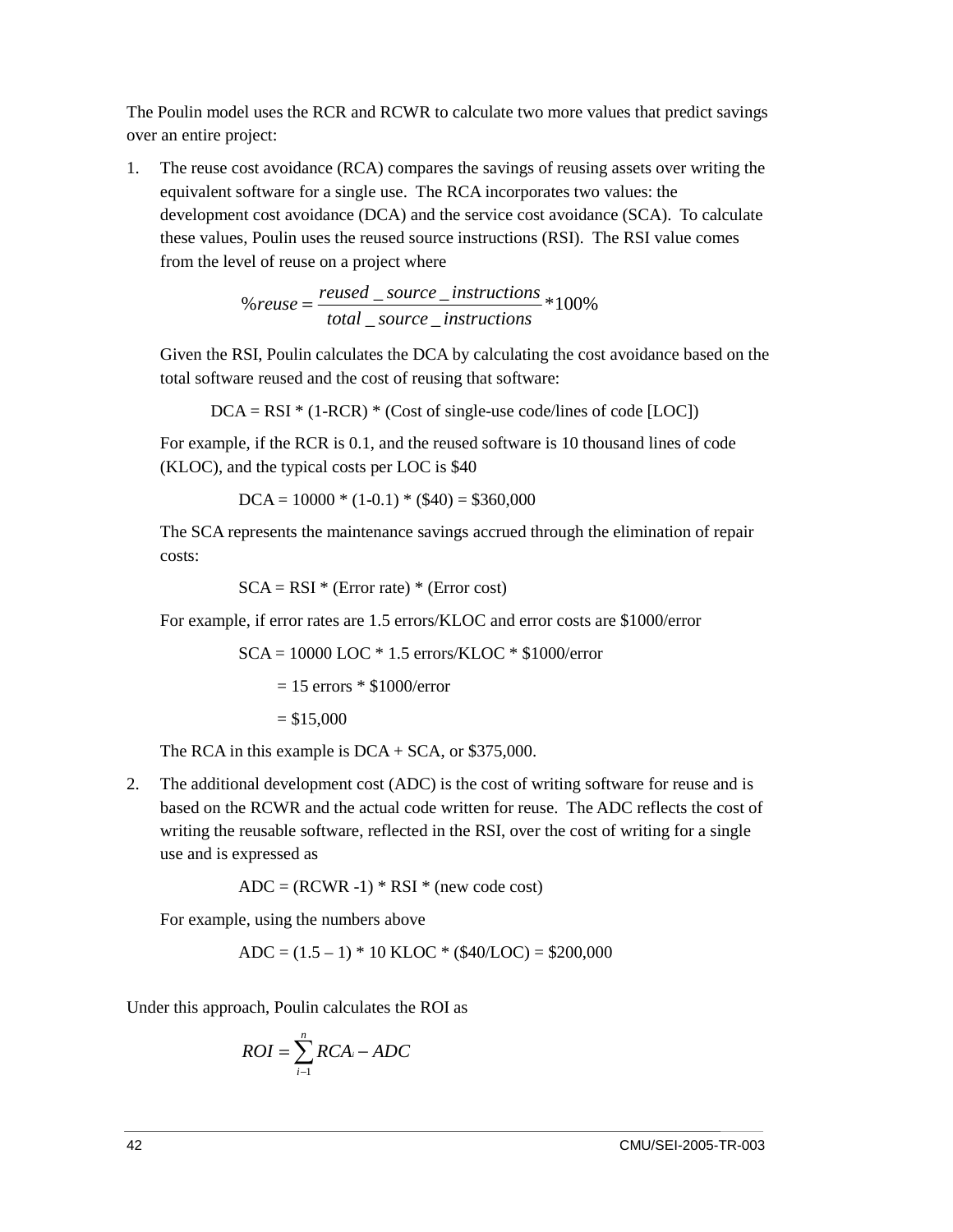The Poulin model uses the RCR and RCWR to calculate two more values that predict savings over an entire project:

1. The reuse cost avoidance (RCA) compares the savings of reusing assets over writing the equivalent software for a single use. The RCA incorporates two values: the development cost avoidance (DCA) and the service cost avoidance (SCA). To calculate these values, Poulin uses the reused source instructions (RSI). The RSI value comes from the level of reuse on a project where

   $$\%reuse = \frac{reused\_source\_instructions}{total\_source\_instructions} * 100\%$$

   Given the RSI, Poulin calculates the DCA by calculating the cost avoidance based on the total software reused and the cost of reusing that software:

   DCA = RSI * (1-RCR) * (Cost of single-use code/lines of code [LOC])

   For example, if the RCR is 0.1, and the reused software is 10 thousand lines of code (KLOC), and the typical costs per LOC is $40

   DCA = 10000 * (1-0.1) * ($40) = $360,000

   The SCA represents the maintenance savings accrued through the elimination of repair costs:

   SCA = RSI * (Error rate) * (Error cost)

   For example, if error rates are 1.5 errors/KLOC and error costs are $1000/error

   SCA = 10000 LOC * 1.5 errors/KLOC * $1000/error

   = 15 errors * $1000/error

   = $15,000

   The RCA in this example is DCA + SCA, or $375,000.

2. The additional development cost (ADC) is the cost of writing software for reuse and is based on the RCWR and the actual code written for reuse. The ADC reflects the cost of writing the reusable software, reflected in the RSI, over the cost of writing for a single use and is expressed as

   ADC = (RCWR -1) * RSI * (new code cost)

   For example, using the numbers above

   ADC = (1.5 – 1) * 10 KLOC * ($40/LOC) = $200,000

Under this approach, Poulin calculates the ROI as

$$ROI = \sum_{i-1}^{n} RCA_i - ADC$$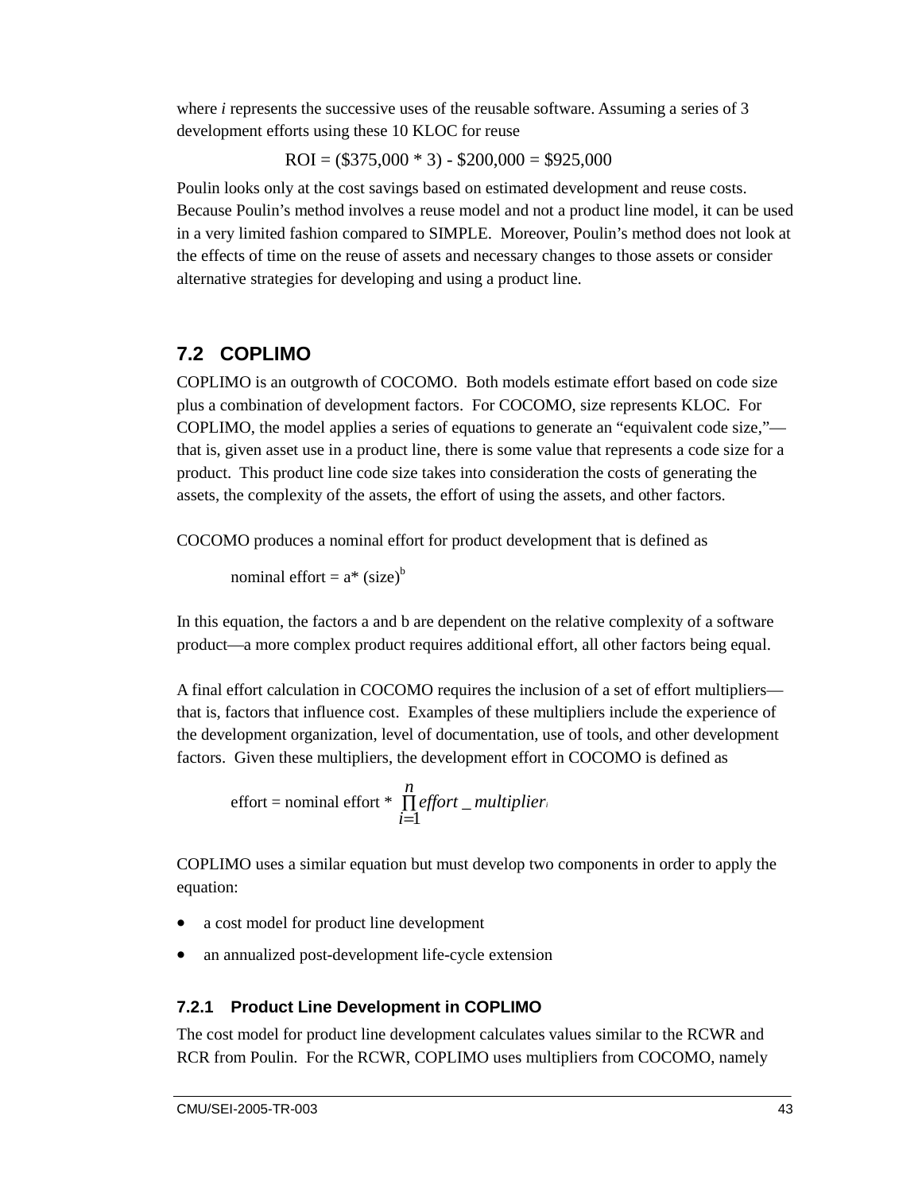where *i* represents the successive uses of the reusable software. Assuming a series of 3 development efforts using these 10 KLOC for reuse

$$\text{ROI} = (\$375{,}000 * 3) - \$200{,}000 = \$925{,}000$$

Poulin looks only at the cost savings based on estimated development and reuse costs. Because Poulin's method involves a reuse model and not a product line model, it can be used in a very limited fashion compared to SIMPLE. Moreover, Poulin's method does not look at the effects of time on the reuse of assets and necessary changes to those assets or consider alternative strategies for developing and using a product line.

## 7.2 COPLIMO

COPLIMO is an outgrowth of COCOMO. Both models estimate effort based on code size plus a combination of development factors. For COCOMO, size represents KLOC. For COPLIMO, the model applies a series of equations to generate an "equivalent code size,"—that is, given asset use in a product line, there is some value that represents a code size for a product. This product line code size takes into consideration the costs of generating the assets, the complexity of the assets, the effort of using the assets, and other factors.

COCOMO produces a nominal effort for product development that is defined as

$$\text{nominal effort} = a * (\text{size})^b$$

In this equation, the factors a and b are dependent on the relative complexity of a software product—a more complex product requires additional effort, all other factors being equal.

A final effort calculation in COCOMO requires the inclusion of a set of effort multipliers—that is, factors that influence cost. Examples of these multipliers include the experience of the development organization, level of documentation, use of tools, and other development factors. Given these multipliers, the development effort in COCOMO is defined as

$$\text{effort} = \text{nominal effort} * \prod_{i=1}^{n} effort\_multiplier_i$$

COPLIMO uses a similar equation but must develop two components in order to apply the equation:

- a cost model for product line development
- an annualized post-development life-cycle extension

### 7.2.1 Product Line Development in COPLIMO

The cost model for product line development calculates values similar to the RCWR and RCR from Poulin. For the RCWR, COPLIMO uses multipliers from COCOMO, namely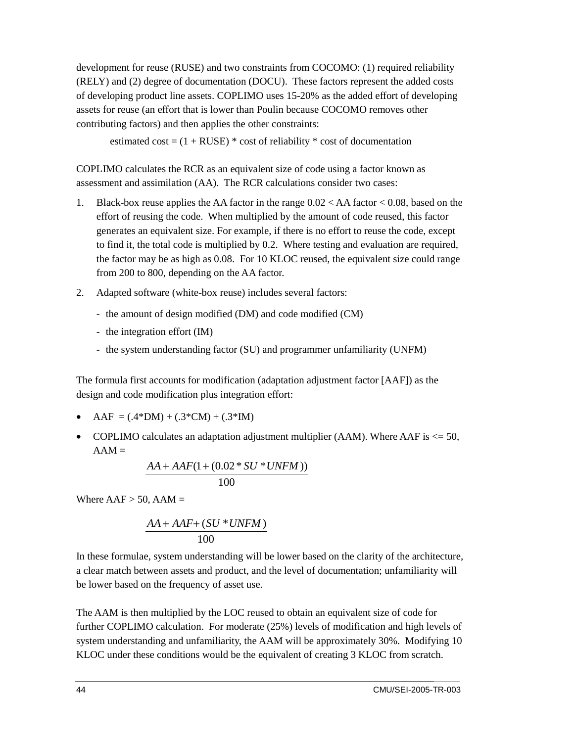development for reuse (RUSE) and two constraints from COCOMO: (1) required reliability (RELY) and (2) degree of documentation (DOCU). These factors represent the added costs of developing product line assets. COPLIMO uses 15-20% as the added effort of developing assets for reuse (an effort that is lower than Poulin because COCOMO removes other contributing factors) and then applies the other constraints:

estimated cost = (1 + RUSE) * cost of reliability * cost of documentation

COPLIMO calculates the RCR as an equivalent size of code using a factor known as assessment and assimilation (AA). The RCR calculations consider two cases:

1. Black-box reuse applies the AA factor in the range 0.02 < AA factor < 0.08, based on the effort of reusing the code. When multiplied by the amount of code reused, this factor generates an equivalent size. For example, if there is no effort to reuse the code, except to find it, the total code is multiplied by 0.2. Where testing and evaluation are required, the factor may be as high as 0.08. For 10 KLOC reused, the equivalent size could range from 200 to 800, depending on the AA factor.
2. Adapted software (white-box reuse) includes several factors:
   - the amount of design modified (DM) and code modified (CM)
   - the integration effort (IM)
   - the system understanding factor (SU) and programmer unfamiliarity (UNFM)

The formula first accounts for modification (adaptation adjustment factor [AAF]) as the design and code modification plus integration effort:

- AAF = (.4*DM) + (.3*CM) + (.3*IM)
- COPLIMO calculates an adaptation adjustment multiplier (AAM). Where AAF is <= 50, AAM =

$$\frac{AA + AAF(1 + (0.02 * SU * UNFM))}{100}$$

Where AAF > 50, AAM =

$$\frac{AA + AAF + (SU * UNFM)}{100}$$

In these formulae, system understanding will be lower based on the clarity of the architecture, a clear match between assets and product, and the level of documentation; unfamiliarity will be lower based on the frequency of asset use.

The AAM is then multiplied by the LOC reused to obtain an equivalent size of code for further COPLIMO calculation. For moderate (25%) levels of modification and high levels of system understanding and unfamiliarity, the AAM will be approximately 30%. Modifying 10 KLOC under these conditions would be the equivalent of creating 3 KLOC from scratch.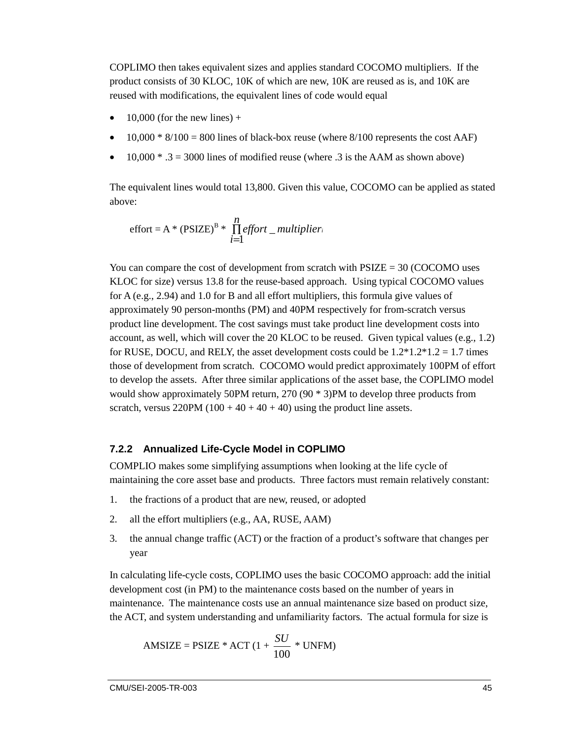COPLIMO then takes equivalent sizes and applies standard COCOMO multipliers. If the product consists of 30 KLOC, 10K of which are new, 10K are reused as is, and 10K are reused with modifications, the equivalent lines of code would equal

- 10,000 (for the new lines) +
- 10,000 * 8/100 = 800 lines of black-box reuse (where 8/100 represents the cost AAF)
- 10,000 * .3 = 3000 lines of modified reuse (where .3 is the AAM as shown above)

The equivalent lines would total 13,800. Given this value, COCOMO can be applied as stated above:

$$\text{effort} = A * (\text{PSIZE})^{B} * \prod_{i=1}^{n} effort\_multiplier_i$$

You can compare the cost of development from scratch with PSIZE = 30 (COCOMO uses KLOC for size) versus 13.8 for the reuse-based approach. Using typical COCOMO values for A (e.g., 2.94) and 1.0 for B and all effort multipliers, this formula give values of approximately 90 person-months (PM) and 40PM respectively for from-scratch versus product line development. The cost savings must take product line development costs into account, as well, which will cover the 20 KLOC to be reused. Given typical values (e.g., 1.2) for RUSE, DOCU, and RELY, the asset development costs could be 1.2*1.2*1.2 = 1.7 times those of development from scratch. COCOMO would predict approximately 100PM of effort to develop the assets. After three similar applications of the asset base, the COPLIMO model would show approximately 50PM return, 270 (90 * 3)PM to develop three products from scratch, versus 220PM (100 + 40 + 40 + 40) using the product line assets.

### 7.2.2 Annualized Life-Cycle Model in COPLIMO

COMPLIO makes some simplifying assumptions when looking at the life cycle of maintaining the core asset base and products. Three factors must remain relatively constant:

1. the fractions of a product that are new, reused, or adopted
2. all the effort multipliers (e.g., AA, RUSE, AAM)
3. the annual change traffic (ACT) or the fraction of a product's software that changes per year

In calculating life-cycle costs, COPLIMO uses the basic COCOMO approach: add the initial development cost (in PM) to the maintenance costs based on the number of years in maintenance. The maintenance costs use an annual maintenance size based on product size, the ACT, and system understanding and unfamiliarity factors. The actual formula for size is

$$\text{AMSIZE} = \text{PSIZE} * \text{ACT} \left(1 + \frac{SU}{100} * \text{UNFM}\right)$$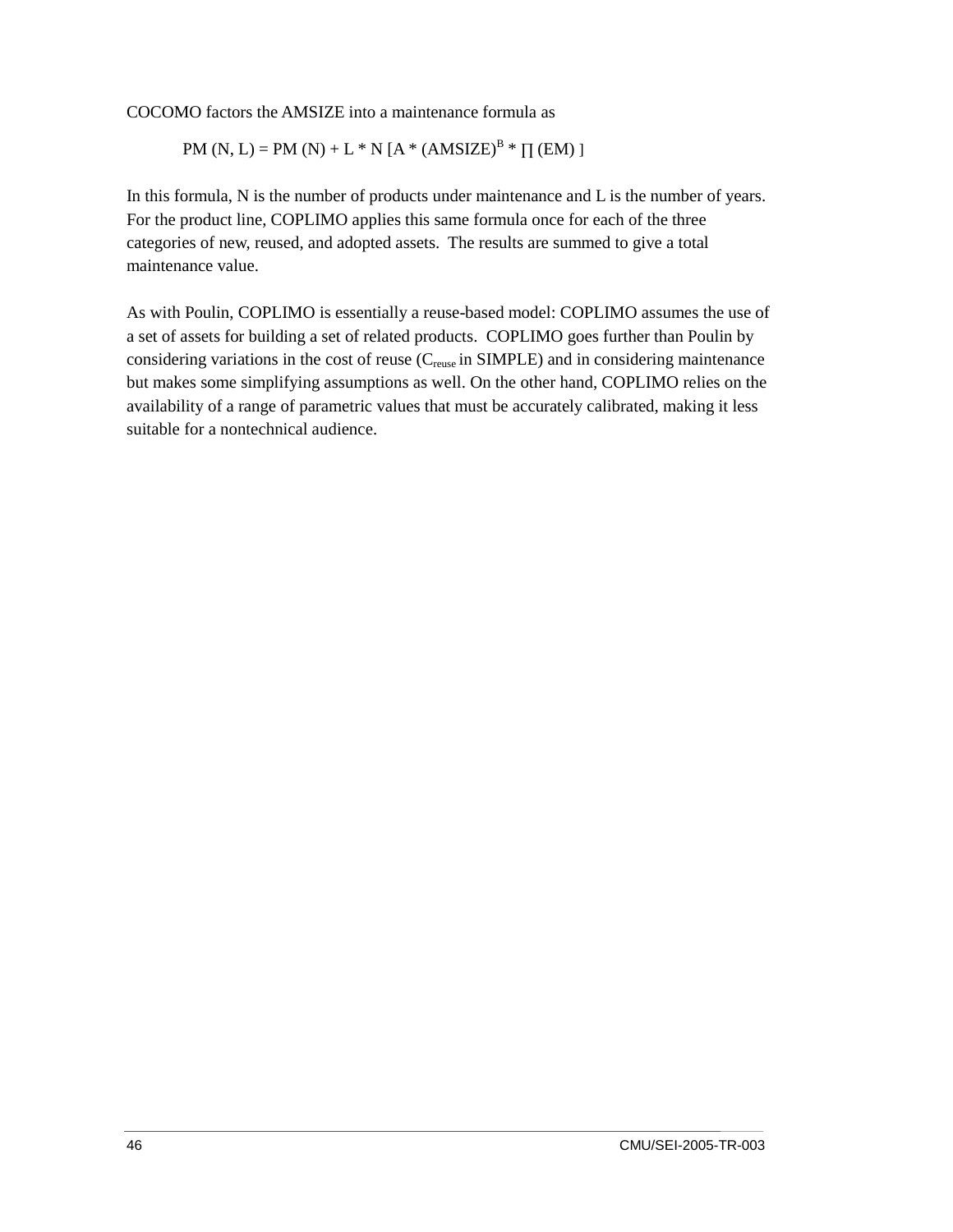COCOMO factors the AMSIZE into a maintenance formula as

$$PM(N, L) = PM(N) + L * N [A * (AMSIZE)^{B} * \prod (EM)]$$

In this formula, N is the number of products under maintenance and L is the number of years. For the product line, COPLIMO applies this same formula once for each of the three categories of new, reused, and adopted assets. The results are summed to give a total maintenance value.

As with Poulin, COPLIMO is essentially a reuse-based model: COPLIMO assumes the use of a set of assets for building a set of related products. COPLIMO goes further than Poulin by considering variations in the cost of reuse ($C_{reuse}$ in SIMPLE) and in considering maintenance but makes some simplifying assumptions as well. On the other hand, COPLIMO relies on the availability of a range of parametric values that must be accurately calibrated, making it less suitable for a nontechnical audience.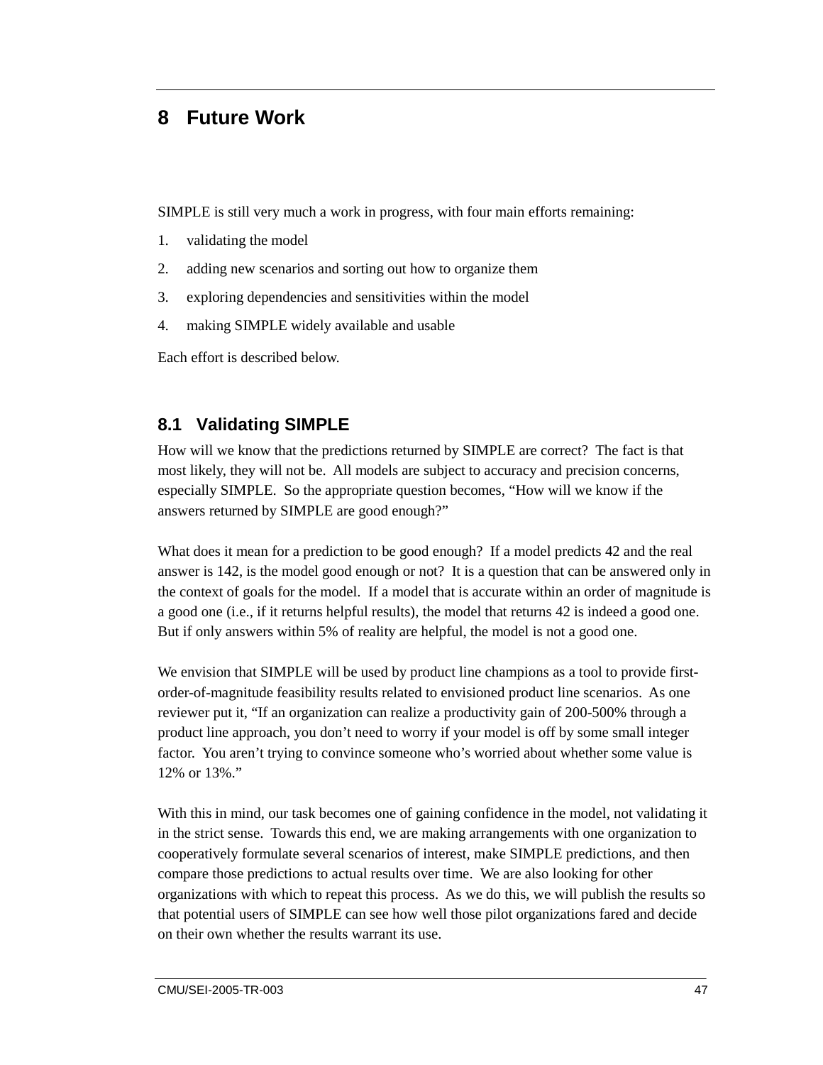# 8 Future Work

SIMPLE is still very much a work in progress, with four main efforts remaining:

1. validating the model
2. adding new scenarios and sorting out how to organize them
3. exploring dependencies and sensitivities within the model
4. making SIMPLE widely available and usable

Each effort is described below.

## 8.1 Validating SIMPLE

How will we know that the predictions returned by SIMPLE are correct? The fact is that most likely, they will not be. All models are subject to accuracy and precision concerns, especially SIMPLE. So the appropriate question becomes, "How will we know if the answers returned by SIMPLE are good enough?"

What does it mean for a prediction to be good enough? If a model predicts 42 and the real answer is 142, is the model good enough or not? It is a question that can be answered only in the context of goals for the model. If a model that is accurate within an order of magnitude is a good one (i.e., if it returns helpful results), the model that returns 42 is indeed a good one. But if only answers within 5% of reality are helpful, the model is not a good one.

We envision that SIMPLE will be used by product line champions as a tool to provide first-order-of-magnitude feasibility results related to envisioned product line scenarios. As one reviewer put it, "If an organization can realize a productivity gain of 200-500% through a product line approach, you don't need to worry if your model is off by some small integer factor. You aren't trying to convince someone who's worried about whether some value is 12% or 13%."

With this in mind, our task becomes one of gaining confidence in the model, not validating it in the strict sense. Towards this end, we are making arrangements with one organization to cooperatively formulate several scenarios of interest, make SIMPLE predictions, and then compare those predictions to actual results over time. We are also looking for other organizations with which to repeat this process. As we do this, we will publish the results so that potential users of SIMPLE can see how well those pilot organizations fared and decide on their own whether the results warrant its use.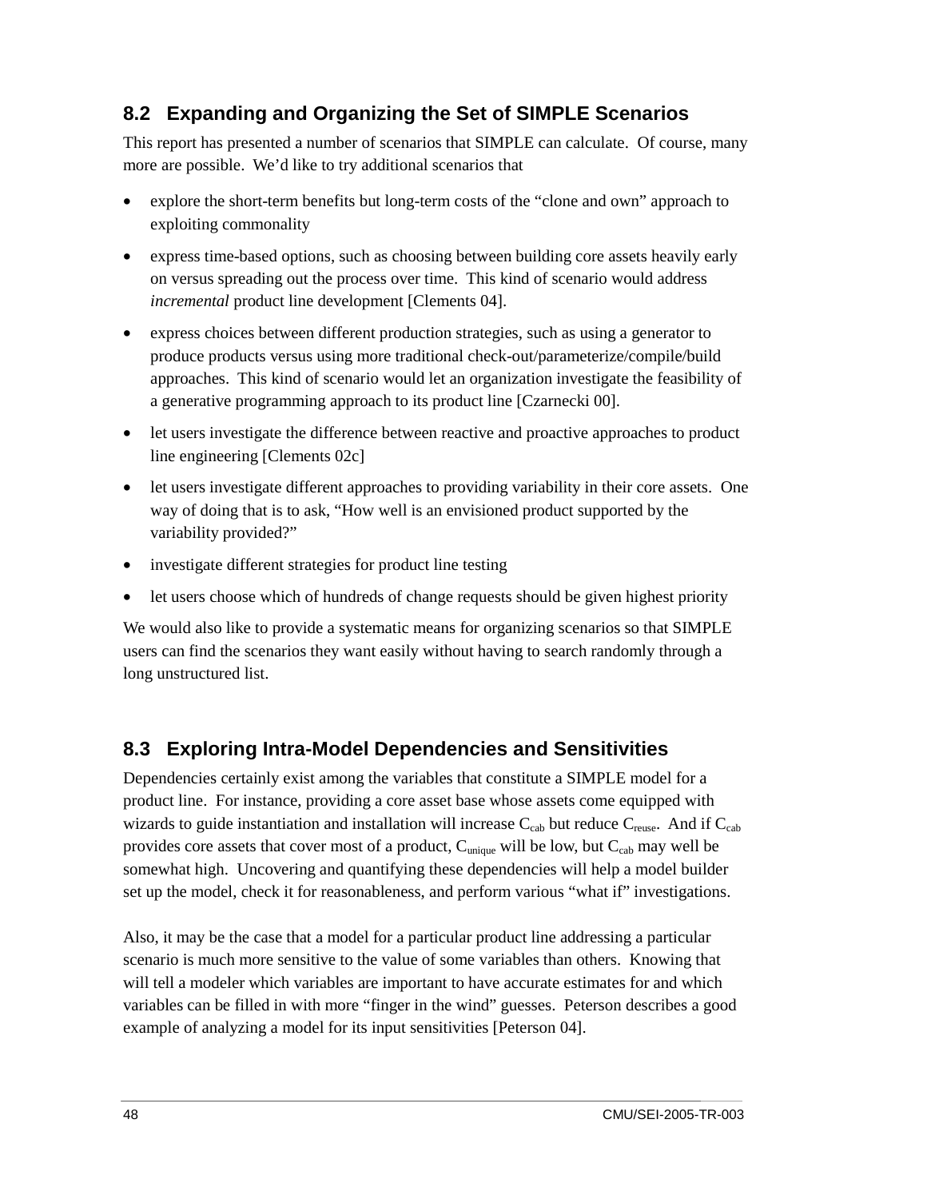## 8.2 Expanding and Organizing the Set of SIMPLE Scenarios

This report has presented a number of scenarios that SIMPLE can calculate. Of course, many more are possible. We'd like to try additional scenarios that

- explore the short-term benefits but long-term costs of the "clone and own" approach to exploiting commonality
- express time-based options, such as choosing between building core assets heavily early on versus spreading out the process over time. This kind of scenario would address *incremental* product line development [Clements 04].
- express choices between different production strategies, such as using a generator to produce products versus using more traditional check-out/parameterize/compile/build approaches. This kind of scenario would let an organization investigate the feasibility of a generative programming approach to its product line [Czarnecki 00].
- let users investigate the difference between reactive and proactive approaches to product line engineering [Clements 02c]
- let users investigate different approaches to providing variability in their core assets. One way of doing that is to ask, "How well is an envisioned product supported by the variability provided?"
- investigate different strategies for product line testing
- let users choose which of hundreds of change requests should be given highest priority

We would also like to provide a systematic means for organizing scenarios so that SIMPLE users can find the scenarios they want easily without having to search randomly through a long unstructured list.

## 8.3 Exploring Intra-Model Dependencies and Sensitivities

Dependencies certainly exist among the variables that constitute a SIMPLE model for a product line. For instance, providing a core asset base whose assets come equipped with wizards to guide instantiation and installation will increase $C_{cab}$ but reduce $C_{reuse}$. And if $C_{cab}$ provides core assets that cover most of a product, $C_{unique}$ will be low, but $C_{cab}$ may well be somewhat high. Uncovering and quantifying these dependencies will help a model builder set up the model, check it for reasonableness, and perform various "what if" investigations.

Also, it may be the case that a model for a particular product line addressing a particular scenario is much more sensitive to the value of some variables than others. Knowing that will tell a modeler which variables are important to have accurate estimates for and which variables can be filled in with more "finger in the wind" guesses. Peterson describes a good example of analyzing a model for its input sensitivities [Peterson 04].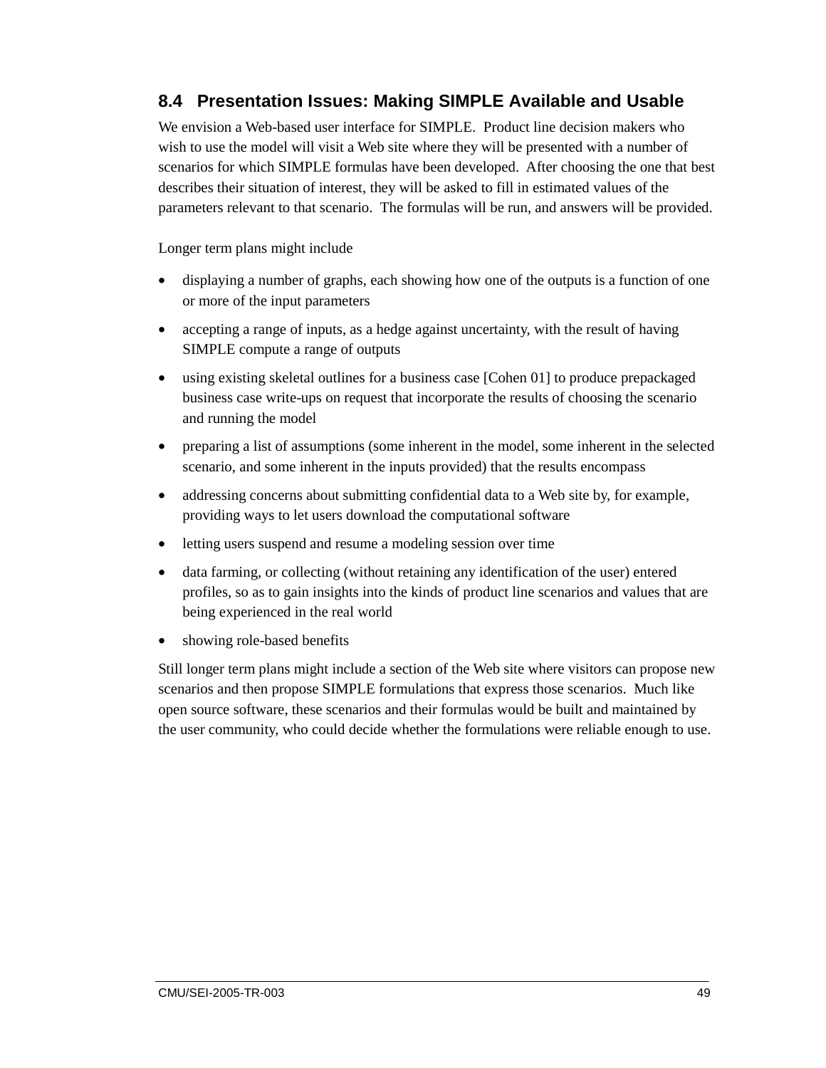## 8.4 Presentation Issues: Making SIMPLE Available and Usable

We envision a Web-based user interface for SIMPLE. Product line decision makers who wish to use the model will visit a Web site where they will be presented with a number of scenarios for which SIMPLE formulas have been developed. After choosing the one that best describes their situation of interest, they will be asked to fill in estimated values of the parameters relevant to that scenario. The formulas will be run, and answers will be provided.

Longer term plans might include

- displaying a number of graphs, each showing how one of the outputs is a function of one or more of the input parameters
- accepting a range of inputs, as a hedge against uncertainty, with the result of having SIMPLE compute a range of outputs
- using existing skeletal outlines for a business case [Cohen 01] to produce prepackaged business case write-ups on request that incorporate the results of choosing the scenario and running the model
- preparing a list of assumptions (some inherent in the model, some inherent in the selected scenario, and some inherent in the inputs provided) that the results encompass
- addressing concerns about submitting confidential data to a Web site by, for example, providing ways to let users download the computational software
- letting users suspend and resume a modeling session over time
- data farming, or collecting (without retaining any identification of the user) entered profiles, so as to gain insights into the kinds of product line scenarios and values that are being experienced in the real world
- showing role-based benefits

Still longer term plans might include a section of the Web site where visitors can propose new scenarios and then propose SIMPLE formulations that express those scenarios. Much like open source software, these scenarios and their formulas would be built and maintained by the user community, who could decide whether the formulations were reliable enough to use.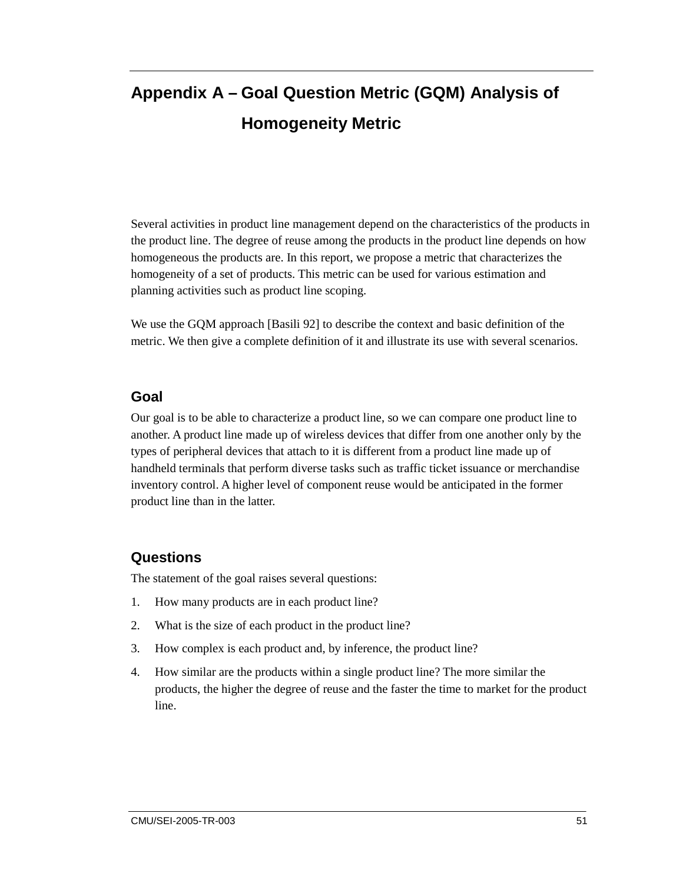# Appendix A – Goal Question Metric (GQM) Analysis of Homogeneity Metric

Several activities in product line management depend on the characteristics of the products in the product line. The degree of reuse among the products in the product line depends on how homogeneous the products are. In this report, we propose a metric that characterizes the homogeneity of a set of products. This metric can be used for various estimation and planning activities such as product line scoping.

We use the GQM approach [Basili 92] to describe the context and basic definition of the metric. We then give a complete definition of it and illustrate its use with several scenarios.

## Goal

Our goal is to be able to characterize a product line, so we can compare one product line to another. A product line made up of wireless devices that differ from one another only by the types of peripheral devices that attach to it is different from a product line made up of handheld terminals that perform diverse tasks such as traffic ticket issuance or merchandise inventory control. A higher level of component reuse would be anticipated in the former product line than in the latter.

## Questions

The statement of the goal raises several questions:

1. How many products are in each product line?
2. What is the size of each product in the product line?
3. How complex is each product and, by inference, the product line?
4. How similar are the products within a single product line? The more similar the products, the higher the degree of reuse and the faster the time to market for the product line.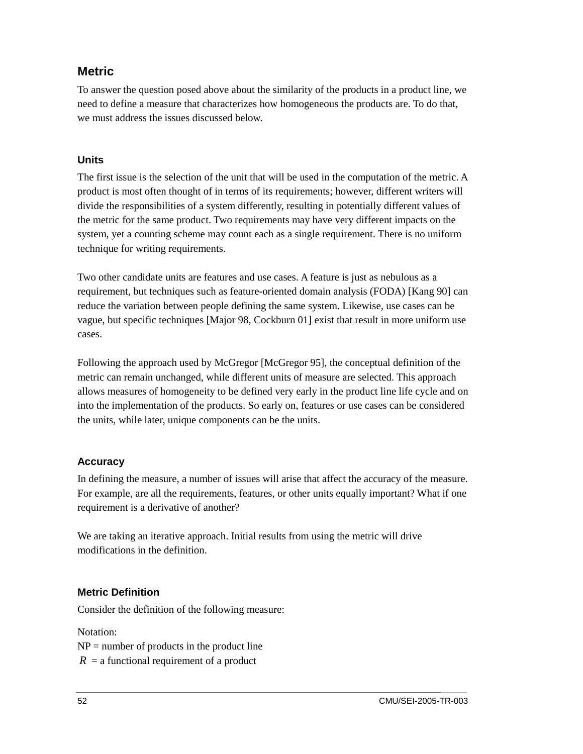## Metric

To answer the question posed above about the similarity of the products in a product line, we need to define a measure that characterizes how homogeneous the products are. To do that, we must address the issues discussed below.

### Units

The first issue is the selection of the unit that will be used in the computation of the metric. A product is most often thought of in terms of its requirements; however, different writers will divide the responsibilities of a system differently, resulting in potentially different values of the metric for the same product. Two requirements may have very different impacts on the system, yet a counting scheme may count each as a single requirement. There is no uniform technique for writing requirements.

Two other candidate units are features and use cases. A feature is just as nebulous as a requirement, but techniques such as feature-oriented domain analysis (FODA) [Kang 90] can reduce the variation between people defining the same system. Likewise, use cases can be vague, but specific techniques [Major 98, Cockburn 01] exist that result in more uniform use cases.

Following the approach used by McGregor [McGregor 95], the conceptual definition of the metric can remain unchanged, while different units of measure are selected. This approach allows measures of homogeneity to be defined very early in the product line life cycle and on into the implementation of the products. So early on, features or use cases can be considered the units, while later, unique components can be the units.

### Accuracy

In defining the measure, a number of issues will arise that affect the accuracy of the measure. For example, are all the requirements, features, or other units equally important? What if one requirement is a derivative of another?

We are taking an iterative approach. Initial results from using the metric will drive modifications in the definition.

### Metric Definition

Consider the definition of the following measure:

Notation:
NP = number of products in the product line
$R$ = a functional requirement of a product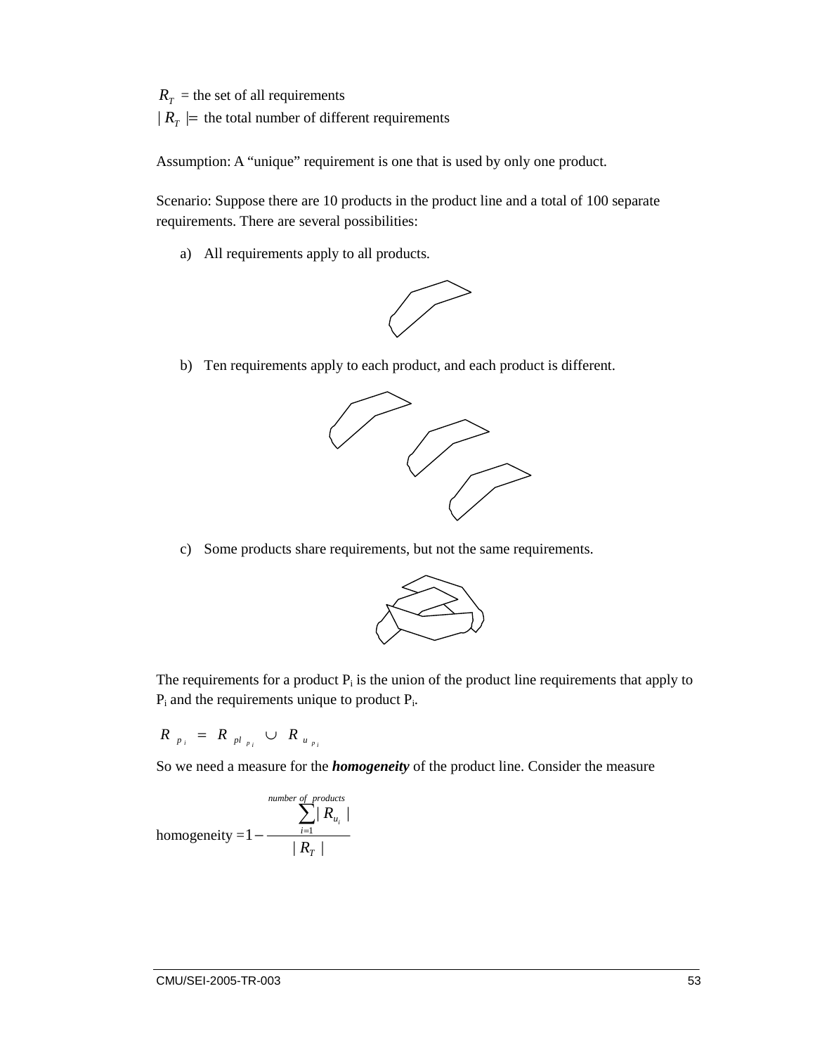$R_T$ = the set of all requirements

$| R_T |$ = the total number of different requirements

Assumption: A "unique" requirement is one that is used by only one product.

Scenario: Suppose there are 10 products in the product line and a total of 100 separate requirements. There are several possibilities:

a) All requirements apply to all products.

b) Ten requirements apply to each product, and each product is different.

c) Some products share requirements, but not the same requirements.

The requirements for a product $P_i$ is the union of the product line requirements that apply to $P_i$ and the requirements unique to product $P_i$.

$$R_{p_i} = R_{pl_{p_i}} \cup R_{u_{p_i}}$$

So we need a measure for the ***homogeneity*** of the product line. Consider the measure

$$\text{homogeneity} = 1 - \frac{\sum_{i=1}^{number\_of\_products} | R_{u_i} |}{| R_T |}$$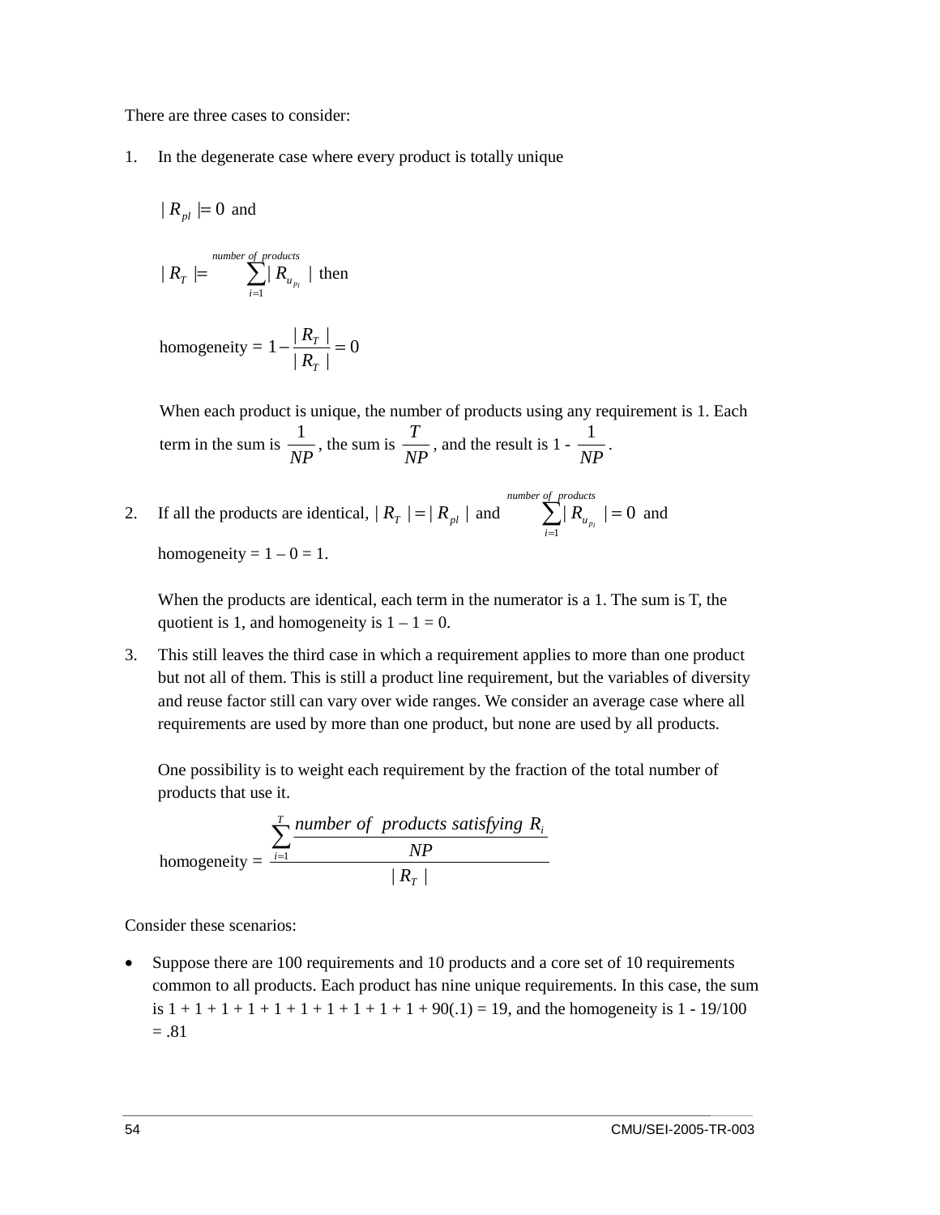There are three cases to consider:

1. In the degenerate case where every product is totally unique

   $| R_{pl} | = 0$ and

   $| R_T | = \sum_{i=1}^{number\ of\ products} | R_{u_{p_i}} |$ then

   homogeneity $= 1 - \frac{| R_T |}{| R_T |} = 0$

   When each product is unique, the number of products using any requirement is 1. Each term in the sum is $\frac{1}{NP}$, the sum is $\frac{T}{NP}$, and the result is 1 - $\frac{1}{NP}$.

2. If all the products are identical, $| R_T | = | R_{pl} |$ and $\sum_{i=1}^{number\ of\ products} | R_{u_{p_i}} | = 0$ and

   homogeneity = 1 – 0 = 1.

   When the products are identical, each term in the numerator is a 1. The sum is T, the quotient is 1, and homogeneity is 1 – 1 = 0.

3. This still leaves the third case in which a requirement applies to more than one product but not all of them. This is still a product line requirement, but the variables of diversity and reuse factor still can vary over wide ranges. We consider an average case where all requirements are used by more than one product, but none are used by all products.

   One possibility is to weight each requirement by the fraction of the total number of products that use it.

   $$\text{homogeneity} = \frac{\sum_{i=1}^{T} \frac{number\ of\ products\ satisfying\ R_i}{NP}}{| R_T |}$$

Consider these scenarios:

- Suppose there are 100 requirements and 10 products and a core set of 10 requirements common to all products. Each product has nine unique requirements. In this case, the sum is 1 + 1 + 1 + 1 + 1 + 1 + 1 + 1 + 1 + 1 + 90(.1) = 19, and the homogeneity is 1 - 19/100 = .81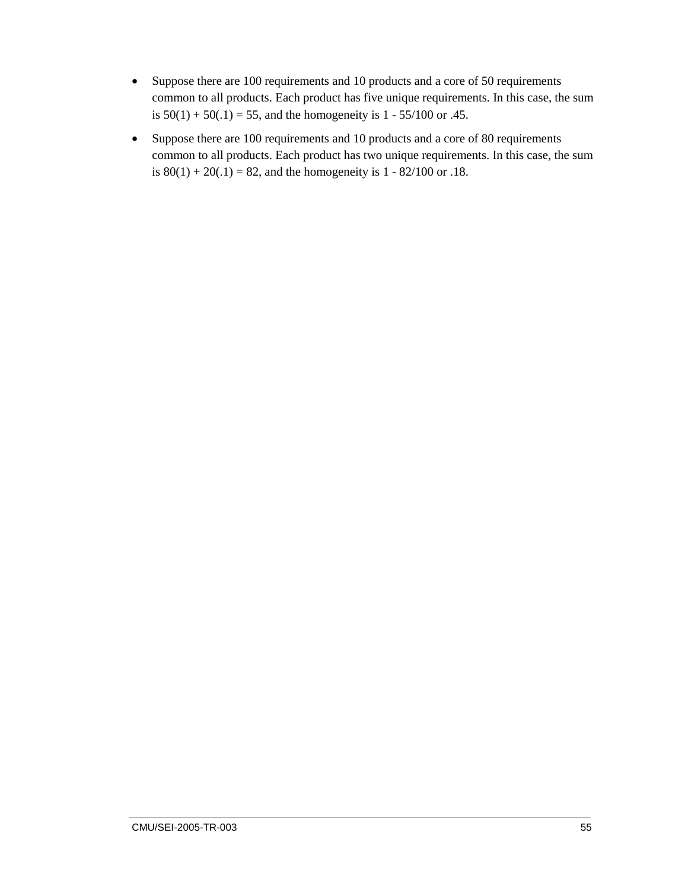- Suppose there are 100 requirements and 10 products and a core of 50 requirements common to all products. Each product has five unique requirements. In this case, the sum is $50(1) + 50(.1) = 55$, and the homogeneity is $1 - 55/100$ or .45.
- Suppose there are 100 requirements and 10 products and a core of 80 requirements common to all products. Each product has two unique requirements. In this case, the sum is $80(1) + 20(.1) = 82$, and the homogeneity is $1 - 82/100$ or .18.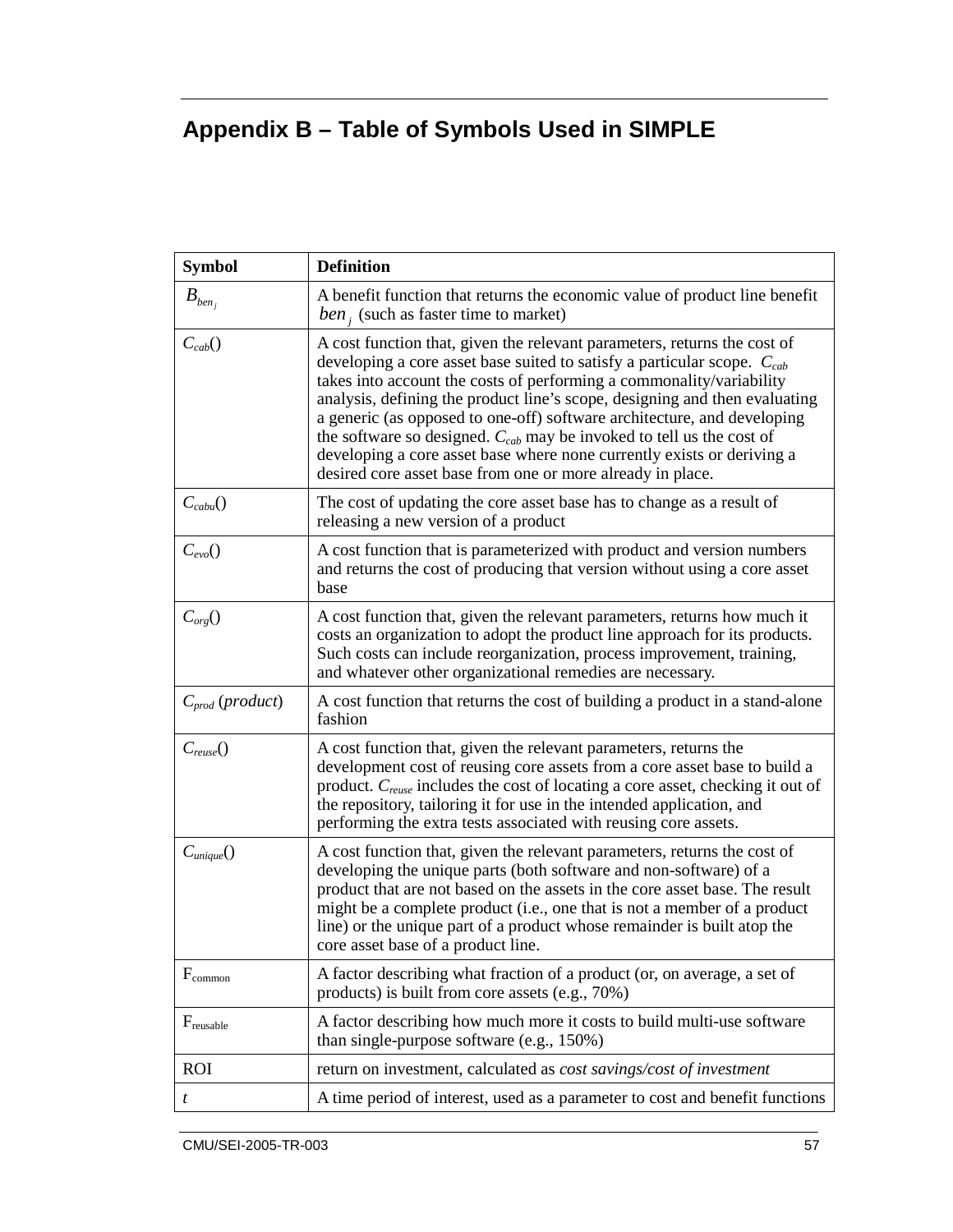# Appendix B – Table of Symbols Used in SIMPLE

| Symbol | Definition |
|---|---|
| $B_{ben_j}$ | A benefit function that returns the economic value of product line benefit $ben_j$ (such as faster time to market) |
| $C_{cab}()$ | A cost function that, given the relevant parameters, returns the cost of developing a core asset base suited to satisfy a particular scope. $C_{cab}$ takes into account the costs of performing a commonality/variability analysis, defining the product line's scope, designing and then evaluating a generic (as opposed to one-off) software architecture, and developing the software so designed. $C_{cab}$ may be invoked to tell us the cost of developing a core asset base where none currently exists or deriving a desired core asset base from one or more already in place. |
| $C_{cabu}()$ | The cost of updating the core asset base has to change as a result of releasing a new version of a product |
| $C_{evo}()$ | A cost function that is parameterized with product and version numbers and returns the cost of producing that version without using a core asset base |
| $C_{org}()$ | A cost function that, given the relevant parameters, returns how much it costs an organization to adopt the product line approach for its products. Such costs can include reorganization, process improvement, training, and whatever other organizational remedies are necessary. |
| $C_{prod}$ (*product*) | A cost function that returns the cost of building a product in a stand-alone fashion |
| $C_{reuse}()$ | A cost function that, given the relevant parameters, returns the development cost of reusing core assets from a core asset base to build a product. $C_{reuse}$ includes the cost of locating a core asset, checking it out of the repository, tailoring it for use in the intended application, and performing the extra tests associated with reusing core assets. |
| $C_{unique}()$ | A cost function that, given the relevant parameters, returns the cost of developing the unique parts (both software and non-software) of a product that are not based on the assets in the core asset base. The result might be a complete product (i.e., one that is not a member of a product line) or the unique part of a product whose remainder is built atop the core asset base of a product line. |
| $F_{common}$ | A factor describing what fraction of a product (or, on average, a set of products) is built from core assets (e.g., 70%) |
| $F_{reusable}$ | A factor describing how much more it costs to build multi-use software than single-purpose software (e.g., 150%) |
| ROI | return on investment, calculated as *cost savings/cost of investment* |
| $t$ | A time period of interest, used as a parameter to cost and benefit functions |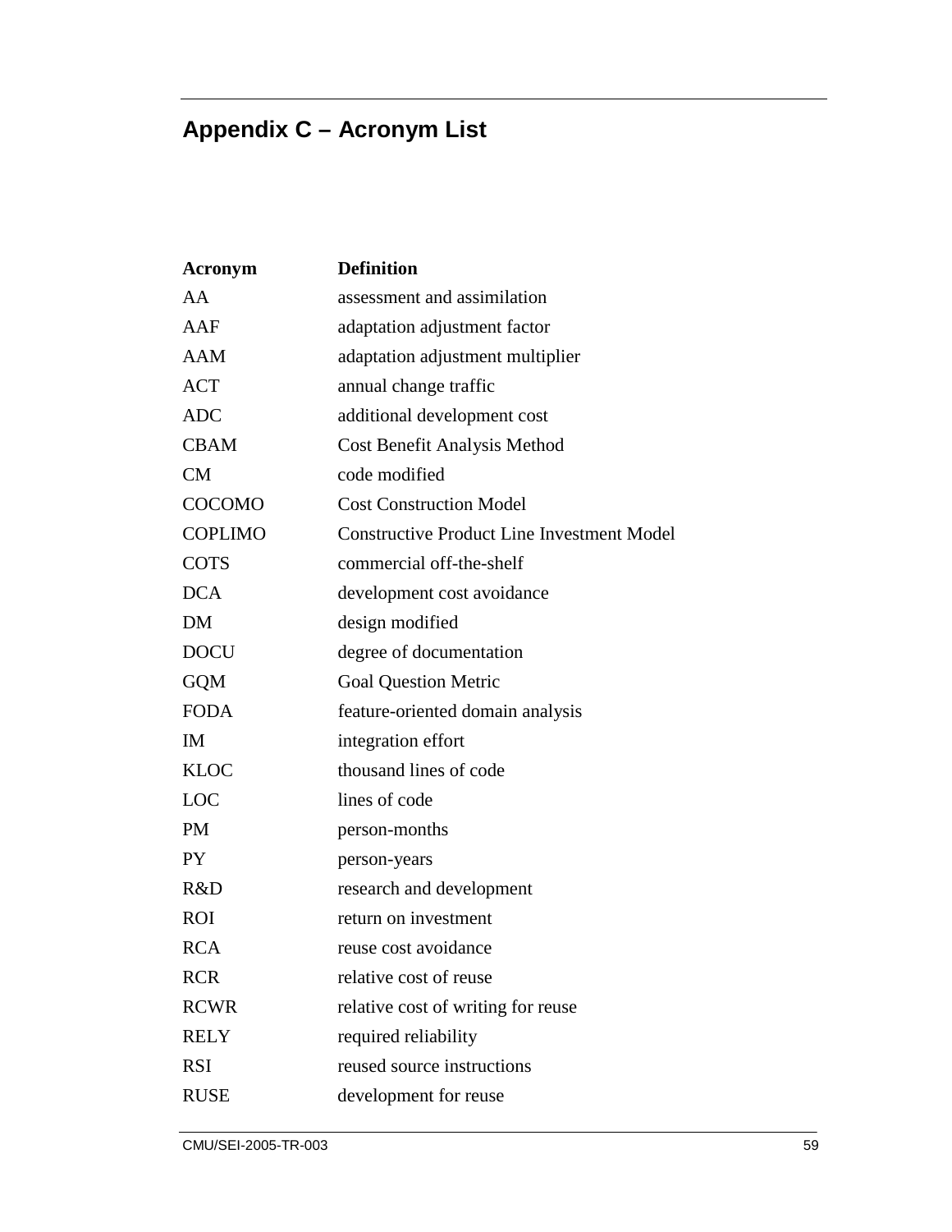# Appendix C – Acronym List

| Acronym | Definition |
|---|---|
| AA | assessment and assimilation |
| AAF | adaptation adjustment factor |
| AAM | adaptation adjustment multiplier |
| ACT | annual change traffic |
| ADC | additional development cost |
| CBAM | Cost Benefit Analysis Method |
| CM | code modified |
| COCOMO | Cost Construction Model |
| COPLIMO | Constructive Product Line Investment Model |
| COTS | commercial off-the-shelf |
| DCA | development cost avoidance |
| DM | design modified |
| DOCU | degree of documentation |
| GQM | Goal Question Metric |
| FODA | feature-oriented domain analysis |
| IM | integration effort |
| KLOC | thousand lines of code |
| LOC | lines of code |
| PM | person-months |
| PY | person-years |
| R&D | research and development |
| ROI | return on investment |
| RCA | reuse cost avoidance |
| RCR | relative cost of reuse |
| RCWR | relative cost of writing for reuse |
| RELY | required reliability |
| RSI | reused source instructions |
| RUSE | development for reuse |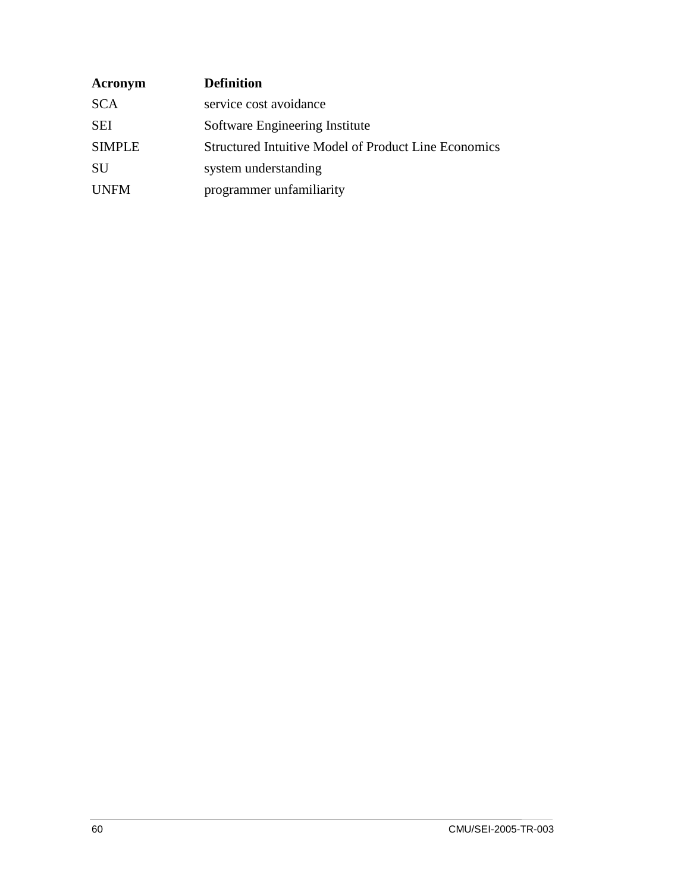| Acronym | Definition |
| --- | --- |
| SCA | service cost avoidance |
| SEI | Software Engineering Institute |
| SIMPLE | Structured Intuitive Model of Product Line Economics |
| SU | system understanding |
| UNFM | programmer unfamiliarity |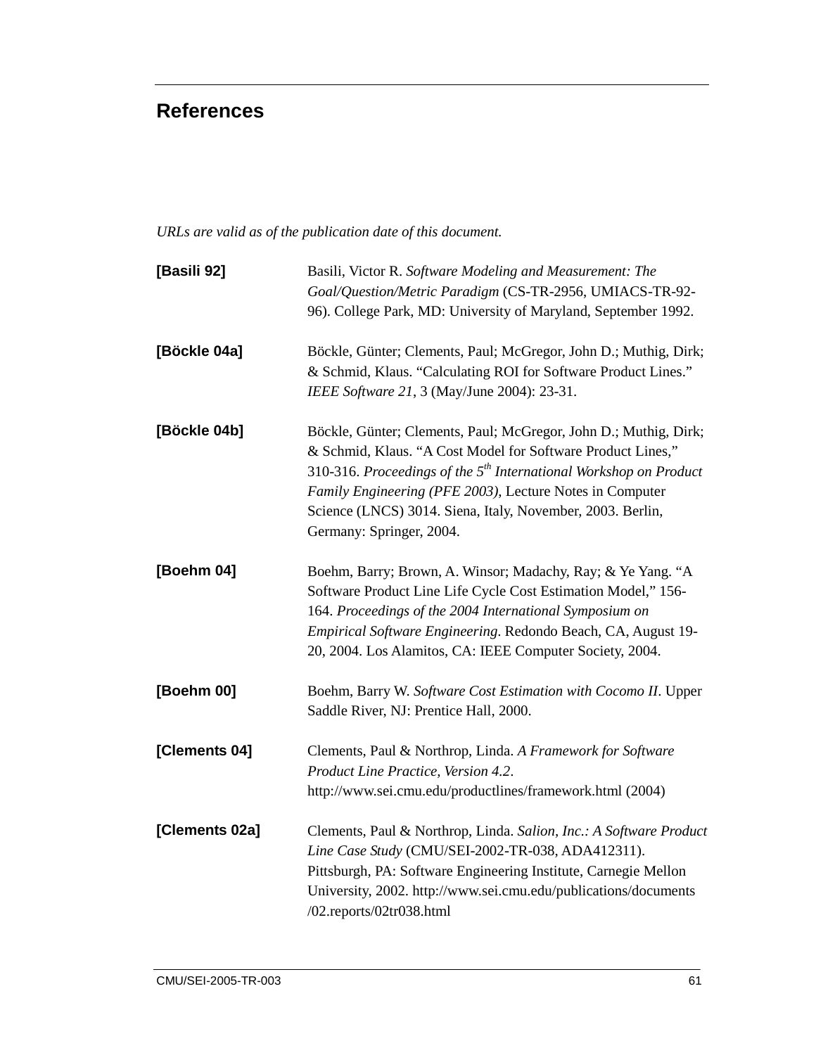# References

*URLs are valid as of the publication date of this document.*

**[Basili 92]** Basili, Victor R. *Software Modeling and Measurement: The Goal/Question/Metric Paradigm* (CS-TR-2956, UMIACS-TR-92-96). College Park, MD: University of Maryland, September 1992.

**[Böckle 04a]** Böckle, Günter; Clements, Paul; McGregor, John D.; Muthig, Dirk; & Schmid, Klaus. "Calculating ROI for Software Product Lines." *IEEE Software 21*, 3 (May/June 2004): 23-31.

**[Böckle 04b]** Böckle, Günter; Clements, Paul; McGregor, John D.; Muthig, Dirk; & Schmid, Klaus. "A Cost Model for Software Product Lines," 310-316. *Proceedings of the 5th International Workshop on Product Family Engineering (PFE 2003),* Lecture Notes in Computer Science (LNCS) 3014. Siena, Italy, November, 2003. Berlin, Germany: Springer, 2004.

**[Boehm 04]** Boehm, Barry; Brown, A. Winsor; Madachy, Ray; & Ye Yang. "A Software Product Line Life Cycle Cost Estimation Model," 156-164. *Proceedings of the 2004 International Symposium on Empirical Software Engineering*. Redondo Beach, CA, August 19-20, 2004. Los Alamitos, CA: IEEE Computer Society, 2004.

**[Boehm 00]** Boehm, Barry W. *Software Cost Estimation with Cocomo II*. Upper Saddle River, NJ: Prentice Hall, 2000.

**[Clements 04]** Clements, Paul & Northrop, Linda. *A Framework for Software Product Line Practice, Version 4.2*. http://www.sei.cmu.edu/productlines/framework.html (2004)

**[Clements 02a]** Clements, Paul & Northrop, Linda. *Salion, Inc.: A Software Product Line Case Study* (CMU/SEI-2002-TR-038, ADA412311). Pittsburgh, PA: Software Engineering Institute, Carnegie Mellon University, 2002. http://www.sei.cmu.edu/publications/documents/02.reports/02tr038.html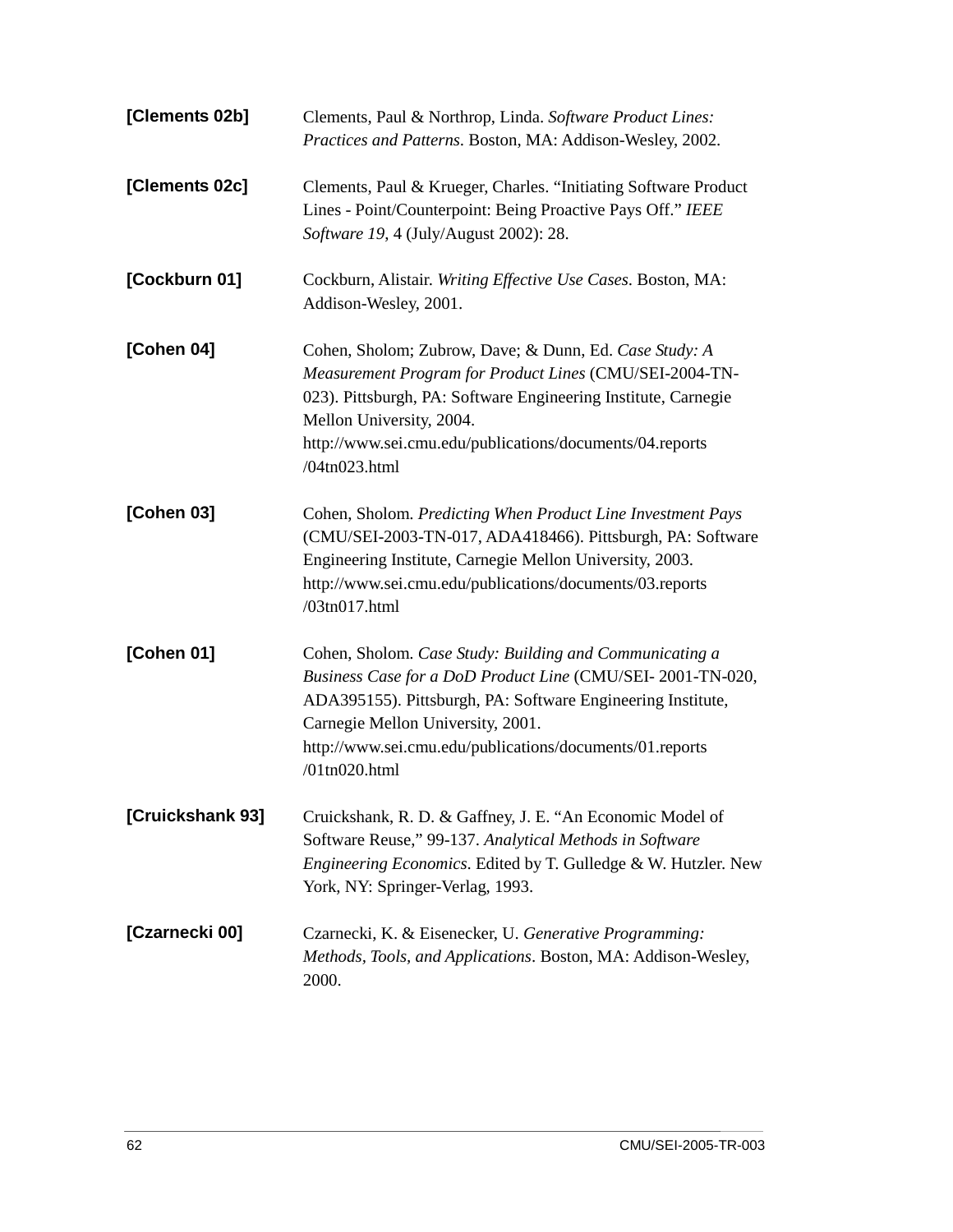**[Clements 02b]** Clements, Paul & Northrop, Linda. *Software Product Lines: Practices and Patterns*. Boston, MA: Addison-Wesley, 2002.

**[Clements 02c]** Clements, Paul & Krueger, Charles. “Initiating Software Product Lines - Point/Counterpoint: Being Proactive Pays Off.” *IEEE Software 19*, 4 (July/August 2002): 28.

**[Cockburn 01]** Cockburn, Alistair. *Writing Effective Use Cases*. Boston, MA: Addison-Wesley, 2001.

**[Cohen 04]** Cohen, Sholom; Zubrow, Dave; & Dunn, Ed. *Case Study: A Measurement Program for Product Lines* (CMU/SEI-2004-TN-023). Pittsburgh, PA: Software Engineering Institute, Carnegie Mellon University, 2004. http://www.sei.cmu.edu/publications/documents/04.reports/04tn023.html

**[Cohen 03]** Cohen, Sholom. *Predicting When Product Line Investment Pays* (CMU/SEI-2003-TN-017, ADA418466). Pittsburgh, PA: Software Engineering Institute, Carnegie Mellon University, 2003. http://www.sei.cmu.edu/publications/documents/03.reports/03tn017.html

**[Cohen 01]** Cohen, Sholom. *Case Study: Building and Communicating a Business Case for a DoD Product Line* (CMU/SEI- 2001-TN-020, ADA395155). Pittsburgh, PA: Software Engineering Institute, Carnegie Mellon University, 2001. http://www.sei.cmu.edu/publications/documents/01.reports/01tn020.html

**[Cruickshank 93]** Cruickshank, R. D. & Gaffney, J. E. “An Economic Model of Software Reuse,” 99-137. *Analytical Methods in Software Engineering Economics*. Edited by T. Gulledge & W. Hutzler. New York, NY: Springer-Verlag, 1993.

**[Czarnecki 00]** Czarnecki, K. & Eisenecker, U. *Generative Programming: Methods, Tools, and Applications*. Boston, MA: Addison-Wesley, 2000.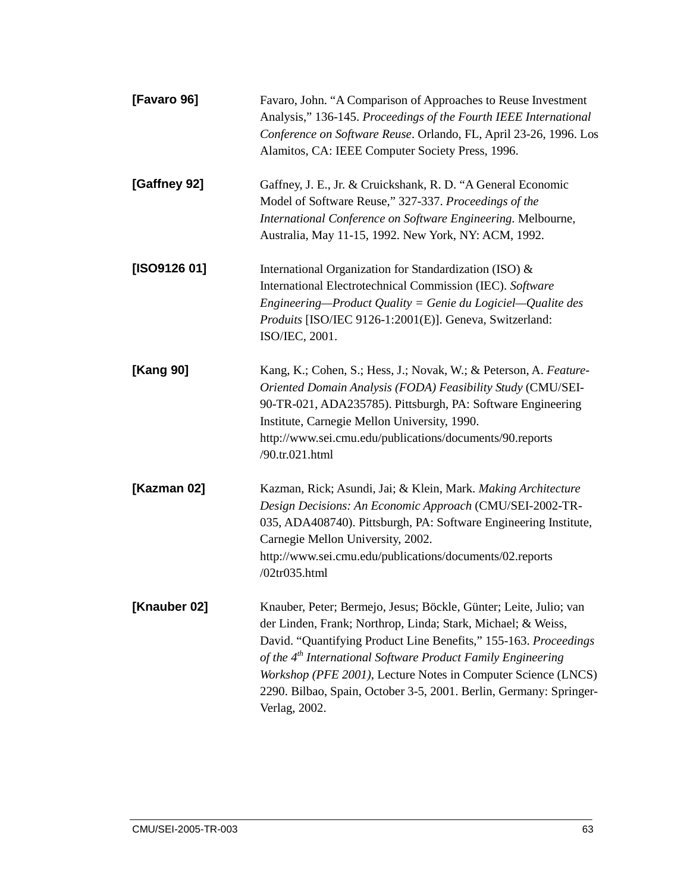**[Favaro 96]** Favaro, John. "A Comparison of Approaches to Reuse Investment Analysis," 136-145. *Proceedings of the Fourth IEEE International Conference on Software Reuse*. Orlando, FL, April 23-26, 1996. Los Alamitos, CA: IEEE Computer Society Press, 1996.

**[Gaffney 92]** Gaffney, J. E., Jr. & Cruickshank, R. D. "A General Economic Model of Software Reuse," 327-337. *Proceedings of the International Conference on Software Engineering*. Melbourne, Australia, May 11-15, 1992. New York, NY: ACM, 1992.

**[ISO9126 01]** International Organization for Standardization (ISO) & International Electrotechnical Commission (IEC). *Software Engineering—Product Quality = Genie du Logiciel—Qualite des Produits* [ISO/IEC 9126-1:2001(E)]. Geneva, Switzerland: ISO/IEC, 2001.

**[Kang 90]** Kang, K.; Cohen, S.; Hess, J.; Novak, W.; & Peterson, A. *Feature-Oriented Domain Analysis (FODA) Feasibility Study* (CMU/SEI-90-TR-021, ADA235785). Pittsburgh, PA: Software Engineering Institute, Carnegie Mellon University, 1990. http://www.sei.cmu.edu/publications/documents/90.reports/90.tr.021.html

**[Kazman 02]** Kazman, Rick; Asundi, Jai; & Klein, Mark. *Making Architecture Design Decisions: An Economic Approach* (CMU/SEI-2002-TR-035, ADA408740). Pittsburgh, PA: Software Engineering Institute, Carnegie Mellon University, 2002. http://www.sei.cmu.edu/publications/documents/02.reports/02tr035.html

**[Knauber 02]** Knauber, Peter; Bermejo, Jesus; Böckle, Günter; Leite, Julio; van der Linden, Frank; Northrop, Linda; Stark, Michael; & Weiss, David. "Quantifying Product Line Benefits," 155-163. *Proceedings of the 4th International Software Product Family Engineering Workshop (PFE 2001)*, Lecture Notes in Computer Science (LNCS) 2290. Bilbao, Spain, October 3-5, 2001. Berlin, Germany: Springer-Verlag, 2002.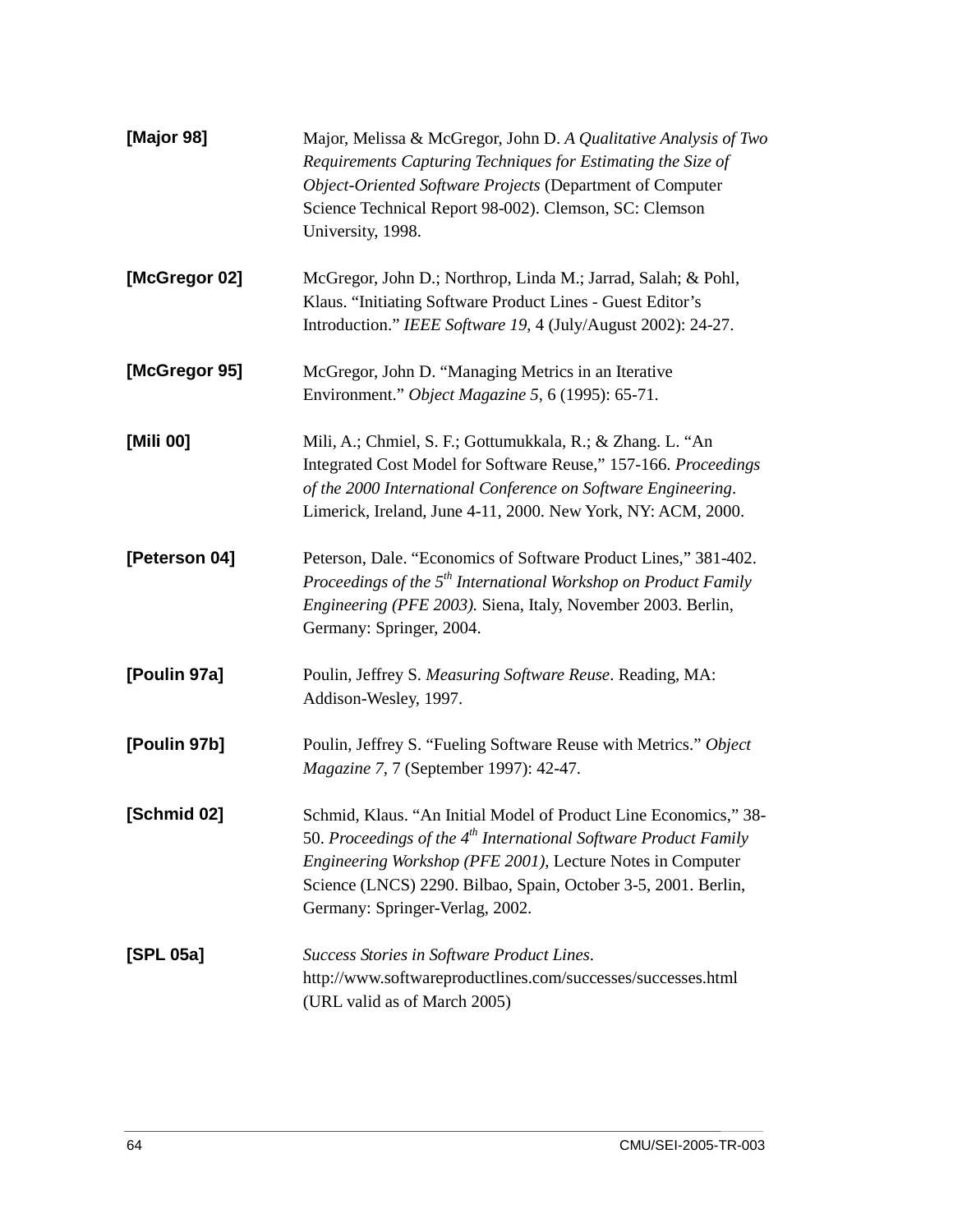**[Major 98]** Major, Melissa & McGregor, John D. *A Qualitative Analysis of Two Requirements Capturing Techniques for Estimating the Size of Object-Oriented Software Projects* (Department of Computer Science Technical Report 98-002). Clemson, SC: Clemson University, 1998.

**[McGregor 02]** McGregor, John D.; Northrop, Linda M.; Jarrad, Salah; & Pohl, Klaus. “Initiating Software Product Lines - Guest Editor’s Introduction.” *IEEE Software 19*, 4 (July/August 2002): 24-27.

**[McGregor 95]** McGregor, John D. “Managing Metrics in an Iterative Environment.” *Object Magazine 5*, 6 (1995): 65-71.

**[Mili 00]** Mili, A.; Chmiel, S. F.; Gottumukkala, R.; & Zhang. L. “An Integrated Cost Model for Software Reuse,” 157-166. *Proceedings of the 2000 International Conference on Software Engineering*. Limerick, Ireland, June 4-11, 2000. New York, NY: ACM, 2000.

**[Peterson 04]** Peterson, Dale. “Economics of Software Product Lines,” 381-402. *Proceedings of the 5th International Workshop on Product Family Engineering (PFE 2003).* Siena, Italy, November 2003. Berlin, Germany: Springer, 2004.

**[Poulin 97a]** Poulin, Jeffrey S. *Measuring Software Reuse*. Reading, MA: Addison-Wesley, 1997.

**[Poulin 97b]** Poulin, Jeffrey S. “Fueling Software Reuse with Metrics.” *Object Magazine 7*, 7 (September 1997): 42-47.

**[Schmid 02]** Schmid, Klaus. “An Initial Model of Product Line Economics,” 38-50. *Proceedings of the 4th International Software Product Family Engineering Workshop (PFE 2001)*, Lecture Notes in Computer Science (LNCS) 2290. Bilbao, Spain, October 3-5, 2001. Berlin, Germany: Springer-Verlag, 2002.

**[SPL 05a]** *Success Stories in Software Product Lines*. http://www.softwareproductlines.com/successes/successes.html (URL valid as of March 2005)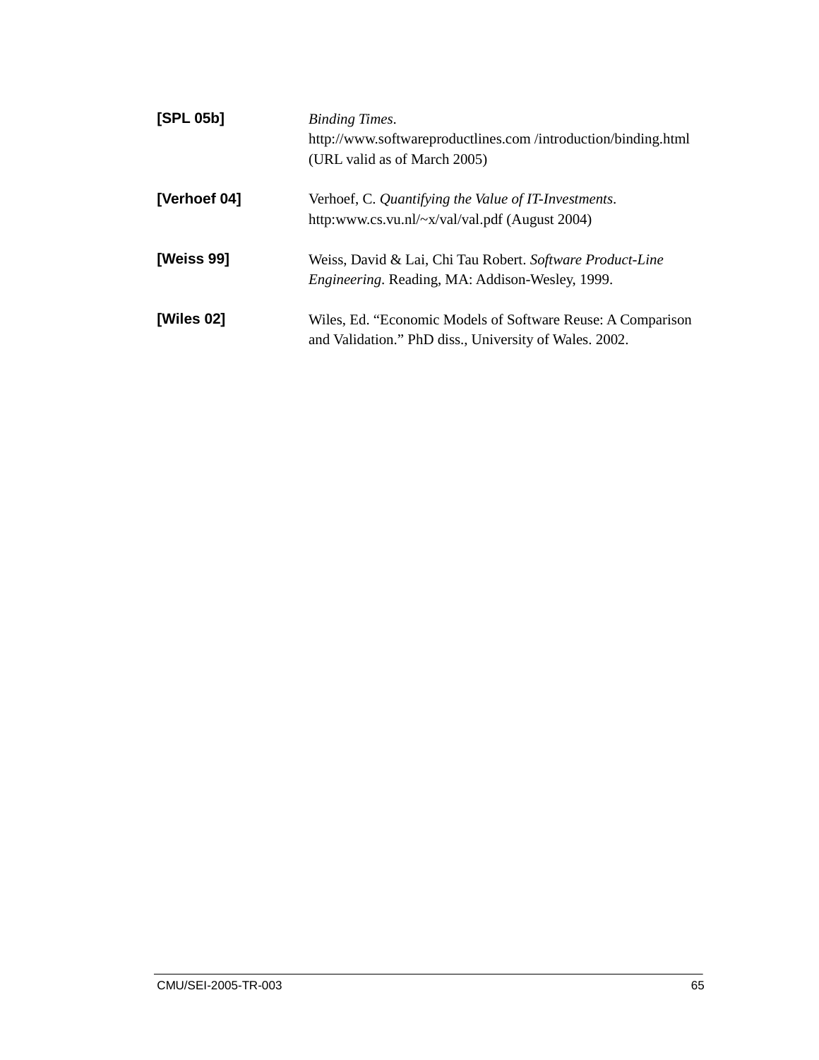**[SPL 05b]** *Binding Times*.
http://www.softwareproductlines.com /introduction/binding.html
(URL valid as of March 2005)

**[Verhoef 04]** Verhoef, C. *Quantifying the Value of IT-Investments*.
http:www.cs.vu.nl/~x/val/val.pdf (August 2004)

**[Weiss 99]** Weiss, David & Lai, Chi Tau Robert. *Software Product-Line Engineering*. Reading, MA: Addison-Wesley, 1999.

**[Wiles 02]** Wiles, Ed. "Economic Models of Software Reuse: A Comparison and Validation." PhD diss., University of Wales. 2002.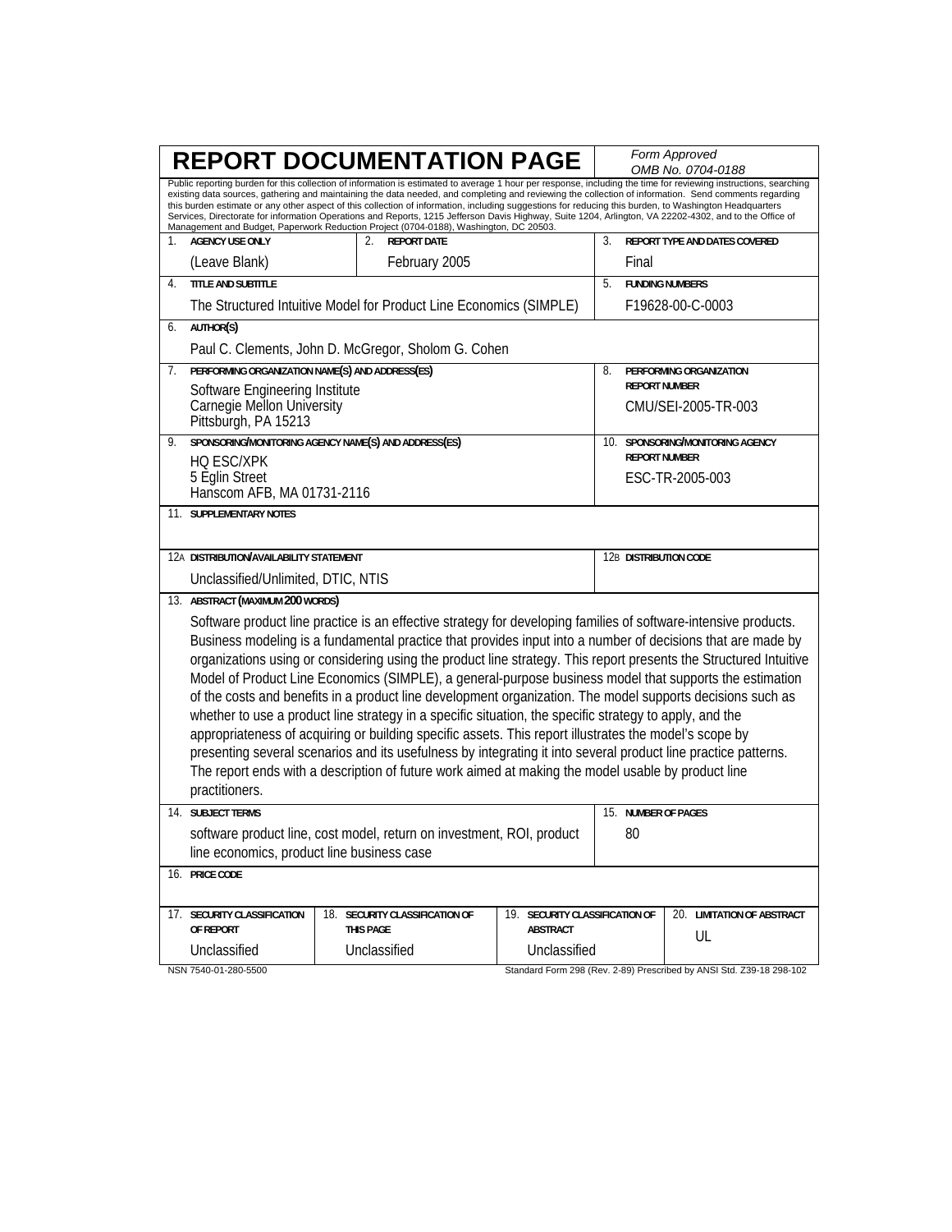# REPORT DOCUMENTATION PAGE

*Form Approved*
*OMB No. 0704-0188*

Public reporting burden for this collection of information is estimated to average 1 hour per response, including the time for reviewing instructions, searching existing data sources, gathering and maintaining the data needed, and completing and reviewing the collection of information. Send comments regarding this burden estimate or any other aspect of this collection of information, including suggestions for reducing this burden, to Washington Headquarters Services, Directorate for information Operations and Reports, 1215 Jefferson Davis Highway, Suite 1204, Arlington, VA 22202-4302, and to the Office of Management and Budget, Paperwork Reduction Project (0704-0188), Washington, DC 20503.

| | | |
|---|---|---|
| 1. AGENCY USE ONLY<br>(Leave Blank) | 2. REPORT DATE<br>February 2005 | 3. REPORT TYPE AND DATES COVERED<br>Final |
| 4. TITLE AND SUBTITLE<br>The Structured Intuitive Model for Product Line Economics (SIMPLE) | | 5. FUNDING NUMBERS<br>F19628-00-C-0003 |
| 6. AUTHOR(S)<br>Paul C. Clements, John D. McGregor, Sholom G. Cohen | | |
| 7. PERFORMING ORGANIZATION NAME(S) AND ADDRESS(ES)<br>Software Engineering Institute<br>Carnegie Mellon University<br>Pittsburgh, PA 15213 | | 8. PERFORMING ORGANIZATION REPORT NUMBER<br>CMU/SEI-2005-TR-003 |
| 9. SPONSORING/MONITORING AGENCY NAME(S) AND ADDRESS(ES)<br>HQ ESC/XPK<br>5 Eglin Street<br>Hanscom AFB, MA 01731-2116 | | 10. SPONSORING/MONITORING AGENCY REPORT NUMBER<br>ESC-TR-2005-003 |
| 11. SUPPLEMENTARY NOTES | | |
| 12A DISTRIBUTION/AVAILABILITY STATEMENT<br>Unclassified/Unlimited, DTIC, NTIS | | 12B DISTRIBUTION CODE |

13. ABSTRACT (MAXIMUM 200 WORDS)

Software product line practice is an effective strategy for developing families of software-intensive products. Business modeling is a fundamental practice that provides input into a number of decisions that are made by organizations using or considering using the product line strategy. This report presents the Structured Intuitive Model of Product Line Economics (SIMPLE), a general-purpose business model that supports the estimation of the costs and benefits in a product line development organization. The model supports decisions such as whether to use a product line strategy in a specific situation, the specific strategy to apply, and the appropriateness of acquiring or building specific assets. This report illustrates the model's scope by presenting several scenarios and its usefulness by integrating it into several product line practice patterns. The report ends with a description of future work aimed at making the model usable by product line practitioners.

| | |
|---|---|
| 14. SUBJECT TERMS<br>software product line, cost model, return on investment, ROI, product line economics, product line business case | 15. NUMBER OF PAGES<br>80 |
| 16. PRICE CODE | |

| | | | |
|---|---|---|---|
| 17. SECURITY CLASSIFICATION OF REPORT<br>Unclassified | 18. SECURITY CLASSIFICATION OF THIS PAGE<br>Unclassified | 19. SECURITY CLASSIFICATION OF ABSTRACT<br>Unclassified | 20. LIMITATION OF ABSTRACT<br>UL |

NSN 7540-01-280-5500

Standard Form 298 (Rev. 2-89) Prescribed by ANSI Std. Z39-18 298-102